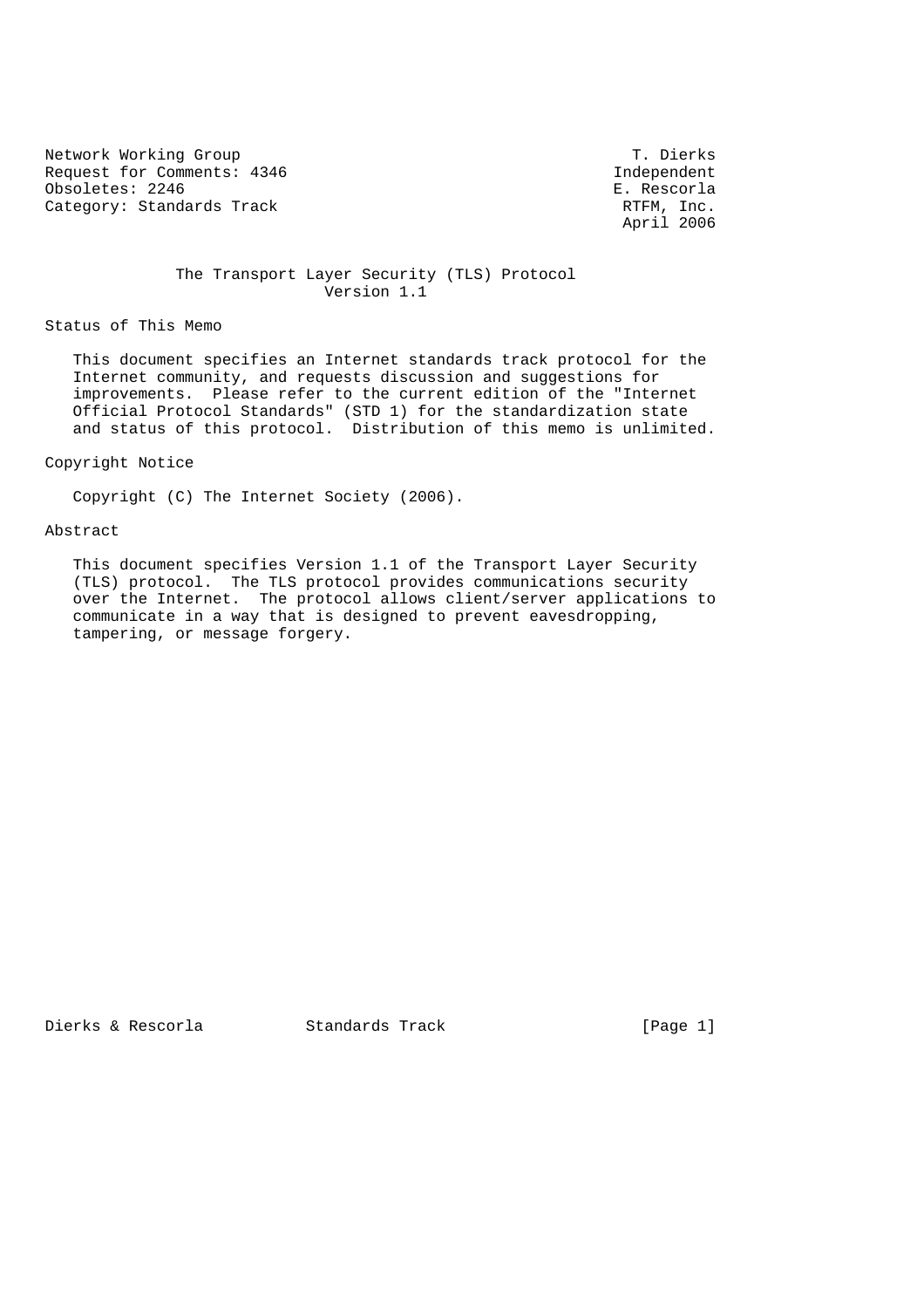Network Working Group T. Dierks
Request for Comments: 4346 Independent
Obsoletes: 2246 E. Rescorla
Category: Standards Track RTFM, Inc.
April 2006

# The Transport Layer Security (TLS) Protocol Version 1.1

## Status of This Memo

This document specifies an Internet standards track protocol for the Internet community, and requests discussion and suggestions for improvements. Please refer to the current edition of the "Internet Official Protocol Standards" (STD 1) for the standardization state and status of this protocol. Distribution of this memo is unlimited.

## Copyright Notice

Copyright (C) The Internet Society (2006).

## Abstract

This document specifies Version 1.1 of the Transport Layer Security (TLS) protocol. The TLS protocol provides communications security over the Internet. The protocol allows client/server applications to communicate in a way that is designed to prevent eavesdropping, tampering, or message forgery.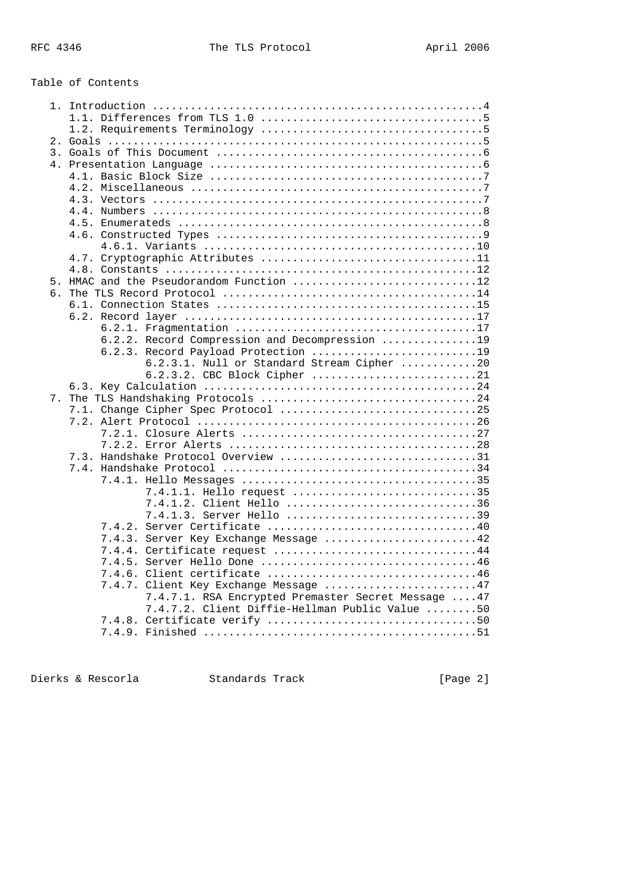Table of Contents

```
   1. Introduction ....................................................4
      1.1. Differences from TLS 1.0 ...................................5
      1.2. Requirements Terminology ...................................5
   2. Goals ...........................................................5
   3. Goals of This Document ..........................................6
   4. Presentation Language ...........................................6
      4.1. Basic Block Size ...........................................7
      4.2. Miscellaneous ..............................................7
      4.3. Vectors ....................................................7
      4.4. Numbers ....................................................8
      4.5. Enumerateds ................................................8
      4.6. Constructed Types ..........................................9
           4.6.1. Variants ...........................................10
      4.7. Cryptographic Attributes ..................................11
      4.8. Constants .................................................12
   5. HMAC and the Pseudorandom Function .............................12
   6. The TLS Record Protocol ........................................14
      6.1. Connection States .........................................15
      6.2. Record layer ..............................................17
           6.2.1. Fragmentation ......................................17
           6.2.2. Record Compression and Decompression ...............19
           6.2.3. Record Payload Protection ..........................19
                  6.2.3.1. Null or Standard Stream Cipher ............20
                  6.2.3.2. CBC Block Cipher ..........................21
      6.3. Key Calculation ...........................................24
   7. The TLS Handshaking Protocols ..................................24
      7.1. Change Cipher Spec Protocol ...............................25
      7.2. Alert Protocol ............................................26
           7.2.1. Closure Alerts .....................................27
           7.2.2. Error Alerts .......................................28
      7.3. Handshake Protocol Overview ...............................31
      7.4. Handshake Protocol ........................................34
           7.4.1. Hello Messages .....................................35
                  7.4.1.1. Hello request .............................35
                  7.4.1.2. Client Hello ..............................36
                  7.4.1.3. Server Hello ..............................39
           7.4.2. Server Certificate .................................40
           7.4.3. Server Key Exchange Message ........................42
           7.4.4. Certificate request ................................44
           7.4.5. Server Hello Done ..................................46
           7.4.6. Client certificate .................................46
           7.4.7. Client Key Exchange Message ........................47
                  7.4.7.1. RSA Encrypted Premaster Secret Message ....47
                  7.4.7.2. Client Diffie-Hellman Public Value ........50
           7.4.8. Certificate verify .................................50
           7.4.9. Finished ...........................................51
```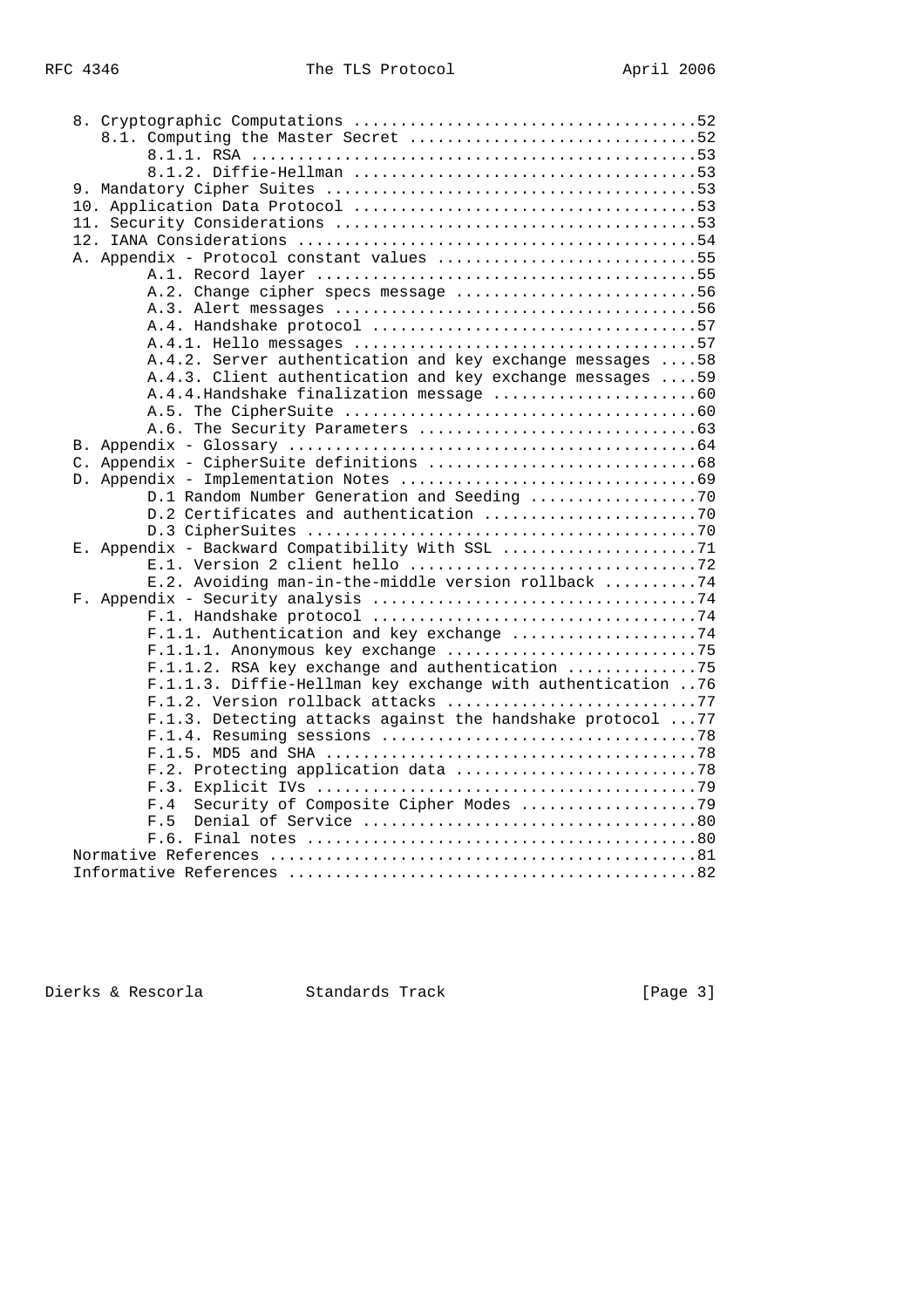```
   8. Cryptographic Computations .....................................52
      8.1. Computing the Master Secret ...............................52
           8.1.1. RSA ................................................53
           8.1.2. Diffie-Hellman .....................................53
   9. Mandatory Cipher Suites ........................................53
   10. Application Data Protocol .....................................53
   11. Security Considerations .......................................53
   12. IANA Considerations ...........................................54
   A. Appendix - Protocol constant values ............................55
           A.1. Record layer .........................................55
           A.2. Change cipher specs message ..........................56
           A.3. Alert messages .......................................56
           A.4. Handshake protocol ...................................57
           A.4.1. Hello messages .....................................57
           A.4.2. Server authentication and key exchange messages ....58
           A.4.3. Client authentication and key exchange messages ....59
           A.4.4.Handshake finalization message ......................60
           A.5. The CipherSuite ......................................60
           A.6. The Security Parameters ..............................63
   B. Appendix - Glossary ............................................64
   C. Appendix - CipherSuite definitions .............................68
   D. Appendix - Implementation Notes ................................69
           D.1 Random Number Generation and Seeding ..................70
           D.2 Certificates and authentication .......................70
           D.3 CipherSuites ..........................................70
   E. Appendix - Backward Compatibility With SSL .....................71
           E.1. Version 2 client hello ...............................72
           E.2. Avoiding man-in-the-middle version rollback ..........74
   F. Appendix - Security analysis ...................................74
           F.1. Handshake protocol ...................................74
           F.1.1. Authentication and key exchange ....................74
           F.1.1.1. Anonymous key exchange ...........................75
           F.1.1.2. RSA key exchange and authentication ..............75
           F.1.1.3. Diffie-Hellman key exchange with authentication ..76
           F.1.2. Version rollback attacks ...........................77
           F.1.3. Detecting attacks against the handshake protocol ...77
           F.1.4. Resuming sessions ..................................78
           F.1.5. MD5 and SHA ........................................78
           F.2. Protecting application data ..........................78
           F.3. Explicit IVs .........................................79
           F.4  Security of Composite Cipher Modes ...................79
           F.5  Denial of Service ....................................80
           F.6. Final notes ..........................................80
   Normative References ..............................................81
   Informative References ............................................82
```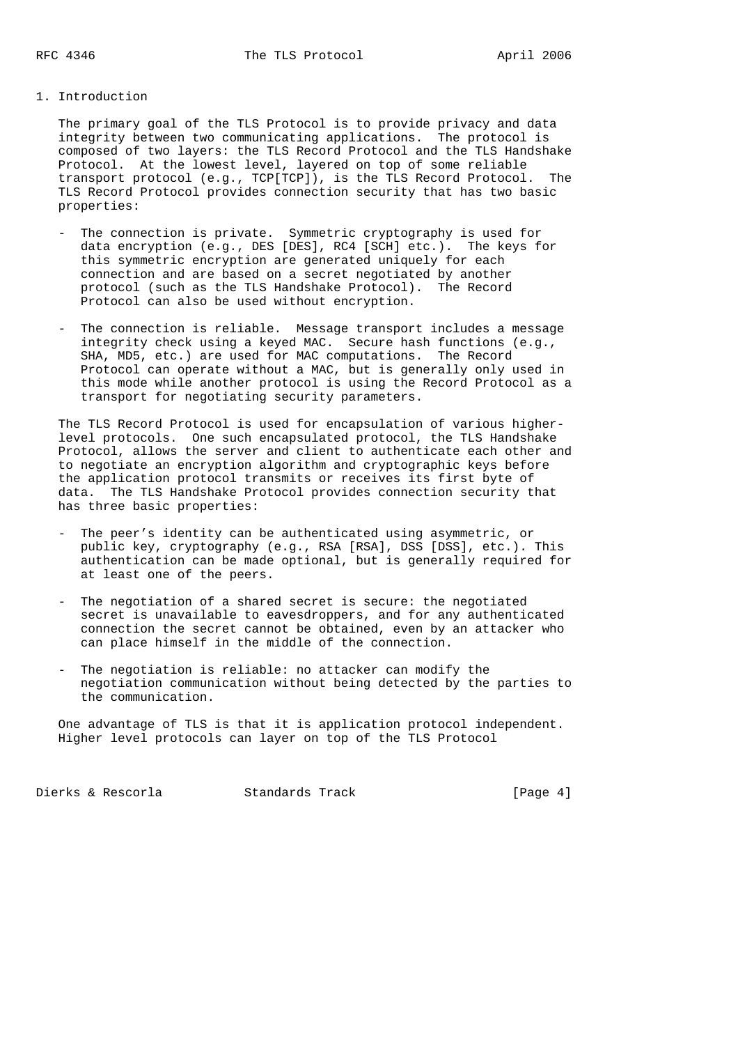## 1. Introduction

The primary goal of the TLS Protocol is to provide privacy and data integrity between two communicating applications. The protocol is composed of two layers: the TLS Record Protocol and the TLS Handshake Protocol. At the lowest level, layered on top of some reliable transport protocol (e.g., TCP[TCP]), is the TLS Record Protocol. The TLS Record Protocol provides connection security that has two basic properties:

- The connection is private. Symmetric cryptography is used for data encryption (e.g., DES [DES], RC4 [SCH] etc.). The keys for this symmetric encryption are generated uniquely for each connection and are based on a secret negotiated by another protocol (such as the TLS Handshake Protocol). The Record Protocol can also be used without encryption.

- The connection is reliable. Message transport includes a message integrity check using a keyed MAC. Secure hash functions (e.g., SHA, MD5, etc.) are used for MAC computations. The Record Protocol can operate without a MAC, but is generally only used in this mode while another protocol is using the Record Protocol as a transport for negotiating security parameters.

The TLS Record Protocol is used for encapsulation of various higher-level protocols. One such encapsulated protocol, the TLS Handshake Protocol, allows the server and client to authenticate each other and to negotiate an encryption algorithm and cryptographic keys before the application protocol transmits or receives its first byte of data. The TLS Handshake Protocol provides connection security that has three basic properties:

- The peer's identity can be authenticated using asymmetric, or public key, cryptography (e.g., RSA [RSA], DSS [DSS], etc.). This authentication can be made optional, but is generally required for at least one of the peers.

- The negotiation of a shared secret is secure: the negotiated secret is unavailable to eavesdroppers, and for any authenticated connection the secret cannot be obtained, even by an attacker who can place himself in the middle of the connection.

- The negotiation is reliable: no attacker can modify the negotiation communication without being detected by the parties to the communication.

One advantage of TLS is that it is application protocol independent. Higher level protocols can layer on top of the TLS Protocol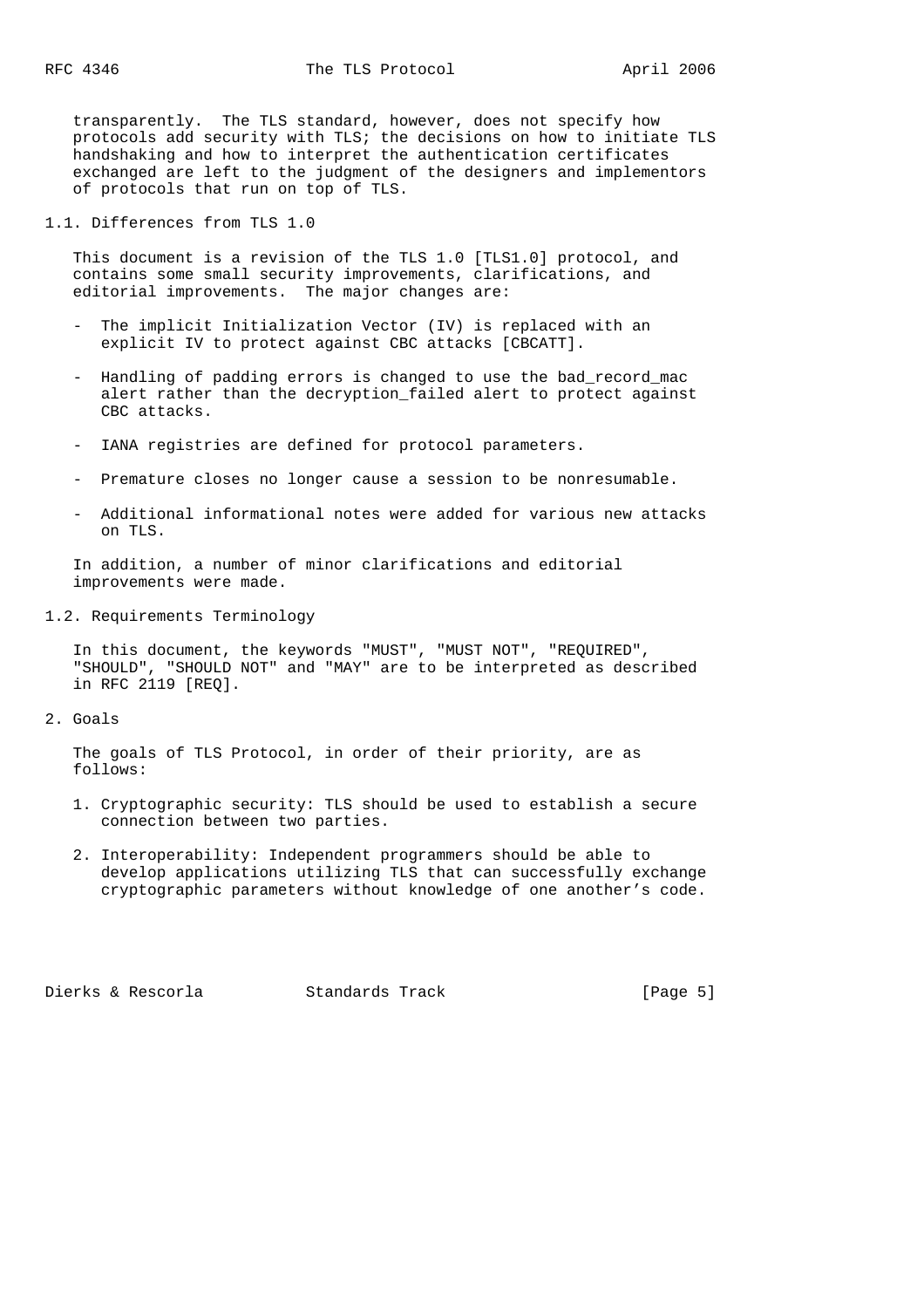transparently. The TLS standard, however, does not specify how protocols add security with TLS; the decisions on how to initiate TLS handshaking and how to interpret the authentication certificates exchanged are left to the judgment of the designers and implementors of protocols that run on top of TLS.

## 1.1. Differences from TLS 1.0

This document is a revision of the TLS 1.0 [TLS1.0] protocol, and contains some small security improvements, clarifications, and editorial improvements. The major changes are:

- The implicit Initialization Vector (IV) is replaced with an explicit IV to protect against CBC attacks [CBCATT].
- Handling of padding errors is changed to use the bad_record_mac alert rather than the decryption_failed alert to protect against CBC attacks.
- IANA registries are defined for protocol parameters.
- Premature closes no longer cause a session to be nonresumable.
- Additional informational notes were added for various new attacks on TLS.

In addition, a number of minor clarifications and editorial improvements were made.

## 1.2. Requirements Terminology

In this document, the keywords "MUST", "MUST NOT", "REQUIRED", "SHOULD", "SHOULD NOT" and "MAY" are to be interpreted as described in RFC 2119 [REQ].

# 2. Goals

The goals of TLS Protocol, in order of their priority, are as follows:

1. Cryptographic security: TLS should be used to establish a secure connection between two parties.
2. Interoperability: Independent programmers should be able to develop applications utilizing TLS that can successfully exchange cryptographic parameters without knowledge of one another's code.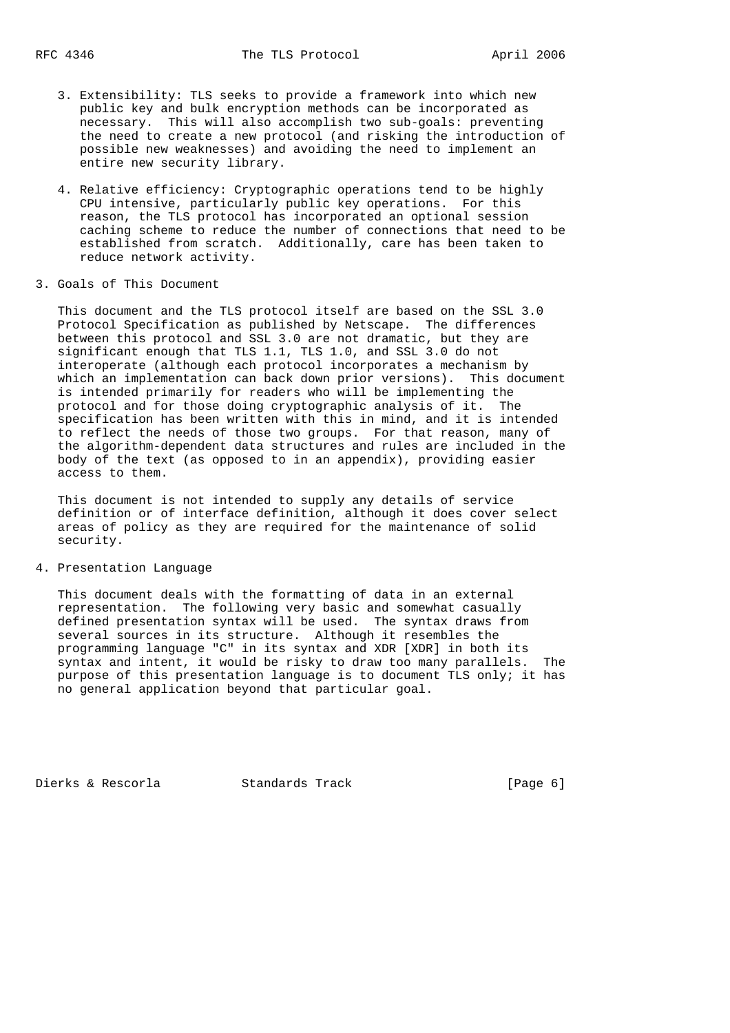3. Extensibility: TLS seeks to provide a framework into which new public key and bulk encryption methods can be incorporated as necessary. This will also accomplish two sub-goals: preventing the need to create a new protocol (and risking the introduction of possible new weaknesses) and avoiding the need to implement an entire new security library.

4. Relative efficiency: Cryptographic operations tend to be highly CPU intensive, particularly public key operations. For this reason, the TLS protocol has incorporated an optional session caching scheme to reduce the number of connections that need to be established from scratch. Additionally, care has been taken to reduce network activity.

## 3. Goals of This Document

This document and the TLS protocol itself are based on the SSL 3.0 Protocol Specification as published by Netscape. The differences between this protocol and SSL 3.0 are not dramatic, but they are significant enough that TLS 1.1, TLS 1.0, and SSL 3.0 do not interoperate (although each protocol incorporates a mechanism by which an implementation can back down prior versions). This document is intended primarily for readers who will be implementing the protocol and for those doing cryptographic analysis of it. The specification has been written with this in mind, and it is intended to reflect the needs of those two groups. For that reason, many of the algorithm-dependent data structures and rules are included in the body of the text (as opposed to in an appendix), providing easier access to them.

This document is not intended to supply any details of service definition or of interface definition, although it does cover select areas of policy as they are required for the maintenance of solid security.

## 4. Presentation Language

This document deals with the formatting of data in an external representation. The following very basic and somewhat casually defined presentation syntax will be used. The syntax draws from several sources in its structure. Although it resembles the programming language "C" in its syntax and XDR [XDR] in both its syntax and intent, it would be risky to draw too many parallels. The purpose of this presentation language is to document TLS only; it has no general application beyond that particular goal.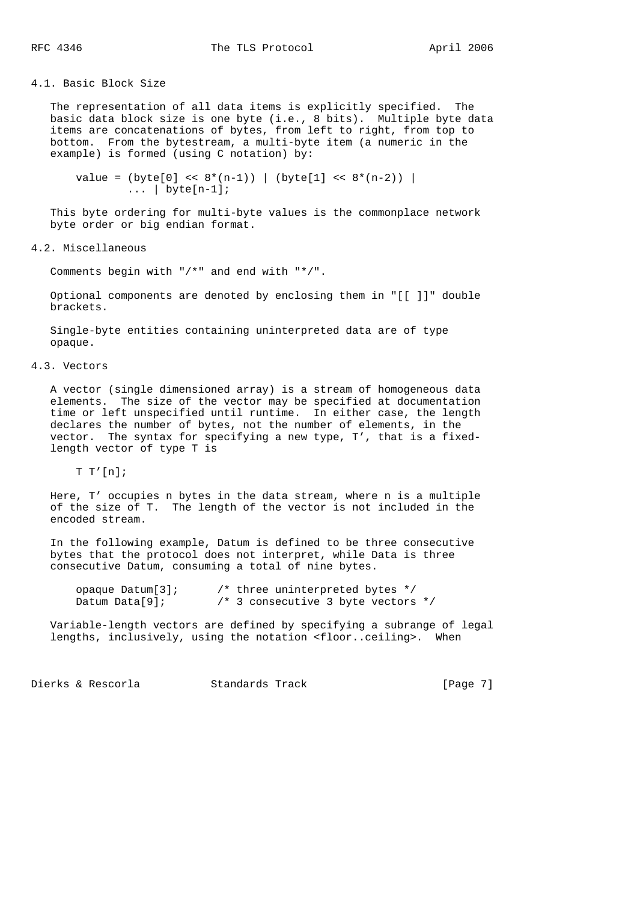### 4.1. Basic Block Size

The representation of all data items is explicitly specified. The basic data block size is one byte (i.e., 8 bits). Multiple byte data items are concatenations of bytes, from left to right, from top to bottom. From the bytestream, a multi-byte item (a numeric in the example) is formed (using C notation) by:

```
value = (byte[0] << 8*(n-1)) | (byte[1] << 8*(n-2)) |
        ... | byte[n-1];
```

This byte ordering for multi-byte values is the commonplace network byte order or big endian format.

### 4.2. Miscellaneous

Comments begin with "/*" and end with "*/".

Optional components are denoted by enclosing them in "[[ ]]" double brackets.

Single-byte entities containing uninterpreted data are of type opaque.

### 4.3. Vectors

A vector (single dimensioned array) is a stream of homogeneous data elements. The size of the vector may be specified at documentation time or left unspecified until runtime. In either case, the length declares the number of bytes, not the number of elements, in the vector. The syntax for specifying a new type, T', that is a fixed-length vector of type T is

```
T T'[n];
```

Here, T' occupies n bytes in the data stream, where n is a multiple of the size of T. The length of the vector is not included in the encoded stream.

In the following example, Datum is defined to be three consecutive bytes that the protocol does not interpret, while Data is three consecutive Datum, consuming a total of nine bytes.

```
opaque Datum[3];      /* three uninterpreted bytes */
Datum Data[9];        /* 3 consecutive 3 byte vectors */
```

Variable-length vectors are defined by specifying a subrange of legal lengths, inclusively, using the notation <floor..ceiling>. When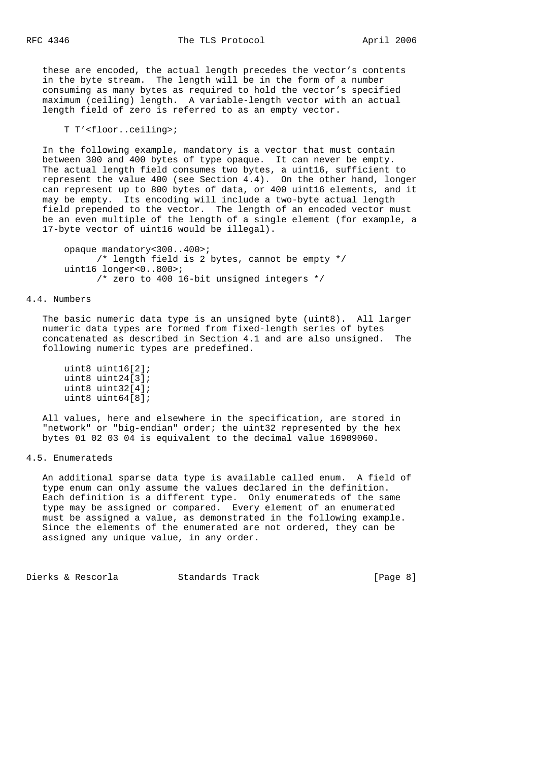these are encoded, the actual length precedes the vector's contents in the byte stream. The length will be in the form of a number consuming as many bytes as required to hold the vector's specified maximum (ceiling) length. A variable-length vector with an actual length field of zero is referred to as an empty vector.

```
T T'<floor..ceiling>;
```

In the following example, mandatory is a vector that must contain between 300 and 400 bytes of type opaque. It can never be empty. The actual length field consumes two bytes, a uint16, sufficient to represent the value 400 (see Section 4.4). On the other hand, longer can represent up to 800 bytes of data, or 400 uint16 elements, and it may be empty. Its encoding will include a two-byte actual length field prepended to the vector. The length of an encoded vector must be an even multiple of the length of a single element (for example, a 17-byte vector of uint16 would be illegal).

```
opaque mandatory<300..400>;
      /* length field is 2 bytes, cannot be empty */
uint16 longer<0..800>;
      /* zero to 400 16-bit unsigned integers */
```

## 4.4. Numbers

The basic numeric data type is an unsigned byte (uint8). All larger numeric data types are formed from fixed-length series of bytes concatenated as described in Section 4.1 and are also unsigned. The following numeric types are predefined.

```
uint8 uint16[2];
uint8 uint24[3];
uint8 uint32[4];
uint8 uint64[8];
```

All values, here and elsewhere in the specification, are stored in "network" or "big-endian" order; the uint32 represented by the hex bytes 01 02 03 04 is equivalent to the decimal value 16909060.

## 4.5. Enumerateds

An additional sparse data type is available called enum. A field of type enum can only assume the values declared in the definition. Each definition is a different type. Only enumerateds of the same type may be assigned or compared. Every element of an enumerated must be assigned a value, as demonstrated in the following example. Since the elements of the enumerated are not ordered, they can be assigned any unique value, in any order.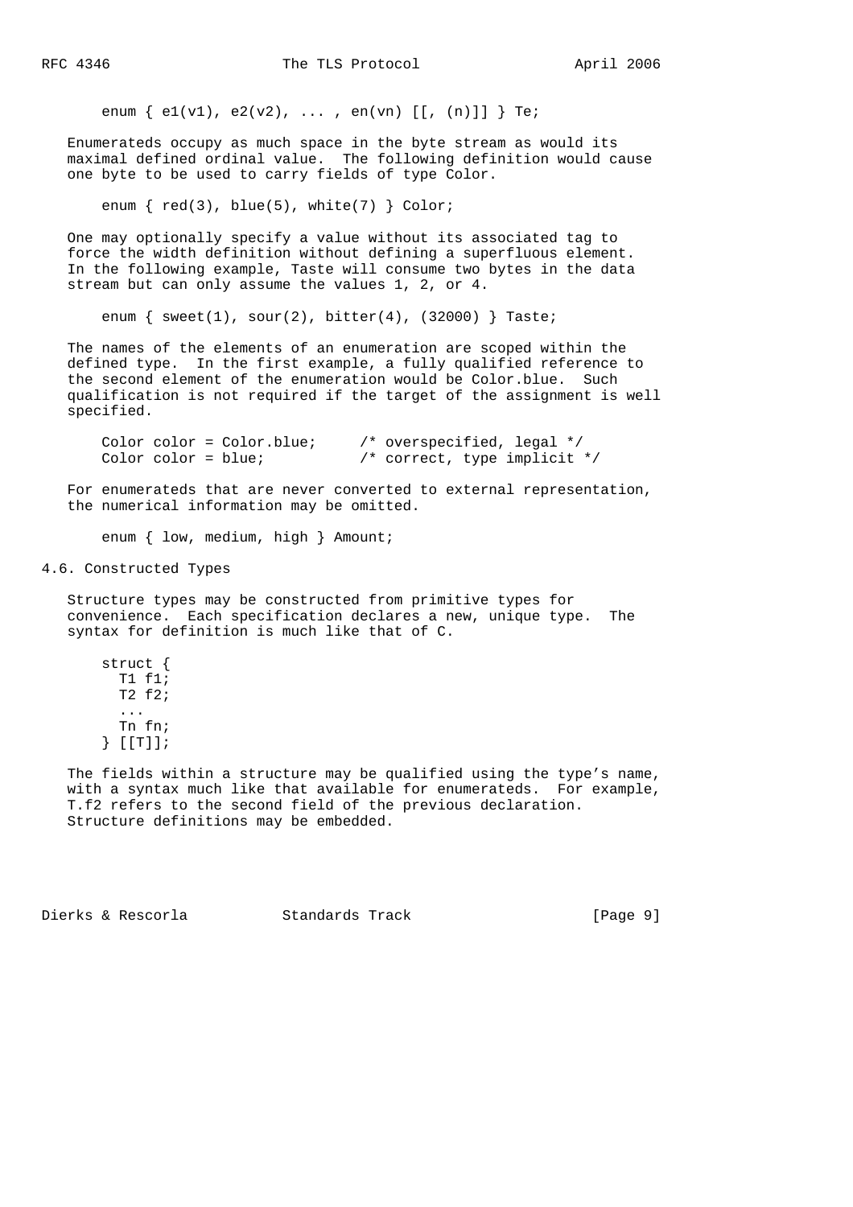```
enum { e1(v1), e2(v2), ... , en(vn) [[, (n)]] } Te;
```

Enumerateds occupy as much space in the byte stream as would its maximal defined ordinal value. The following definition would cause one byte to be used to carry fields of type Color.

```
enum { red(3), blue(5), white(7) } Color;
```

One may optionally specify a value without its associated tag to force the width definition without defining a superfluous element. In the following example, Taste will consume two bytes in the data stream but can only assume the values 1, 2, or 4.

```
enum { sweet(1), sour(2), bitter(4), (32000) } Taste;
```

The names of the elements of an enumeration are scoped within the defined type. In the first example, a fully qualified reference to the second element of the enumeration would be Color.blue. Such qualification is not required if the target of the assignment is well specified.

```
Color color = Color.blue;     /* overspecified, legal */
Color color = blue;           /* correct, type implicit */
```

For enumerateds that are never converted to external representation, the numerical information may be omitted.

```
enum { low, medium, high } Amount;
```

## 4.6. Constructed Types

Structure types may be constructed from primitive types for convenience. Each specification declares a new, unique type. The syntax for definition is much like that of C.

```
struct {
  T1 f1;
  T2 f2;
  ...
  Tn fn;
} [[T]];
```

The fields within a structure may be qualified using the type's name, with a syntax much like that available for enumerateds. For example, T.f2 refers to the second field of the previous declaration. Structure definitions may be embedded.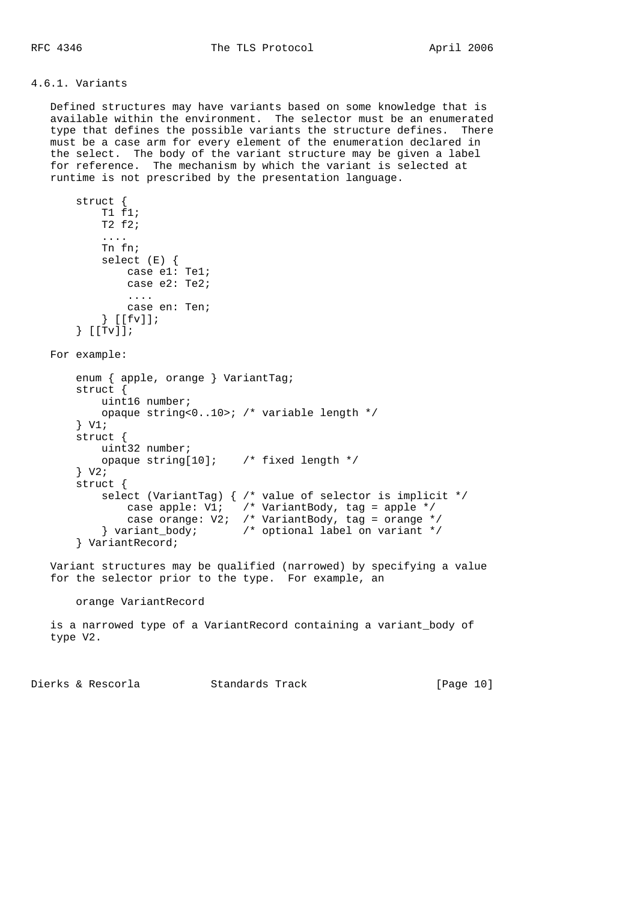### 4.6.1. Variants

Defined structures may have variants based on some knowledge that is available within the environment. The selector must be an enumerated type that defines the possible variants the structure defines. There must be a case arm for every element of the enumeration declared in the select. The body of the variant structure may be given a label for reference. The mechanism by which the variant is selected at runtime is not prescribed by the presentation language.

```
struct {
    T1 f1;
    T2 f2;
    ....
    Tn fn;
    select (E) {
        case e1: Te1;
        case e2: Te2;
        ....
        case en: Ten;
    } [[fv]];
} [[Tv]];
```

For example:

```
enum { apple, orange } VariantTag;
struct {
    uint16 number;
    opaque string<0..10>; /* variable length */
} V1;
struct {
    uint32 number;
    opaque string[10];    /* fixed length */
} V2;
struct {
    select (VariantTag) { /* value of selector is implicit */
        case apple: V1;   /* VariantBody, tag = apple */
        case orange: V2;  /* VariantBody, tag = orange */
    } variant_body;       /* optional label on variant */
} VariantRecord;
```

Variant structures may be qualified (narrowed) by specifying a value for the selector prior to the type. For example, an

```
orange VariantRecord
```

is a narrowed type of a VariantRecord containing a variant_body of type V2.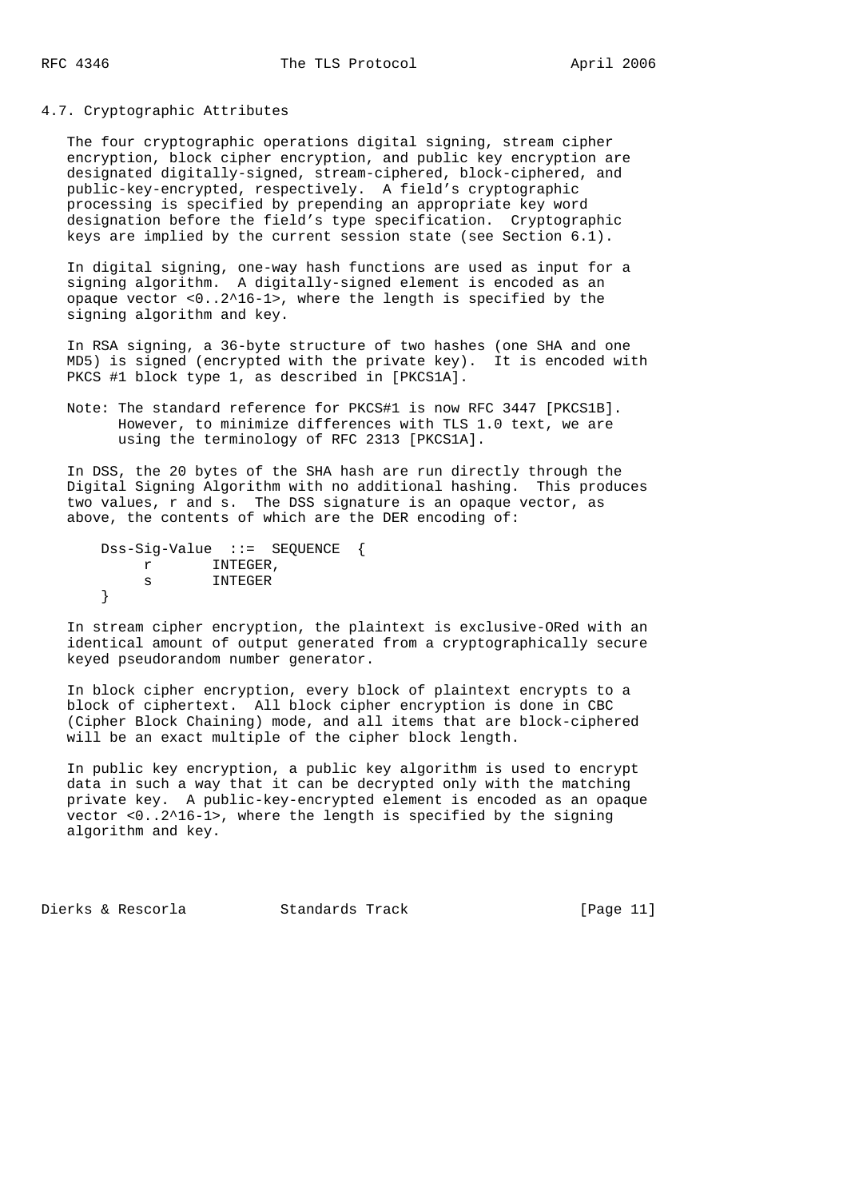### 4.7. Cryptographic Attributes

The four cryptographic operations digital signing, stream cipher encryption, block cipher encryption, and public key encryption are designated digitally-signed, stream-ciphered, block-ciphered, and public-key-encrypted, respectively. A field's cryptographic processing is specified by prepending an appropriate key word designation before the field's type specification. Cryptographic keys are implied by the current session state (see Section 6.1).

In digital signing, one-way hash functions are used as input for a signing algorithm. A digitally-signed element is encoded as an opaque vector <0..2^16-1>, where the length is specified by the signing algorithm and key.

In RSA signing, a 36-byte structure of two hashes (one SHA and one MD5) is signed (encrypted with the private key). It is encoded with PKCS #1 block type 1, as described in [PKCS1A].

Note: The standard reference for PKCS#1 is now RFC 3447 [PKCS1B]. However, to minimize differences with TLS 1.0 text, we are using the terminology of RFC 2313 [PKCS1A].

In DSS, the 20 bytes of the SHA hash are run directly through the Digital Signing Algorithm with no additional hashing. This produces two values, r and s. The DSS signature is an opaque vector, as above, the contents of which are the DER encoding of:

```
Dss-Sig-Value  ::=  SEQUENCE  {
     r       INTEGER,
     s       INTEGER
}
```

In stream cipher encryption, the plaintext is exclusive-ORed with an identical amount of output generated from a cryptographically secure keyed pseudorandom number generator.

In block cipher encryption, every block of plaintext encrypts to a block of ciphertext. All block cipher encryption is done in CBC (Cipher Block Chaining) mode, and all items that are block-ciphered will be an exact multiple of the cipher block length.

In public key encryption, a public key algorithm is used to encrypt data in such a way that it can be decrypted only with the matching private key. A public-key-encrypted element is encoded as an opaque vector <0..2^16-1>, where the length is specified by the signing algorithm and key.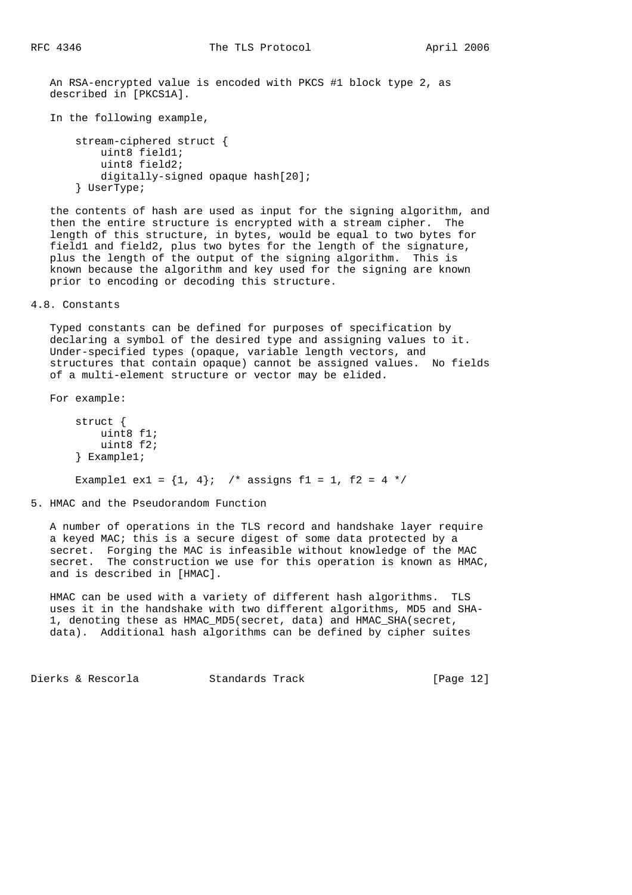An RSA-encrypted value is encoded with PKCS #1 block type 2, as described in [PKCS1A].

In the following example,

```
stream-ciphered struct {
    uint8 field1;
    uint8 field2;
    digitally-signed opaque hash[20];
} UserType;
```

the contents of hash are used as input for the signing algorithm, and then the entire structure is encrypted with a stream cipher. The length of this structure, in bytes, would be equal to two bytes for field1 and field2, plus two bytes for the length of the signature, plus the length of the output of the signing algorithm. This is known because the algorithm and key used for the signing are known prior to encoding or decoding this structure.

## 4.8. Constants

Typed constants can be defined for purposes of specification by declaring a symbol of the desired type and assigning values to it. Under-specified types (opaque, variable length vectors, and structures that contain opaque) cannot be assigned values. No fields of a multi-element structure or vector may be elided.

For example:

```
struct {
    uint8 f1;
    uint8 f2;
} Example1;

Example1 ex1 = {1, 4};  /* assigns f1 = 1, f2 = 4 */
```

## 5. HMAC and the Pseudorandom Function

A number of operations in the TLS record and handshake layer require a keyed MAC; this is a secure digest of some data protected by a secret. Forging the MAC is infeasible without knowledge of the MAC secret. The construction we use for this operation is known as HMAC, and is described in [HMAC].

HMAC can be used with a variety of different hash algorithms. TLS uses it in the handshake with two different algorithms, MD5 and SHA-1, denoting these as HMAC_MD5(secret, data) and HMAC_SHA(secret, data). Additional hash algorithms can be defined by cipher suites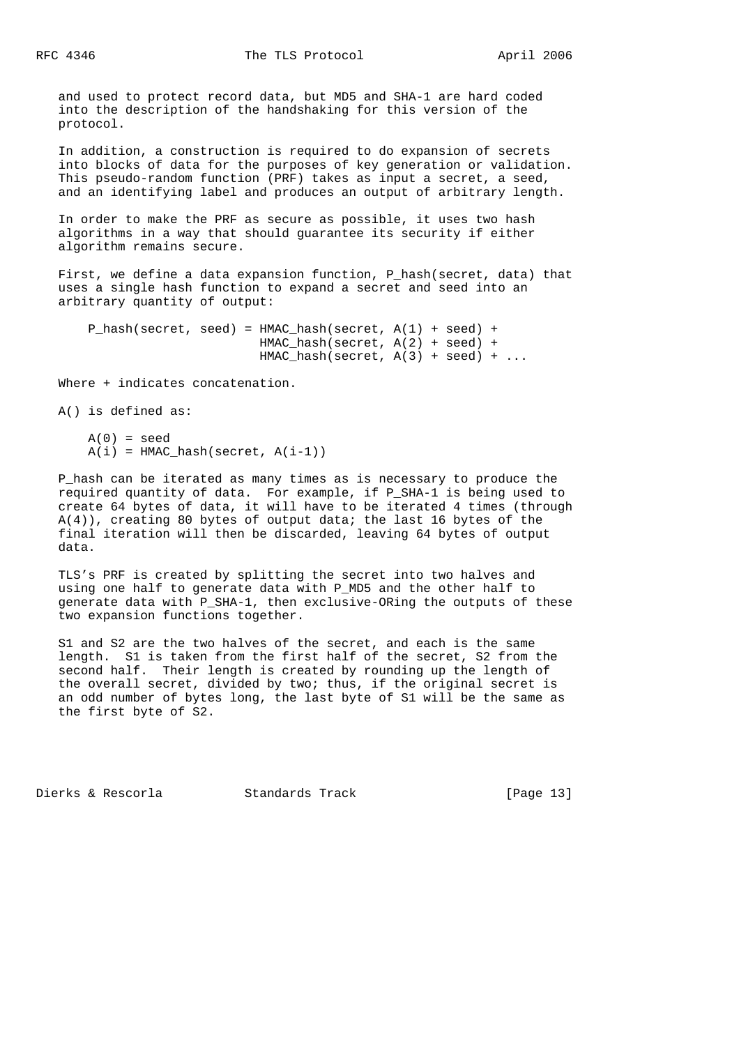and used to protect record data, but MD5 and SHA-1 are hard coded into the description of the handshaking for this version of the protocol.

In addition, a construction is required to do expansion of secrets into blocks of data for the purposes of key generation or validation. This pseudo-random function (PRF) takes as input a secret, a seed, and an identifying label and produces an output of arbitrary length.

In order to make the PRF as secure as possible, it uses two hash algorithms in a way that should guarantee its security if either algorithm remains secure.

First, we define a data expansion function, P_hash(secret, data) that uses a single hash function to expand a secret and seed into an arbitrary quantity of output:

```
P_hash(secret, seed) = HMAC_hash(secret, A(1) + seed) +
                       HMAC_hash(secret, A(2) + seed) +
                       HMAC_hash(secret, A(3) + seed) + ...
```

Where + indicates concatenation.

A() is defined as:

```
A(0) = seed
A(i) = HMAC_hash(secret, A(i-1))
```

P_hash can be iterated as many times as is necessary to produce the required quantity of data. For example, if P_SHA-1 is being used to create 64 bytes of data, it will have to be iterated 4 times (through A(4)), creating 80 bytes of output data; the last 16 bytes of the final iteration will then be discarded, leaving 64 bytes of output data.

TLS's PRF is created by splitting the secret into two halves and using one half to generate data with P_MD5 and the other half to generate data with P_SHA-1, then exclusive-ORing the outputs of these two expansion functions together.

S1 and S2 are the two halves of the secret, and each is the same length. S1 is taken from the first half of the secret, S2 from the second half. Their length is created by rounding up the length of the overall secret, divided by two; thus, if the original secret is an odd number of bytes long, the last byte of S1 will be the same as the first byte of S2.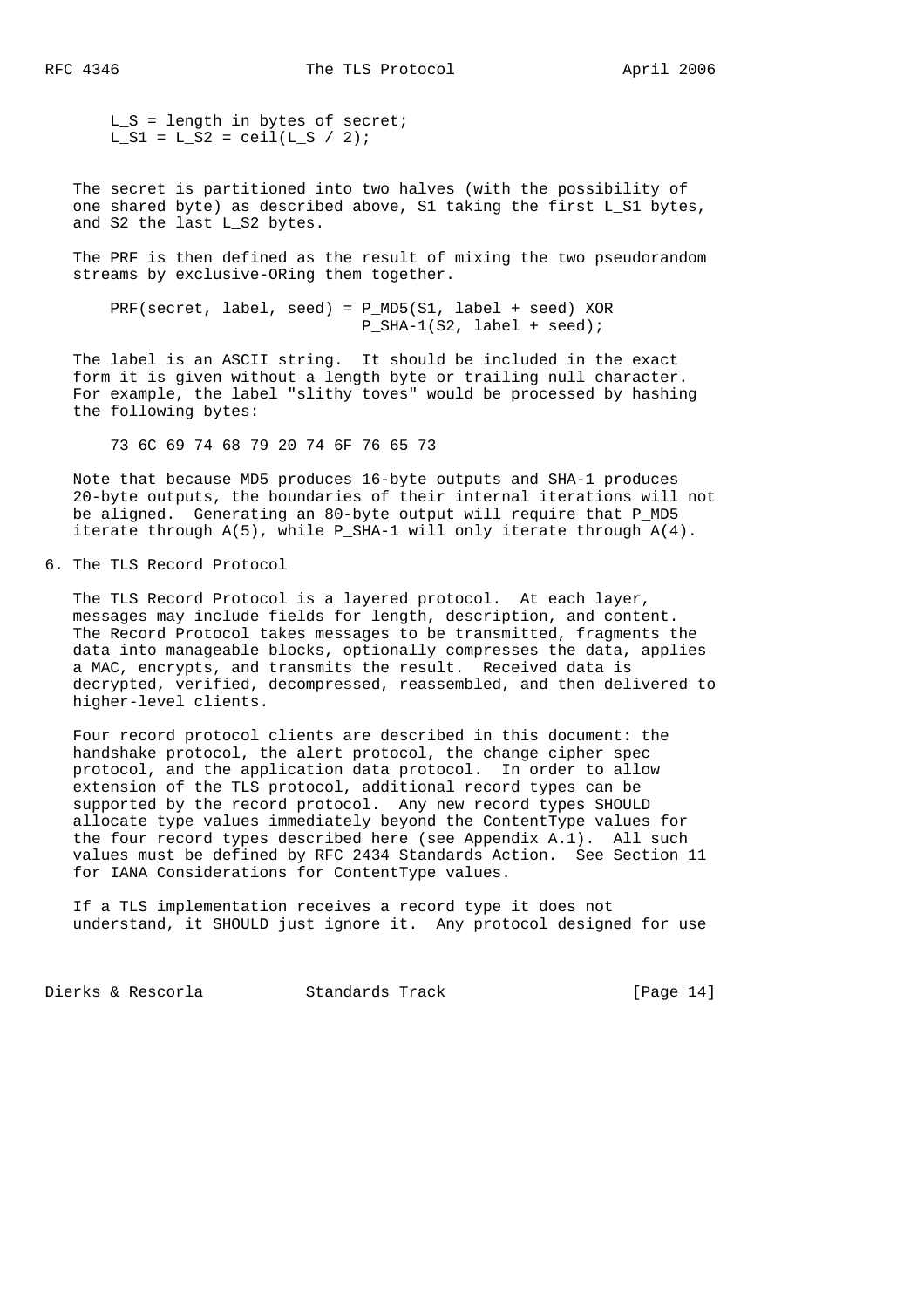```
L_S = length in bytes of secret;
L_S1 = L_S2 = ceil(L_S / 2);
```

The secret is partitioned into two halves (with the possibility of one shared byte) as described above, S1 taking the first L_S1 bytes, and S2 the last L_S2 bytes.

The PRF is then defined as the result of mixing the two pseudorandom streams by exclusive-ORing them together.

```
PRF(secret, label, seed) = P_MD5(S1, label + seed) XOR
                           P_SHA-1(S2, label + seed);
```

The label is an ASCII string. It should be included in the exact form it is given without a length byte or trailing null character. For example, the label "slithy toves" would be processed by hashing the following bytes:

```
73 6C 69 74 68 79 20 74 6F 76 65 73
```

Note that because MD5 produces 16-byte outputs and SHA-1 produces 20-byte outputs, the boundaries of their internal iterations will not be aligned. Generating an 80-byte output will require that P_MD5 iterate through A(5), while P_SHA-1 will only iterate through A(4).

## 6. The TLS Record Protocol

The TLS Record Protocol is a layered protocol. At each layer, messages may include fields for length, description, and content. The Record Protocol takes messages to be transmitted, fragments the data into manageable blocks, optionally compresses the data, applies a MAC, encrypts, and transmits the result. Received data is decrypted, verified, decompressed, reassembled, and then delivered to higher-level clients.

Four record protocol clients are described in this document: the handshake protocol, the alert protocol, the change cipher spec protocol, and the application data protocol. In order to allow extension of the TLS protocol, additional record types can be supported by the record protocol. Any new record types SHOULD allocate type values immediately beyond the ContentType values for the four record types described here (see Appendix A.1). All such values must be defined by RFC 2434 Standards Action. See Section 11 for IANA Considerations for ContentType values.

If a TLS implementation receives a record type it does not understand, it SHOULD just ignore it. Any protocol designed for use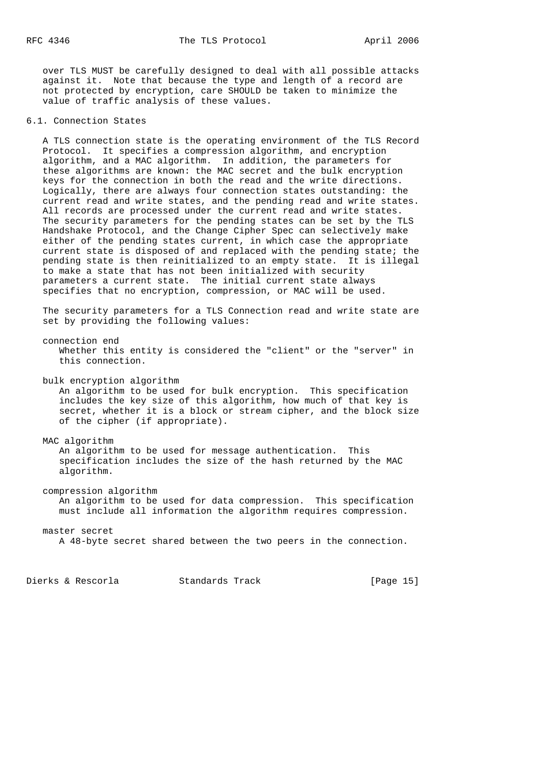over TLS MUST be carefully designed to deal with all possible attacks against it. Note that because the type and length of a record are not protected by encryption, care SHOULD be taken to minimize the value of traffic analysis of these values.

## 6.1. Connection States

A TLS connection state is the operating environment of the TLS Record Protocol. It specifies a compression algorithm, and encryption algorithm, and a MAC algorithm. In addition, the parameters for these algorithms are known: the MAC secret and the bulk encryption keys for the connection in both the read and the write directions. Logically, there are always four connection states outstanding: the current read and write states, and the pending read and write states. All records are processed under the current read and write states. The security parameters for the pending states can be set by the TLS Handshake Protocol, and the Change Cipher Spec can selectively make either of the pending states current, in which case the appropriate current state is disposed of and replaced with the pending state; the pending state is then reinitialized to an empty state. It is illegal to make a state that has not been initialized with security parameters a current state. The initial current state always specifies that no encryption, compression, or MAC will be used.

The security parameters for a TLS Connection read and write state are set by providing the following values:

connection end
: Whether this entity is considered the "client" or the "server" in this connection.

bulk encryption algorithm
: An algorithm to be used for bulk encryption. This specification includes the key size of this algorithm, how much of that key is secret, whether it is a block or stream cipher, and the block size of the cipher (if appropriate).

MAC algorithm
: An algorithm to be used for message authentication. This specification includes the size of the hash returned by the MAC algorithm.

compression algorithm
: An algorithm to be used for data compression. This specification must include all information the algorithm requires compression.

master secret
: A 48-byte secret shared between the two peers in the connection.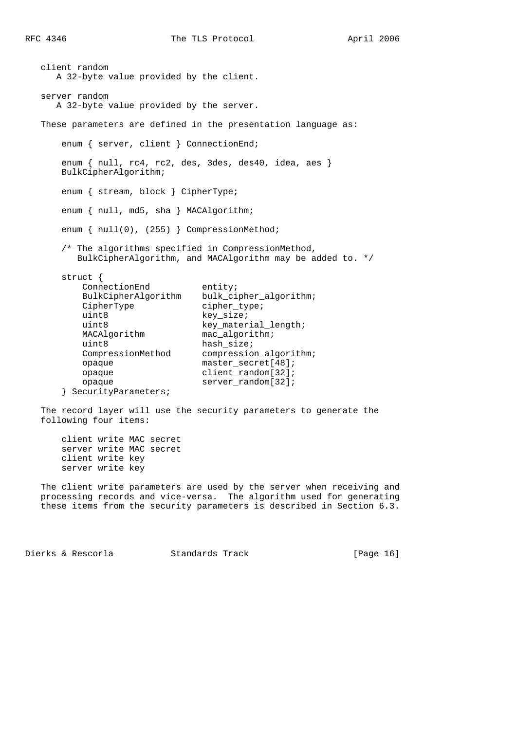client random
   A 32-byte value provided by the client.

server random
   A 32-byte value provided by the server.

These parameters are defined in the presentation language as:

```
enum { server, client } ConnectionEnd;

enum { null, rc4, rc2, des, 3des, des40, idea, aes }
BulkCipherAlgorithm;

enum { stream, block } CipherType;

enum { null, md5, sha } MACAlgorithm;

enum { null(0), (255) } CompressionMethod;

/* The algorithms specified in CompressionMethod,
   BulkCipherAlgorithm, and MACAlgorithm may be added to. */

struct {
    ConnectionEnd          entity;
    BulkCipherAlgorithm    bulk_cipher_algorithm;
    CipherType             cipher_type;
    uint8                  key_size;
    uint8                  key_material_length;
    MACAlgorithm           mac_algorithm;
    uint8                  hash_size;
    CompressionMethod      compression_algorithm;
    opaque                 master_secret[48];
    opaque                 client_random[32];
    opaque                 server_random[32];
} SecurityParameters;
```

The record layer will use the security parameters to generate the following four items:

```
client write MAC secret
server write MAC secret
client write key
server write key
```

The client write parameters are used by the server when receiving and processing records and vice-versa. The algorithm used for generating these items from the security parameters is described in Section 6.3.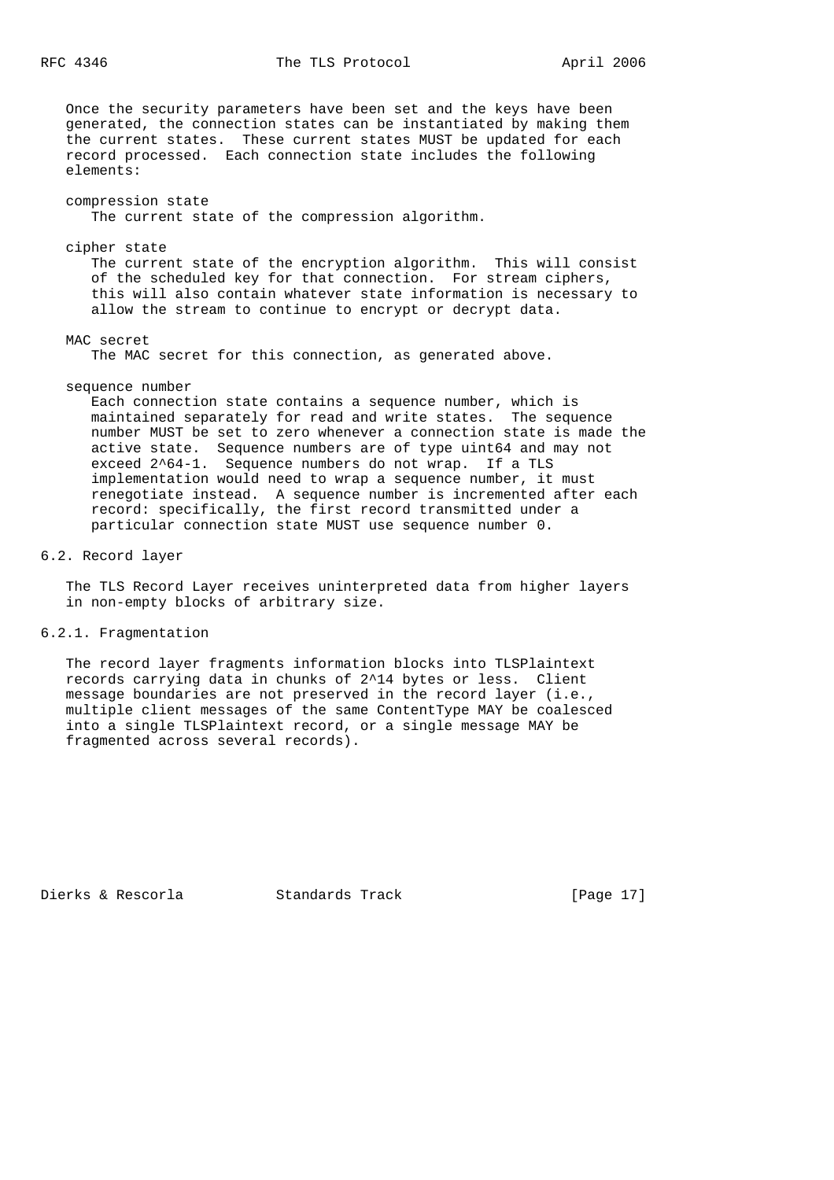Once the security parameters have been set and the keys have been generated, the connection states can be instantiated by making them the current states. These current states MUST be updated for each record processed. Each connection state includes the following elements:

compression state
: The current state of the compression algorithm.

cipher state
: The current state of the encryption algorithm. This will consist of the scheduled key for that connection. For stream ciphers, this will also contain whatever state information is necessary to allow the stream to continue to encrypt or decrypt data.

MAC secret
: The MAC secret for this connection, as generated above.

sequence number
: Each connection state contains a sequence number, which is maintained separately for read and write states. The sequence number MUST be set to zero whenever a connection state is made the active state. Sequence numbers are of type uint64 and may not exceed $2^{64}-1$. Sequence numbers do not wrap. If a TLS implementation would need to wrap a sequence number, it must renegotiate instead. A sequence number is incremented after each record: specifically, the first record transmitted under a particular connection state MUST use sequence number 0.

## 6.2. Record layer

The TLS Record Layer receives uninterpreted data from higher layers in non-empty blocks of arbitrary size.

### 6.2.1. Fragmentation

The record layer fragments information blocks into TLSPlaintext records carrying data in chunks of $2^{14}$ bytes or less. Client message boundaries are not preserved in the record layer (i.e., multiple client messages of the same ContentType MAY be coalesced into a single TLSPlaintext record, or a single message MAY be fragmented across several records).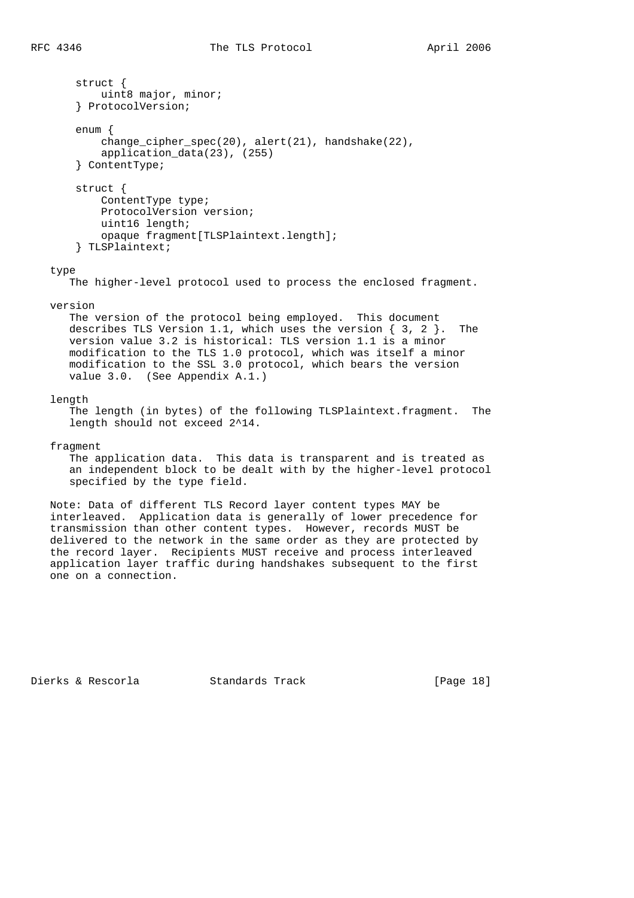```
struct {
    uint8 major, minor;
} ProtocolVersion;

enum {
    change_cipher_spec(20), alert(21), handshake(22),
    application_data(23), (255)
} ContentType;

struct {
    ContentType type;
    ProtocolVersion version;
    uint16 length;
    opaque fragment[TLSPlaintext.length];
} TLSPlaintext;
```

type
: The higher-level protocol used to process the enclosed fragment.

version
: The version of the protocol being employed. This document describes TLS Version 1.1, which uses the version { 3, 2 }. The version value 3.2 is historical: TLS version 1.1 is a minor modification to the TLS 1.0 protocol, which was itself a minor modification to the SSL 3.0 protocol, which bears the version value 3.0. (See Appendix A.1.)

length
: The length (in bytes) of the following TLSPlaintext.fragment. The length should not exceed $2^{14}$.

fragment
: The application data. This data is transparent and is treated as an independent block to be dealt with by the higher-level protocol specified by the type field.

Note: Data of different TLS Record layer content types MAY be interleaved. Application data is generally of lower precedence for transmission than other content types. However, records MUST be delivered to the network in the same order as they are protected by the record layer. Recipients MUST receive and process interleaved application layer traffic during handshakes subsequent to the first one on a connection.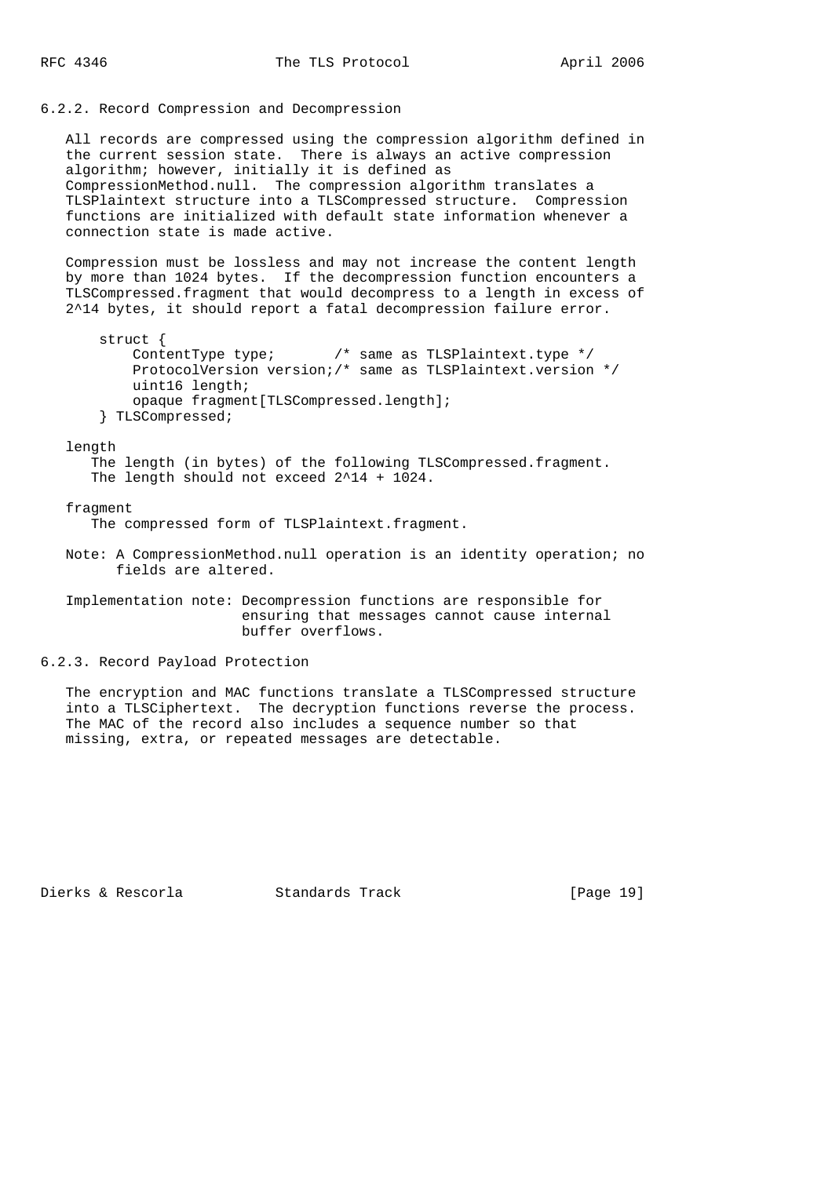### 6.2.2. Record Compression and Decompression

All records are compressed using the compression algorithm defined in the current session state. There is always an active compression algorithm; however, initially it is defined as CompressionMethod.null. The compression algorithm translates a TLSPlaintext structure into a TLSCompressed structure. Compression functions are initialized with default state information whenever a connection state is made active.

Compression must be lossless and may not increase the content length by more than 1024 bytes. If the decompression function encounters a TLSCompressed.fragment that would decompress to a length in excess of $2^{14}$ bytes, it should report a fatal decompression failure error.

```
struct {
    ContentType type;       /* same as TLSPlaintext.type */
    ProtocolVersion version;/* same as TLSPlaintext.version */
    uint16 length;
    opaque fragment[TLSCompressed.length];
} TLSCompressed;
```

length
: The length (in bytes) of the following TLSCompressed.fragment. The length should not exceed $2^{14} + 1024$.

fragment
: The compressed form of TLSPlaintext.fragment.

Note: A CompressionMethod.null operation is an identity operation; no fields are altered.

Implementation note: Decompression functions are responsible for ensuring that messages cannot cause internal buffer overflows.

### 6.2.3. Record Payload Protection

The encryption and MAC functions translate a TLSCompressed structure into a TLSCiphertext. The decryption functions reverse the process. The MAC of the record also includes a sequence number so that missing, extra, or repeated messages are detectable.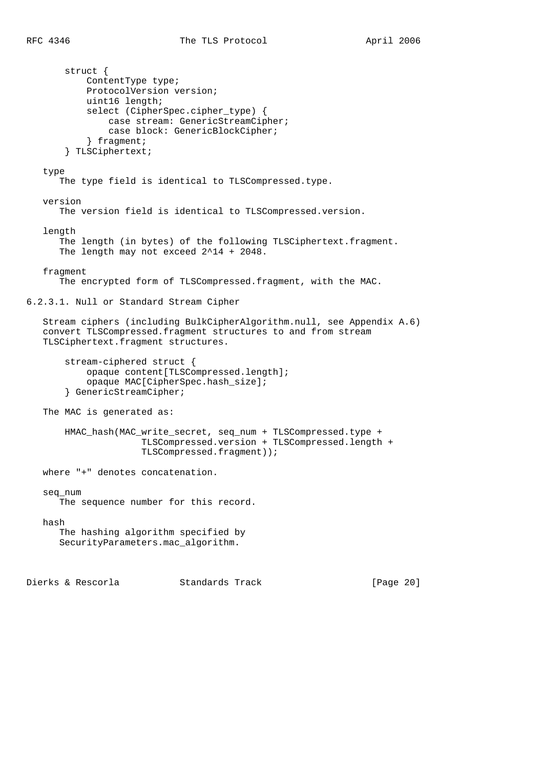```
struct {
    ContentType type;
    ProtocolVersion version;
    uint16 length;
    select (CipherSpec.cipher_type) {
        case stream: GenericStreamCipher;
        case block: GenericBlockCipher;
    } fragment;
} TLSCiphertext;
```

type
: The type field is identical to TLSCompressed.type.

version
: The version field is identical to TLSCompressed.version.

length
: The length (in bytes) of the following TLSCiphertext.fragment. The length may not exceed $2^{14} + 2048$.

fragment
: The encrypted form of TLSCompressed.fragment, with the MAC.

#### 6.2.3.1. Null or Standard Stream Cipher

Stream ciphers (including BulkCipherAlgorithm.null, see Appendix A.6) convert TLSCompressed.fragment structures to and from stream TLSCiphertext.fragment structures.

```
stream-ciphered struct {
    opaque content[TLSCompressed.length];
    opaque MAC[CipherSpec.hash_size];
} GenericStreamCipher;
```

The MAC is generated as:

```
HMAC_hash(MAC_write_secret, seq_num + TLSCompressed.type +
              TLSCompressed.version + TLSCompressed.length +
              TLSCompressed.fragment));
```

where "+" denotes concatenation.

seq_num
: The sequence number for this record.

hash
: The hashing algorithm specified by SecurityParameters.mac_algorithm.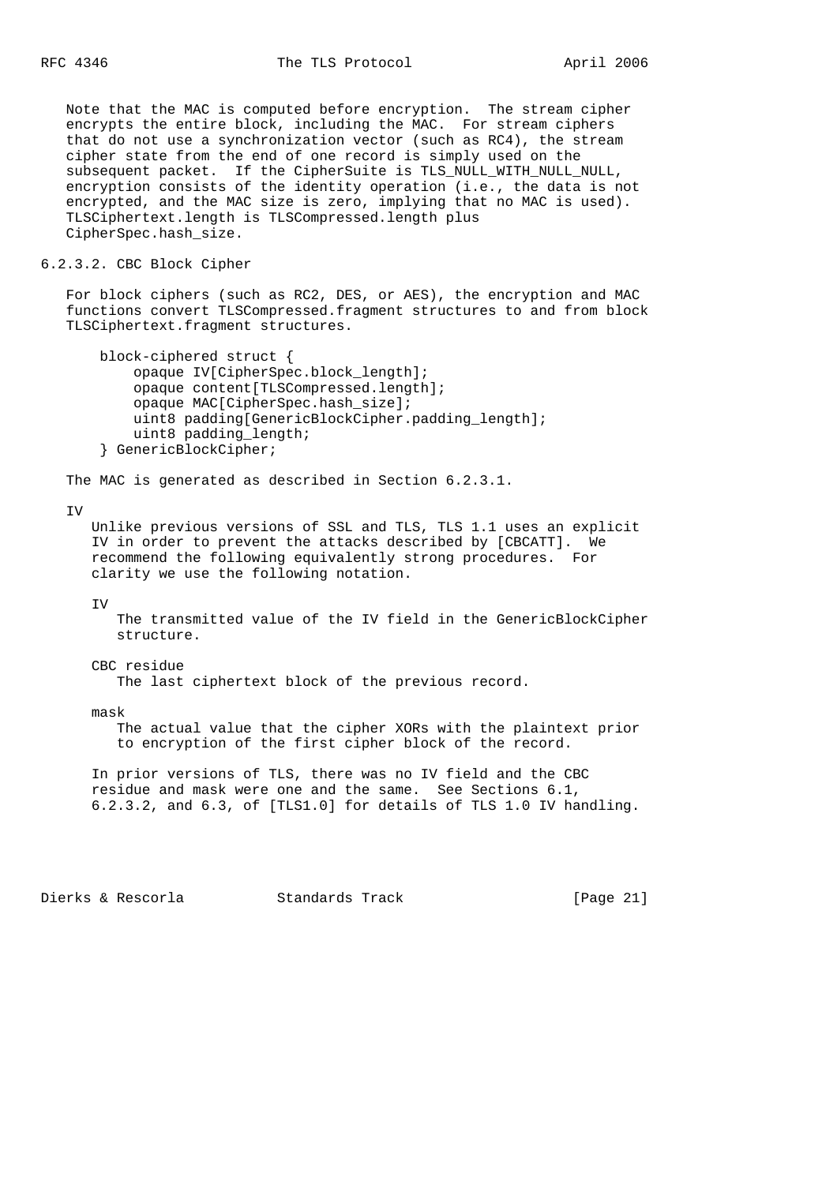Note that the MAC is computed before encryption. The stream cipher encrypts the entire block, including the MAC. For stream ciphers that do not use a synchronization vector (such as RC4), the stream cipher state from the end of one record is simply used on the subsequent packet. If the CipherSuite is TLS_NULL_WITH_NULL_NULL, encryption consists of the identity operation (i.e., the data is not encrypted, and the MAC size is zero, implying that no MAC is used). TLSCiphertext.length is TLSCompressed.length plus CipherSpec.hash_size.

### 6.2.3.2. CBC Block Cipher

For block ciphers (such as RC2, DES, or AES), the encryption and MAC functions convert TLSCompressed.fragment structures to and from block TLSCiphertext.fragment structures.

```
block-ciphered struct {
    opaque IV[CipherSpec.block_length];
    opaque content[TLSCompressed.length];
    opaque MAC[CipherSpec.hash_size];
    uint8 padding[GenericBlockCipher.padding_length];
    uint8 padding_length;
} GenericBlockCipher;
```

The MAC is generated as described in Section 6.2.3.1.

IV

Unlike previous versions of SSL and TLS, TLS 1.1 uses an explicit IV in order to prevent the attacks described by [CBCATT]. We recommend the following equivalently strong procedures. For clarity we use the following notation.

IV
: The transmitted value of the IV field in the GenericBlockCipher structure.

CBC residue
: The last ciphertext block of the previous record.

mask
: The actual value that the cipher XORs with the plaintext prior to encryption of the first cipher block of the record.

In prior versions of TLS, there was no IV field and the CBC residue and mask were one and the same. See Sections 6.1, 6.2.3.2, and 6.3, of [TLS1.0] for details of TLS 1.0 IV handling.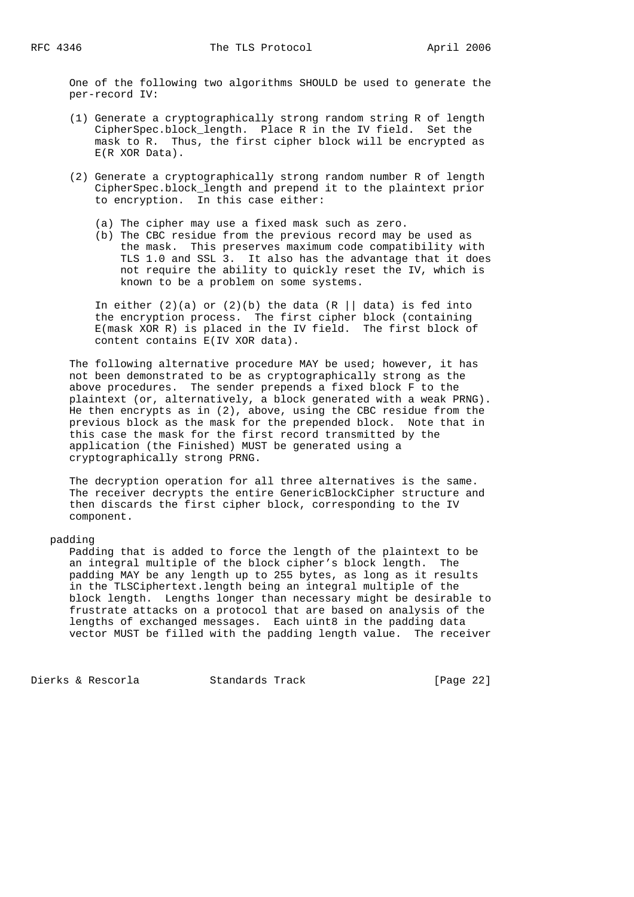One of the following two algorithms SHOULD be used to generate the per-record IV:

(1) Generate a cryptographically strong random string R of length CipherSpec.block_length. Place R in the IV field. Set the mask to R. Thus, the first cipher block will be encrypted as E(R XOR Data).

(2) Generate a cryptographically strong random number R of length CipherSpec.block_length and prepend it to the plaintext prior to encryption. In this case either:

   (a) The cipher may use a fixed mask such as zero.
   (b) The CBC residue from the previous record may be used as the mask. This preserves maximum code compatibility with TLS 1.0 and SSL 3. It also has the advantage that it does not require the ability to quickly reset the IV, which is known to be a problem on some systems.

   In either (2)(a) or (2)(b) the data (R || data) is fed into the encryption process. The first cipher block (containing E(mask XOR R) is placed in the IV field. The first block of content contains E(IV XOR data).

The following alternative procedure MAY be used; however, it has not been demonstrated to be as cryptographically strong as the above procedures. The sender prepends a fixed block F to the plaintext (or, alternatively, a block generated with a weak PRNG). He then encrypts as in (2), above, using the CBC residue from the previous block as the mask for the prepended block. Note that in this case the mask for the first record transmitted by the application (the Finished) MUST be generated using a cryptographically strong PRNG.

The decryption operation for all three alternatives is the same. The receiver decrypts the entire GenericBlockCipher structure and then discards the first cipher block, corresponding to the IV component.

padding
   Padding that is added to force the length of the plaintext to be an integral multiple of the block cipher's block length. The padding MAY be any length up to 255 bytes, as long as it results in the TLSCiphertext.length being an integral multiple of the block length. Lengths longer than necessary might be desirable to frustrate attacks on a protocol that are based on analysis of the lengths of exchanged messages. Each uint8 in the padding data vector MUST be filled with the padding length value. The receiver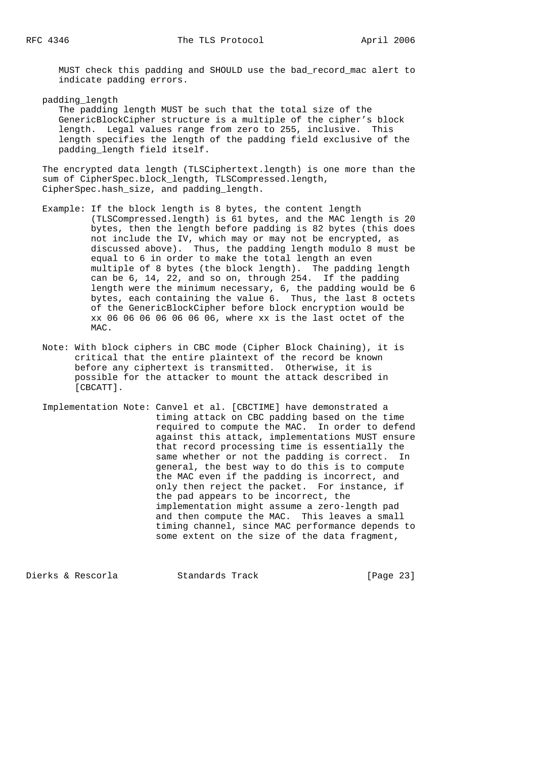MUST check this padding and SHOULD use the bad_record_mac alert to indicate padding errors.

padding_length

The padding length MUST be such that the total size of the GenericBlockCipher structure is a multiple of the cipher's block length. Legal values range from zero to 255, inclusive. This length specifies the length of the padding field exclusive of the padding_length field itself.

The encrypted data length (TLSCiphertext.length) is one more than the sum of CipherSpec.block_length, TLSCompressed.length, CipherSpec.hash_size, and padding_length.

Example: If the block length is 8 bytes, the content length (TLSCompressed.length) is 61 bytes, and the MAC length is 20 bytes, then the length before padding is 82 bytes (this does not include the IV, which may or may not be encrypted, as discussed above). Thus, the padding length modulo 8 must be equal to 6 in order to make the total length an even multiple of 8 bytes (the block length). The padding length can be 6, 14, 22, and so on, through 254. If the padding length were the minimum necessary, 6, the padding would be 6 bytes, each containing the value 6. Thus, the last 8 octets of the GenericBlockCipher before block encryption would be xx 06 06 06 06 06 06 06, where xx is the last octet of the MAC.

Note: With block ciphers in CBC mode (Cipher Block Chaining), it is critical that the entire plaintext of the record be known before any ciphertext is transmitted. Otherwise, it is possible for the attacker to mount the attack described in [CBCATT].

Implementation Note: Canvel et al. [CBCTIME] have demonstrated a timing attack on CBC padding based on the time required to compute the MAC. In order to defend against this attack, implementations MUST ensure that record processing time is essentially the same whether or not the padding is correct. In general, the best way to do this is to compute the MAC even if the padding is incorrect, and only then reject the packet. For instance, if the pad appears to be incorrect, the implementation might assume a zero-length pad and then compute the MAC. This leaves a small timing channel, since MAC performance depends to some extent on the size of the data fragment,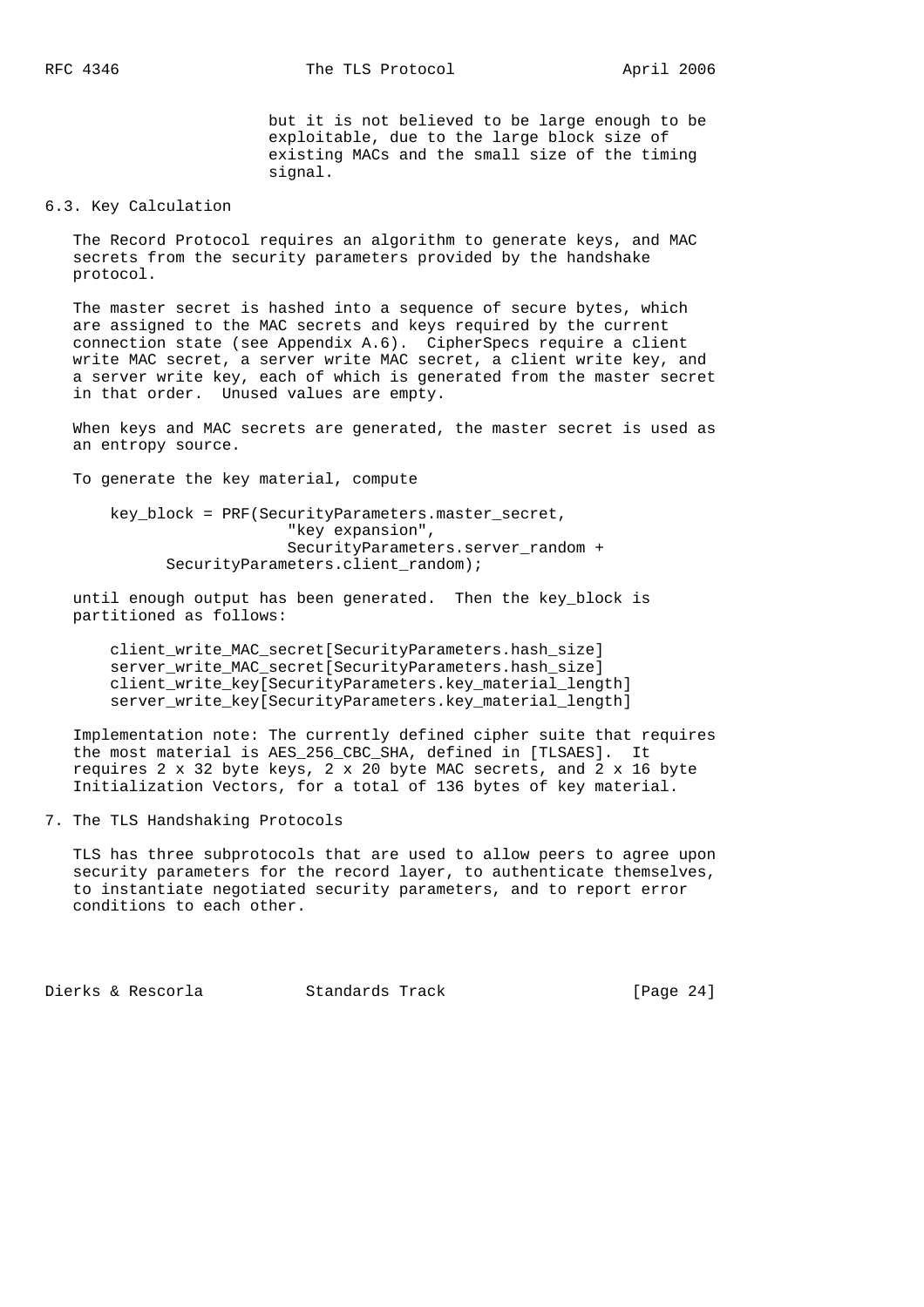but it is not believed to be large enough to be exploitable, due to the large block size of existing MACs and the small size of the timing signal.

## 6.3. Key Calculation

The Record Protocol requires an algorithm to generate keys, and MAC secrets from the security parameters provided by the handshake protocol.

The master secret is hashed into a sequence of secure bytes, which are assigned to the MAC secrets and keys required by the current connection state (see Appendix A.6). CipherSpecs require a client write MAC secret, a server write MAC secret, a client write key, and a server write key, each of which is generated from the master secret in that order. Unused values are empty.

When keys and MAC secrets are generated, the master secret is used as an entropy source.

To generate the key material, compute

```
key_block = PRF(SecurityParameters.master_secret,
                   "key expansion",
                   SecurityParameters.server_random +
      SecurityParameters.client_random);
```

until enough output has been generated. Then the key_block is partitioned as follows:

```
client_write_MAC_secret[SecurityParameters.hash_size]
server_write_MAC_secret[SecurityParameters.hash_size]
client_write_key[SecurityParameters.key_material_length]
server_write_key[SecurityParameters.key_material_length]
```

Implementation note: The currently defined cipher suite that requires the most material is AES_256_CBC_SHA, defined in [TLSAES]. It requires 2 x 32 byte keys, 2 x 20 byte MAC secrets, and 2 x 16 byte Initialization Vectors, for a total of 136 bytes of key material.

# 7. The TLS Handshaking Protocols

TLS has three subprotocols that are used to allow peers to agree upon security parameters for the record layer, to authenticate themselves, to instantiate negotiated security parameters, and to report error conditions to each other.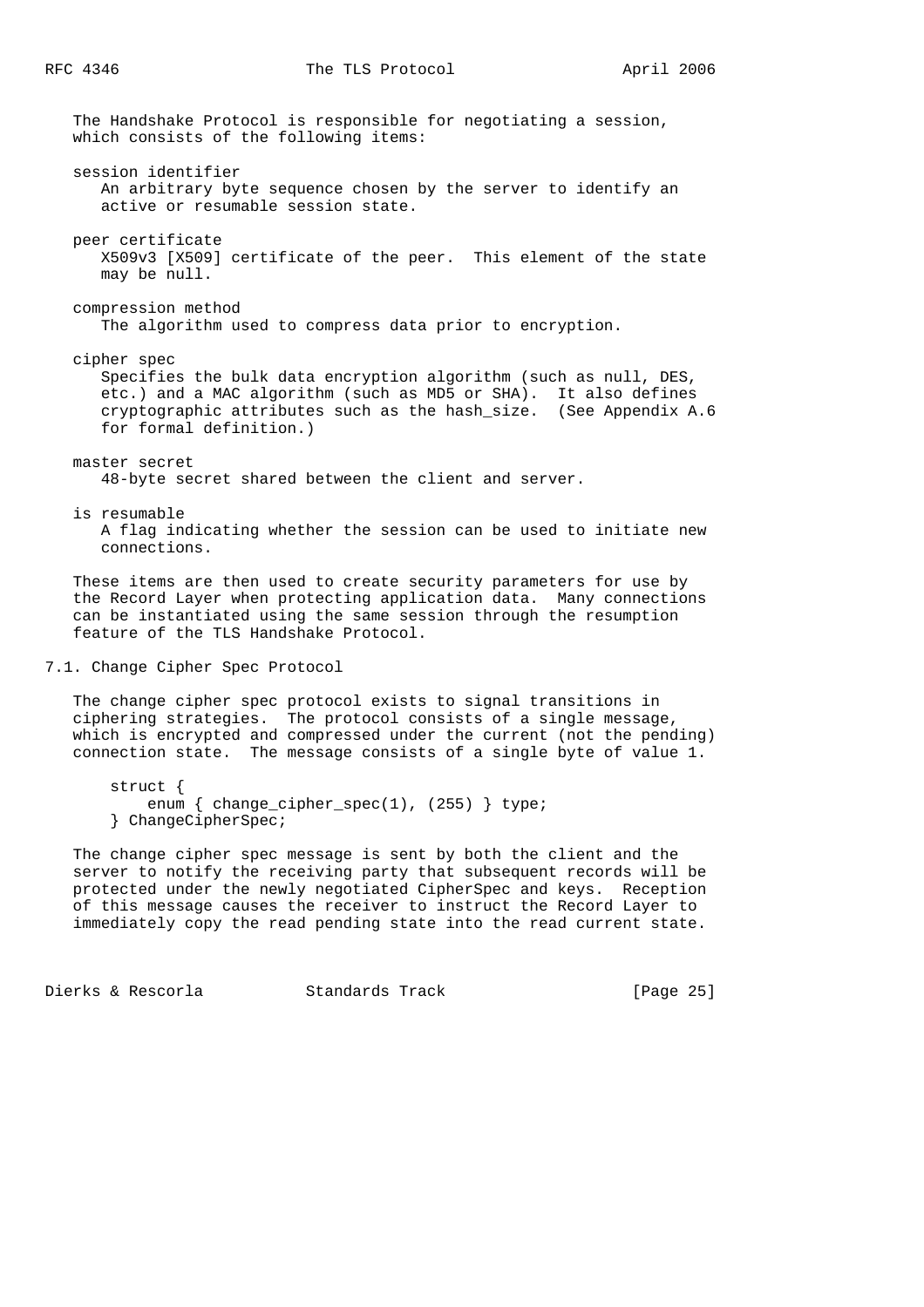The Handshake Protocol is responsible for negotiating a session, which consists of the following items:

**session identifier**
An arbitrary byte sequence chosen by the server to identify an active or resumable session state.

**peer certificate**
X509v3 [X509] certificate of the peer. This element of the state may be null.

**compression method**
The algorithm used to compress data prior to encryption.

**cipher spec**
Specifies the bulk data encryption algorithm (such as null, DES, etc.) and a MAC algorithm (such as MD5 or SHA). It also defines cryptographic attributes such as the hash_size. (See Appendix A.6 for formal definition.)

**master secret**
48-byte secret shared between the client and server.

**is resumable**
A flag indicating whether the session can be used to initiate new connections.

These items are then used to create security parameters for use by the Record Layer when protecting application data. Many connections can be instantiated using the same session through the resumption feature of the TLS Handshake Protocol.

## 7.1. Change Cipher Spec Protocol

The change cipher spec protocol exists to signal transitions in ciphering strategies. The protocol consists of a single message, which is encrypted and compressed under the current (not the pending) connection state. The message consists of a single byte of value 1.

```
struct {
    enum { change_cipher_spec(1), (255) } type;
} ChangeCipherSpec;
```

The change cipher spec message is sent by both the client and the server to notify the receiving party that subsequent records will be protected under the newly negotiated CipherSpec and keys. Reception of this message causes the receiver to instruct the Record Layer to immediately copy the read pending state into the read current state.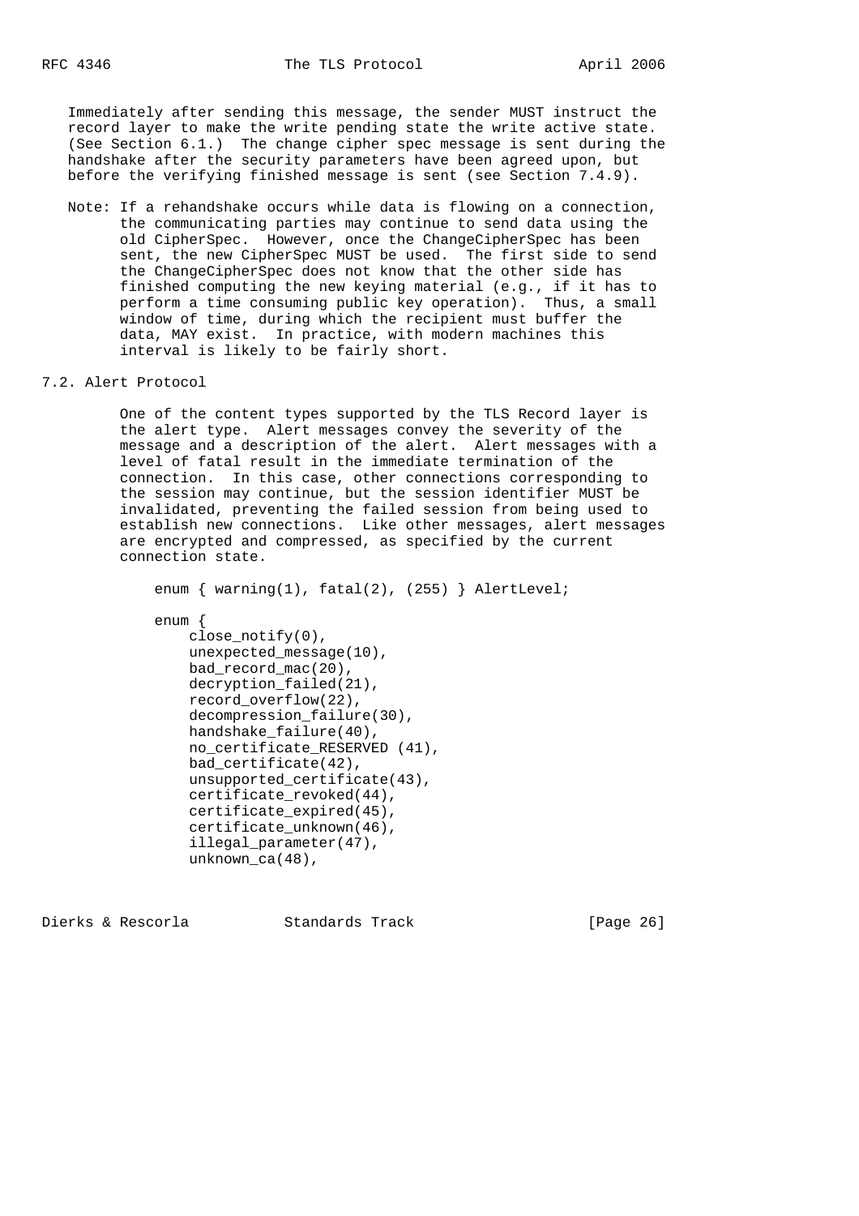Immediately after sending this message, the sender MUST instruct the record layer to make the write pending state the write active state. (See Section 6.1.) The change cipher spec message is sent during the handshake after the security parameters have been agreed upon, but before the verifying finished message is sent (see Section 7.4.9).

Note: If a rehandshake occurs while data is flowing on a connection, the communicating parties may continue to send data using the old CipherSpec. However, once the ChangeCipherSpec has been sent, the new CipherSpec MUST be used. The first side to send the ChangeCipherSpec does not know that the other side has finished computing the new keying material (e.g., if it has to perform a time consuming public key operation). Thus, a small window of time, during which the recipient must buffer the data, MAY exist. In practice, with modern machines this interval is likely to be fairly short.

## 7.2. Alert Protocol

One of the content types supported by the TLS Record layer is the alert type. Alert messages convey the severity of the message and a description of the alert. Alert messages with a level of fatal result in the immediate termination of the connection. In this case, other connections corresponding to the session may continue, but the session identifier MUST be invalidated, preventing the failed session from being used to establish new connections. Like other messages, alert messages are encrypted and compressed, as specified by the current connection state.

```
enum { warning(1), fatal(2), (255) } AlertLevel;

enum {
    close_notify(0),
    unexpected_message(10),
    bad_record_mac(20),
    decryption_failed(21),
    record_overflow(22),
    decompression_failure(30),
    handshake_failure(40),
    no_certificate_RESERVED (41),
    bad_certificate(42),
    unsupported_certificate(43),
    certificate_revoked(44),
    certificate_expired(45),
    certificate_unknown(46),
    illegal_parameter(47),
    unknown_ca(48),
```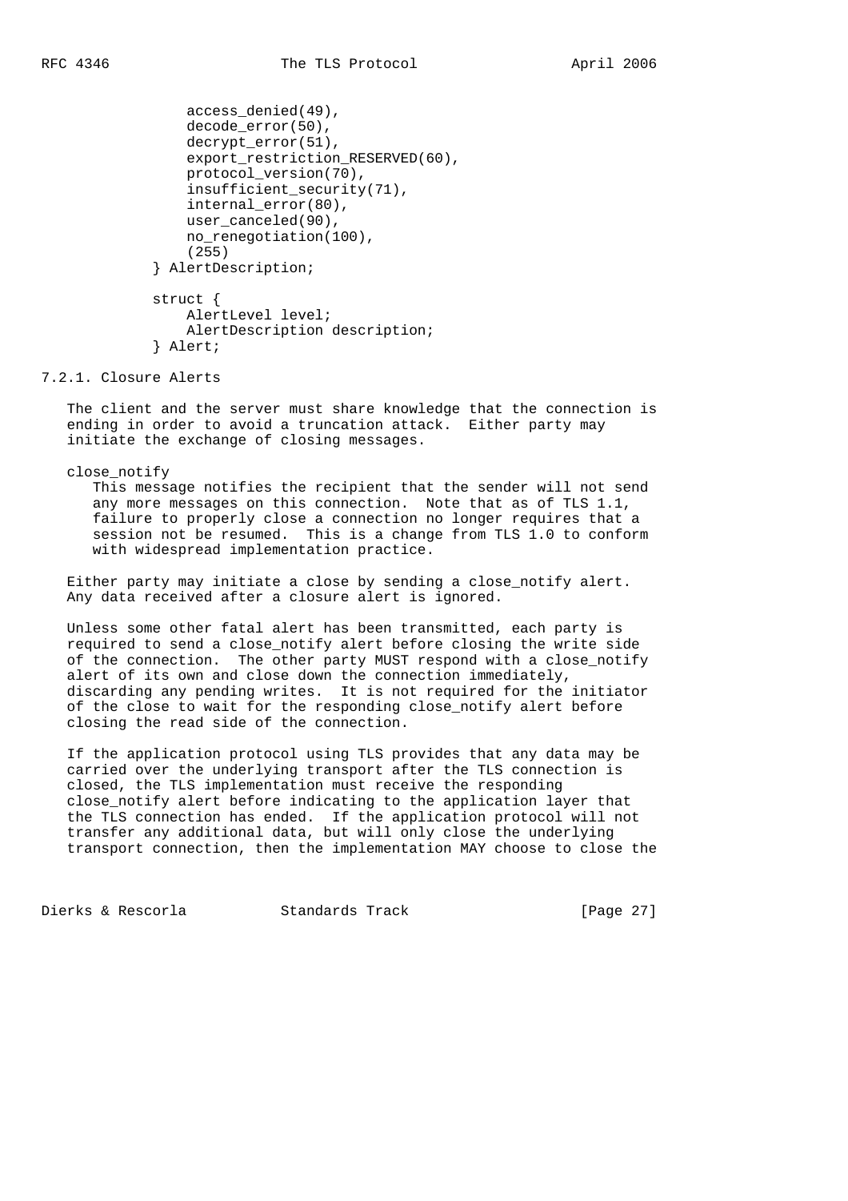```
        access_denied(49),
        decode_error(50),
        decrypt_error(51),
        export_restriction_RESERVED(60),
        protocol_version(70),
        insufficient_security(71),
        internal_error(80),
        user_canceled(90),
        no_renegotiation(100),
        (255)
    } AlertDescription;

    struct {
        AlertLevel level;
        AlertDescription description;
    } Alert;
```

### 7.2.1. Closure Alerts

The client and the server must share knowledge that the connection is ending in order to avoid a truncation attack. Either party may initiate the exchange of closing messages.

close_notify
: This message notifies the recipient that the sender will not send any more messages on this connection. Note that as of TLS 1.1, failure to properly close a connection no longer requires that a session not be resumed. This is a change from TLS 1.0 to conform with widespread implementation practice.

Either party may initiate a close by sending a close_notify alert. Any data received after a closure alert is ignored.

Unless some other fatal alert has been transmitted, each party is required to send a close_notify alert before closing the write side of the connection. The other party MUST respond with a close_notify alert of its own and close down the connection immediately, discarding any pending writes. It is not required for the initiator of the close to wait for the responding close_notify alert before closing the read side of the connection.

If the application protocol using TLS provides that any data may be carried over the underlying transport after the TLS connection is closed, the TLS implementation must receive the responding close_notify alert before indicating to the application layer that the TLS connection has ended. If the application protocol will not transfer any additional data, but will only close the underlying transport connection, then the implementation MAY choose to close the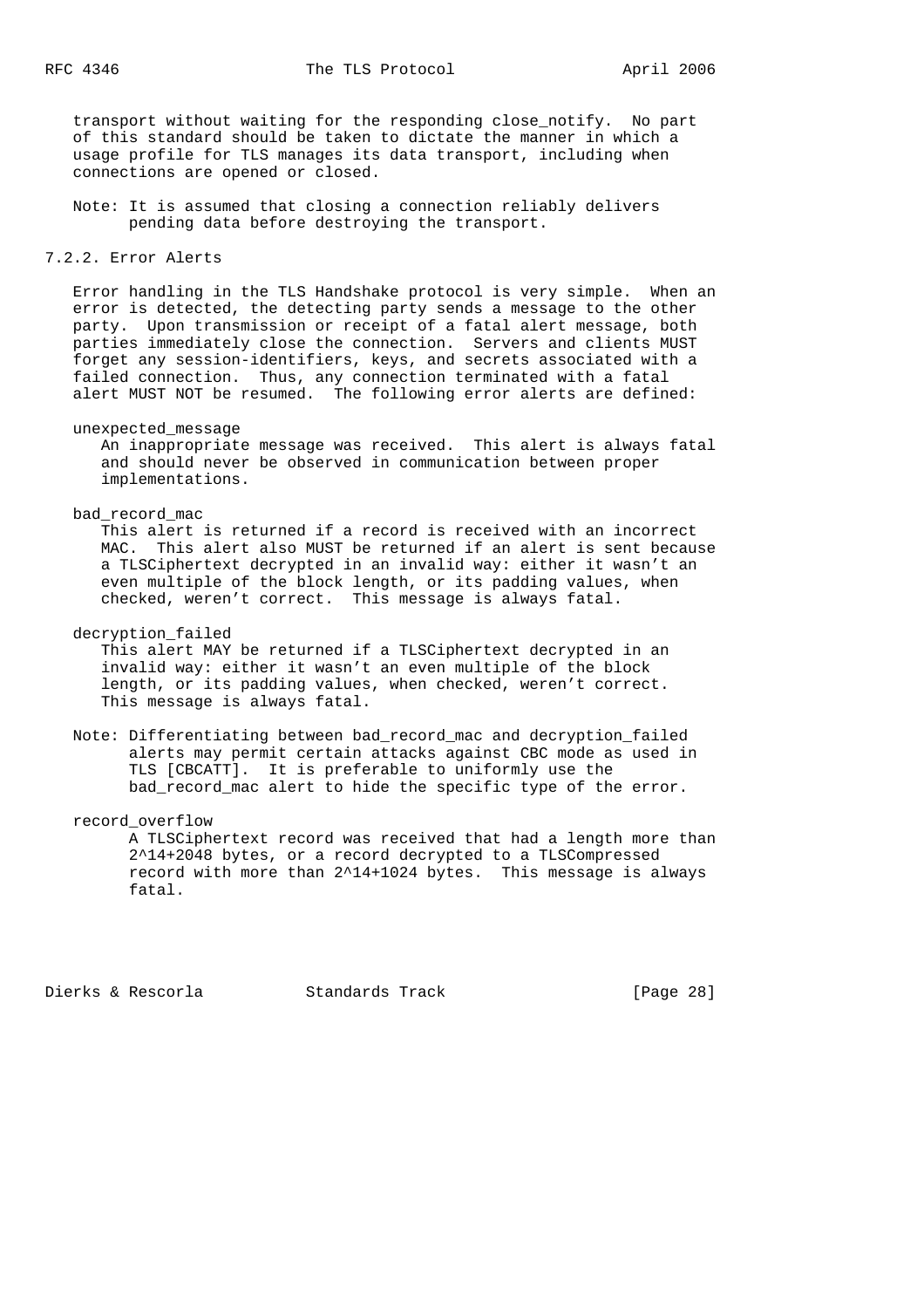transport without waiting for the responding close_notify. No part of this standard should be taken to dictate the manner in which a usage profile for TLS manages its data transport, including when connections are opened or closed.

Note: It is assumed that closing a connection reliably delivers pending data before destroying the transport.

### 7.2.2. Error Alerts

Error handling in the TLS Handshake protocol is very simple. When an error is detected, the detecting party sends a message to the other party. Upon transmission or receipt of a fatal alert message, both parties immediately close the connection. Servers and clients MUST forget any session-identifiers, keys, and secrets associated with a failed connection. Thus, any connection terminated with a fatal alert MUST NOT be resumed. The following error alerts are defined:

unexpected_message
: An inappropriate message was received. This alert is always fatal and should never be observed in communication between proper implementations.

bad_record_mac
: This alert is returned if a record is received with an incorrect MAC. This alert also MUST be returned if an alert is sent because a TLSCiphertext decrypted in an invalid way: either it wasn't an even multiple of the block length, or its padding values, when checked, weren't correct. This message is always fatal.

decryption_failed
: This alert MAY be returned if a TLSCiphertext decrypted in an invalid way: either it wasn't an even multiple of the block length, or its padding values, when checked, weren't correct. This message is always fatal.

Note: Differentiating between bad_record_mac and decryption_failed alerts may permit certain attacks against CBC mode as used in TLS [CBCATT]. It is preferable to uniformly use the bad_record_mac alert to hide the specific type of the error.

record_overflow
: A TLSCiphertext record was received that had a length more than 2^14+2048 bytes, or a record decrypted to a TLSCompressed record with more than 2^14+1024 bytes. This message is always fatal.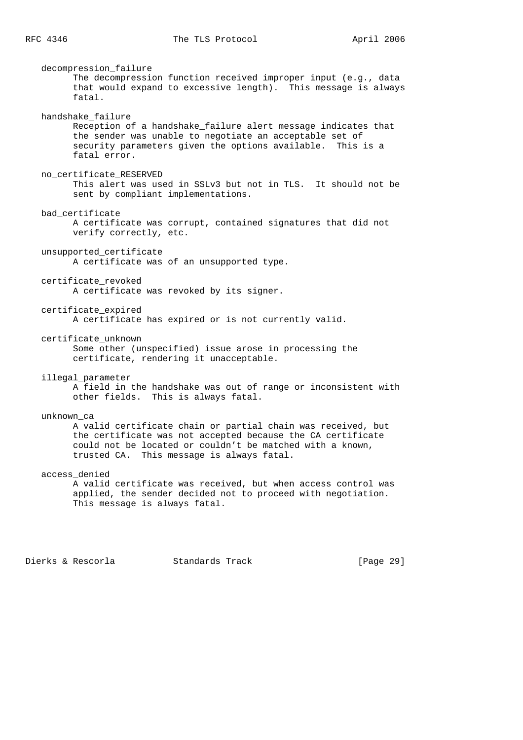decompression_failure
The decompression function received improper input (e.g., data that would expand to excessive length). This message is always fatal.

handshake_failure
Reception of a handshake_failure alert message indicates that the sender was unable to negotiate an acceptable set of security parameters given the options available. This is a fatal error.

no_certificate_RESERVED
This alert was used in SSLv3 but not in TLS. It should not be sent by compliant implementations.

bad_certificate
A certificate was corrupt, contained signatures that did not verify correctly, etc.

unsupported_certificate
A certificate was of an unsupported type.

certificate_revoked
A certificate was revoked by its signer.

certificate_expired
A certificate has expired or is not currently valid.

certificate_unknown
Some other (unspecified) issue arose in processing the certificate, rendering it unacceptable.

illegal_parameter
A field in the handshake was out of range or inconsistent with other fields. This is always fatal.

unknown_ca
A valid certificate chain or partial chain was received, but the certificate was not accepted because the CA certificate could not be located or couldn't be matched with a known, trusted CA. This message is always fatal.

access_denied
A valid certificate was received, but when access control was applied, the sender decided not to proceed with negotiation. This message is always fatal.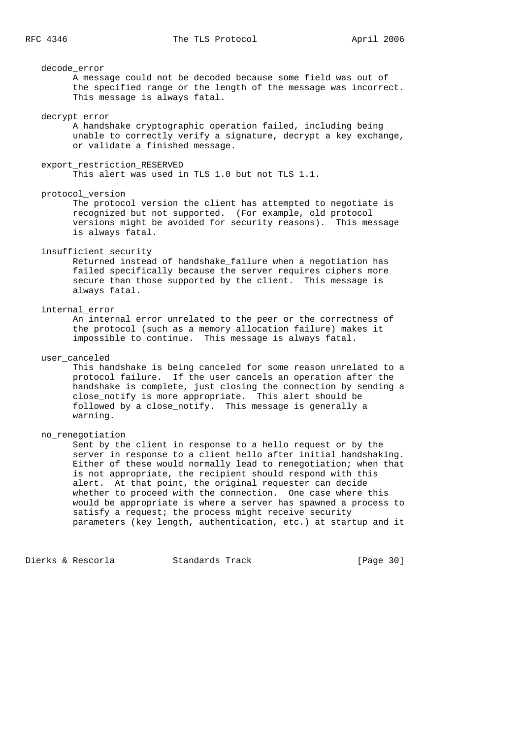decode_error
A message could not be decoded because some field was out of the specified range or the length of the message was incorrect. This message is always fatal.

decrypt_error
A handshake cryptographic operation failed, including being unable to correctly verify a signature, decrypt a key exchange, or validate a finished message.

export_restriction_RESERVED
This alert was used in TLS 1.0 but not TLS 1.1.

protocol_version
The protocol version the client has attempted to negotiate is recognized but not supported. (For example, old protocol versions might be avoided for security reasons). This message is always fatal.

insufficient_security
Returned instead of handshake_failure when a negotiation has failed specifically because the server requires ciphers more secure than those supported by the client. This message is always fatal.

internal_error
An internal error unrelated to the peer or the correctness of the protocol (such as a memory allocation failure) makes it impossible to continue. This message is always fatal.

user_canceled
This handshake is being canceled for some reason unrelated to a protocol failure. If the user cancels an operation after the handshake is complete, just closing the connection by sending a close_notify is more appropriate. This alert should be followed by a close_notify. This message is generally a warning.

no_renegotiation
Sent by the client in response to a hello request or by the server in response to a client hello after initial handshaking. Either of these would normally lead to renegotiation; when that is not appropriate, the recipient should respond with this alert. At that point, the original requester can decide whether to proceed with the connection. One case where this would be appropriate is where a server has spawned a process to satisfy a request; the process might receive security parameters (key length, authentication, etc.) at startup and it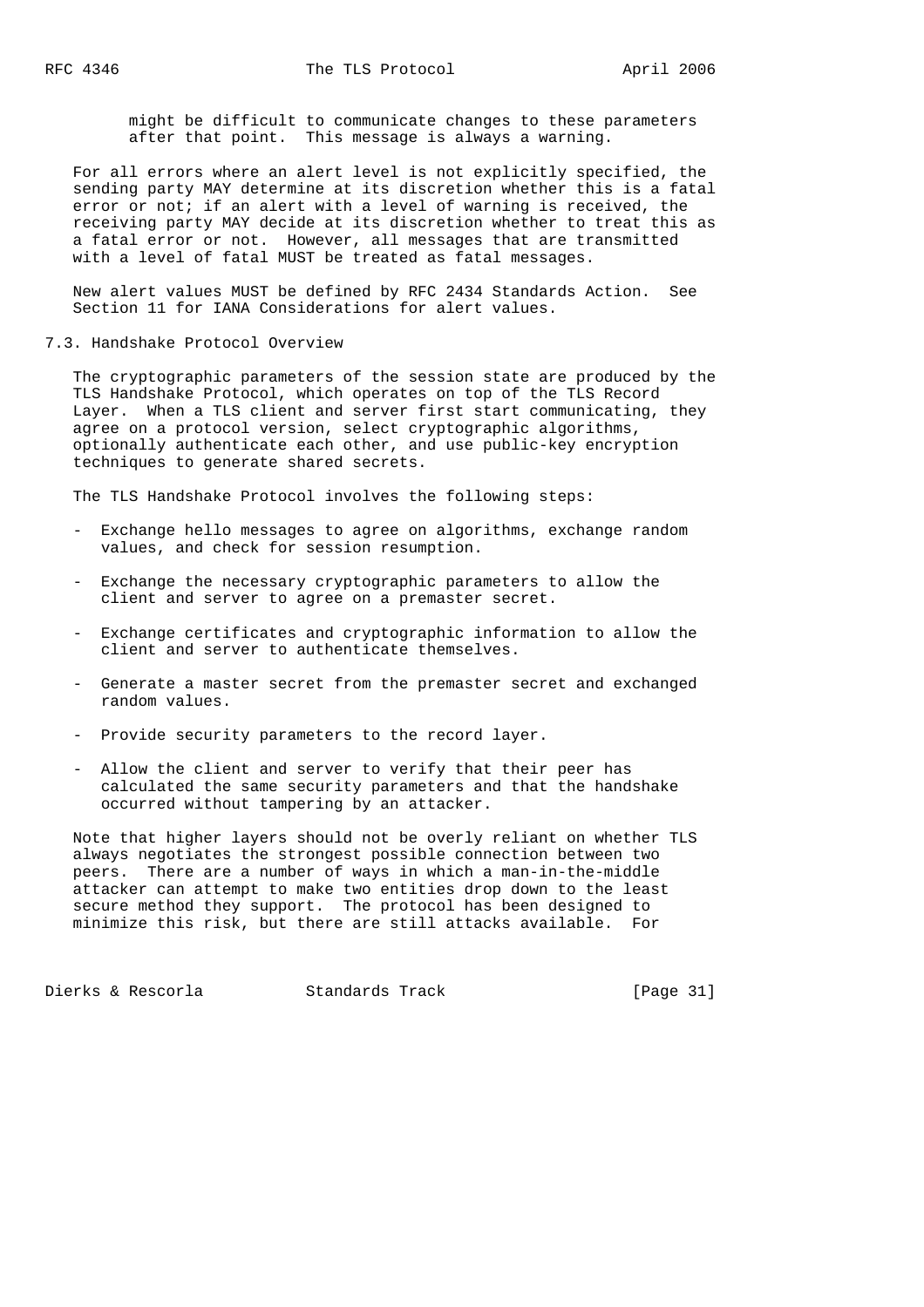might be difficult to communicate changes to these parameters after that point. This message is always a warning.

For all errors where an alert level is not explicitly specified, the sending party MAY determine at its discretion whether this is a fatal error or not; if an alert with a level of warning is received, the receiving party MAY decide at its discretion whether to treat this as a fatal error or not. However, all messages that are transmitted with a level of fatal MUST be treated as fatal messages.

New alert values MUST be defined by RFC 2434 Standards Action. See Section 11 for IANA Considerations for alert values.

## 7.3. Handshake Protocol Overview

The cryptographic parameters of the session state are produced by the TLS Handshake Protocol, which operates on top of the TLS Record Layer. When a TLS client and server first start communicating, they agree on a protocol version, select cryptographic algorithms, optionally authenticate each other, and use public-key encryption techniques to generate shared secrets.

The TLS Handshake Protocol involves the following steps:

- Exchange hello messages to agree on algorithms, exchange random values, and check for session resumption.
- Exchange the necessary cryptographic parameters to allow the client and server to agree on a premaster secret.
- Exchange certificates and cryptographic information to allow the client and server to authenticate themselves.
- Generate a master secret from the premaster secret and exchanged random values.
- Provide security parameters to the record layer.
- Allow the client and server to verify that their peer has calculated the same security parameters and that the handshake occurred without tampering by an attacker.

Note that higher layers should not be overly reliant on whether TLS always negotiates the strongest possible connection between two peers. There are a number of ways in which a man-in-the-middle attacker can attempt to make two entities drop down to the least secure method they support. The protocol has been designed to minimize this risk, but there are still attacks available. For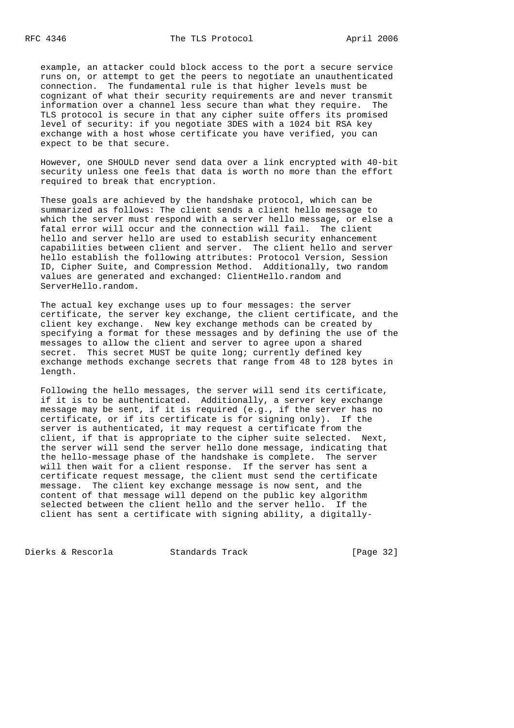example, an attacker could block access to the port a secure service runs on, or attempt to get the peers to negotiate an unauthenticated connection. The fundamental rule is that higher levels must be cognizant of what their security requirements are and never transmit information over a channel less secure than what they require. The TLS protocol is secure in that any cipher suite offers its promised level of security: if you negotiate 3DES with a 1024 bit RSA key exchange with a host whose certificate you have verified, you can expect to be that secure.

However, one SHOULD never send data over a link encrypted with 40-bit security unless one feels that data is worth no more than the effort required to break that encryption.

These goals are achieved by the handshake protocol, which can be summarized as follows: The client sends a client hello message to which the server must respond with a server hello message, or else a fatal error will occur and the connection will fail. The client hello and server hello are used to establish security enhancement capabilities between client and server. The client hello and server hello establish the following attributes: Protocol Version, Session ID, Cipher Suite, and Compression Method. Additionally, two random values are generated and exchanged: ClientHello.random and ServerHello.random.

The actual key exchange uses up to four messages: the server certificate, the server key exchange, the client certificate, and the client key exchange. New key exchange methods can be created by specifying a format for these messages and by defining the use of the messages to allow the client and server to agree upon a shared secret. This secret MUST be quite long; currently defined key exchange methods exchange secrets that range from 48 to 128 bytes in length.

Following the hello messages, the server will send its certificate, if it is to be authenticated. Additionally, a server key exchange message may be sent, if it is required (e.g., if the server has no certificate, or if its certificate is for signing only). If the server is authenticated, it may request a certificate from the client, if that is appropriate to the cipher suite selected. Next, the server will send the server hello done message, indicating that the hello-message phase of the handshake is complete. The server will then wait for a client response. If the server has sent a certificate request message, the client must send the certificate message. The client key exchange message is now sent, and the content of that message will depend on the public key algorithm selected between the client hello and the server hello. If the client has sent a certificate with signing ability, a digitally-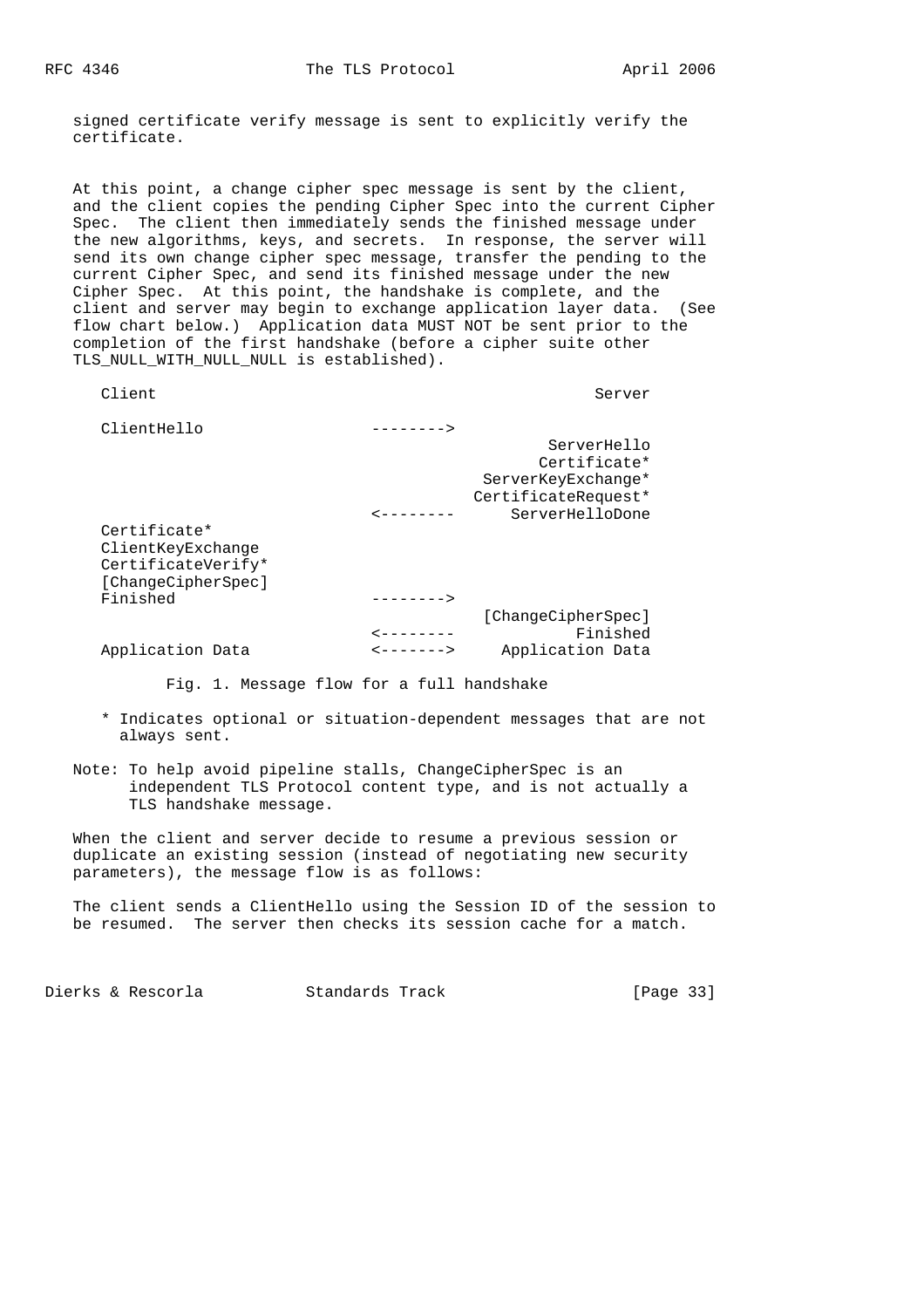signed certificate verify message is sent to explicitly verify the certificate.

At this point, a change cipher spec message is sent by the client, and the client copies the pending Cipher Spec into the current Cipher Spec. The client then immediately sends the finished message under the new algorithms, keys, and secrets. In response, the server will send its own change cipher spec message, transfer the pending to the current Cipher Spec, and send its finished message under the new Cipher Spec. At this point, the handshake is complete, and the client and server may begin to exchange application layer data. (See flow chart below.) Application data MUST NOT be sent prior to the completion of the first handshake (before a cipher suite other TLS_NULL_WITH_NULL_NULL is established).

```
      Client                                               Server

      ClientHello                  -------->
                                                      ServerHello
                                                     Certificate*
                                               ServerKeyExchange*
                                              CertificateRequest*
                                   <--------      ServerHelloDone
      Certificate*
      ClientKeyExchange
      CertificateVerify*
      [ChangeCipherSpec]
      Finished                     -------->
                                               [ChangeCipherSpec]
                                   <--------             Finished
      Application Data             <------->     Application Data
```

Fig. 1. Message flow for a full handshake

\* Indicates optional or situation-dependent messages that are not always sent.

Note: To help avoid pipeline stalls, ChangeCipherSpec is an independent TLS Protocol content type, and is not actually a TLS handshake message.

When the client and server decide to resume a previous session or duplicate an existing session (instead of negotiating new security parameters), the message flow is as follows:

The client sends a ClientHello using the Session ID of the session to be resumed. The server then checks its session cache for a match.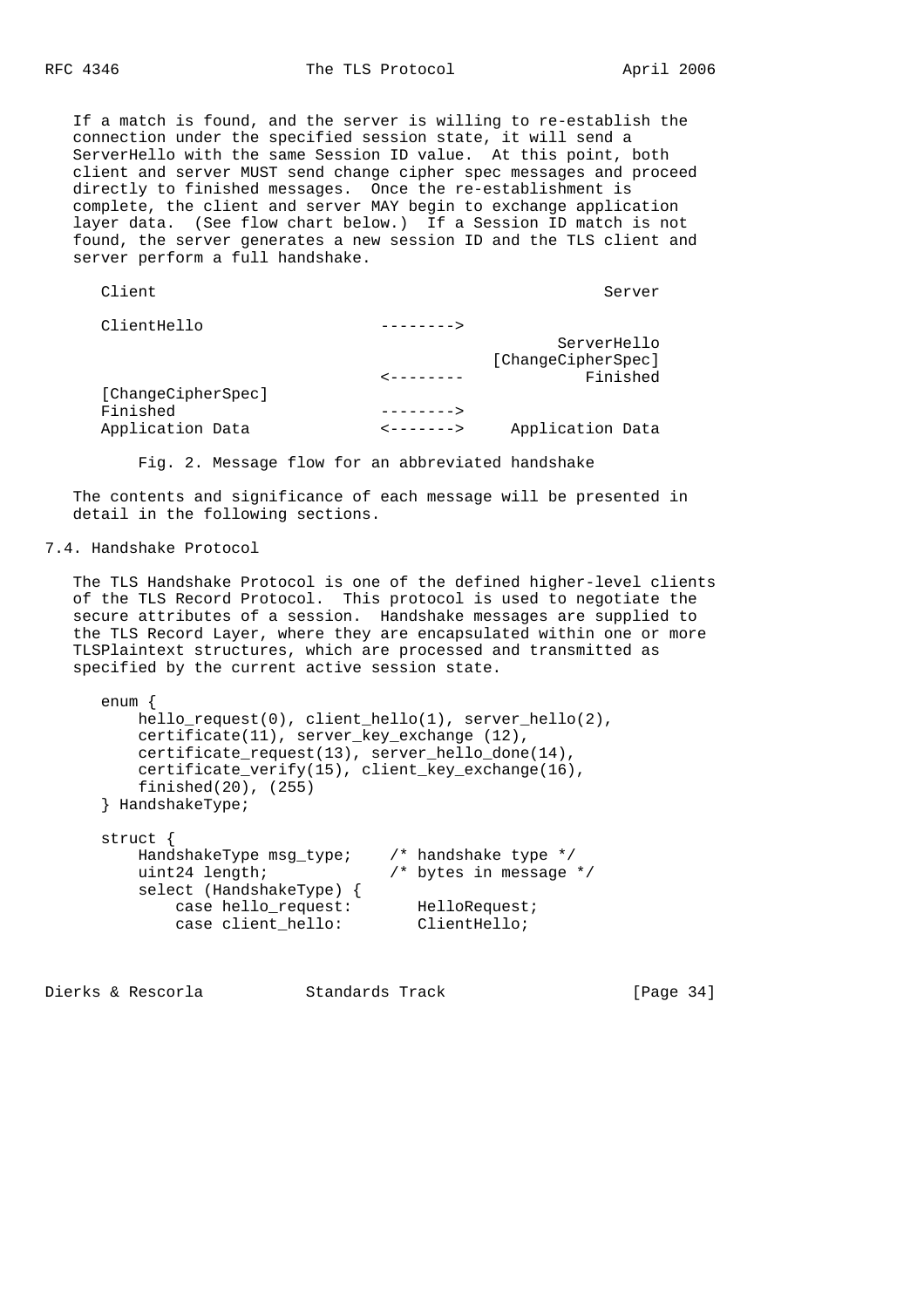If a match is found, and the server is willing to re-establish the connection under the specified session state, it will send a ServerHello with the same Session ID value. At this point, both client and server MUST send change cipher spec messages and proceed directly to finished messages. Once the re-establishment is complete, the client and server MAY begin to exchange application layer data. (See flow chart below.) If a Session ID match is not found, the server generates a new session ID and the TLS client and server perform a full handshake.

```
Client                                                Server

ClientHello                   -------->
                                                 ServerHello
                                          [ChangeCipherSpec]
                              <--------             Finished
[ChangeCipherSpec]
Finished                      -------->
Application Data              <------->     Application Data
```

Fig. 2. Message flow for an abbreviated handshake

The contents and significance of each message will be presented in detail in the following sections.

## 7.4. Handshake Protocol

The TLS Handshake Protocol is one of the defined higher-level clients of the TLS Record Protocol. This protocol is used to negotiate the secure attributes of a session. Handshake messages are supplied to the TLS Record Layer, where they are encapsulated within one or more TLSPlaintext structures, which are processed and transmitted as specified by the current active session state.

```
enum {
    hello_request(0), client_hello(1), server_hello(2),
    certificate(11), server_key_exchange (12),
    certificate_request(13), server_hello_done(14),
    certificate_verify(15), client_key_exchange(16),
    finished(20), (255)
} HandshakeType;

struct {
    HandshakeType msg_type;    /* handshake type */
    uint24 length;             /* bytes in message */
    select (HandshakeType) {
        case hello_request:       HelloRequest;
        case client_hello:        ClientHello;
```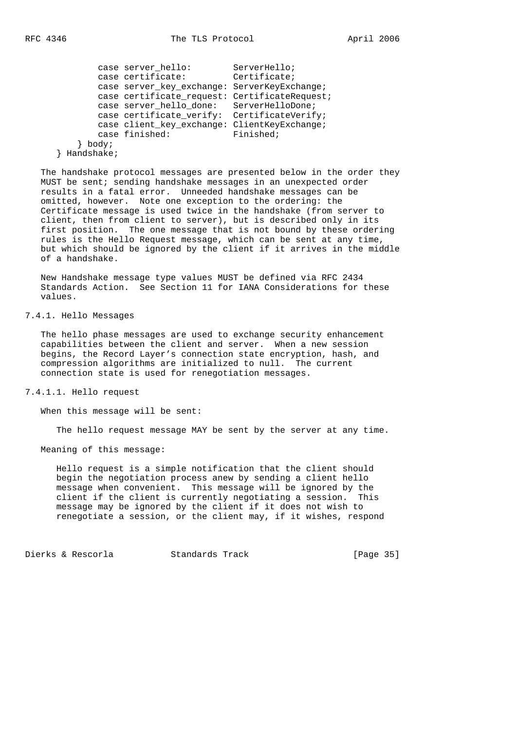```
            case server_hello:        ServerHello;
            case certificate:         Certificate;
            case server_key_exchange: ServerKeyExchange;
            case certificate_request: CertificateRequest;
            case server_hello_done:   ServerHelloDone;
            case certificate_verify:  CertificateVerify;
            case client_key_exchange: ClientKeyExchange;
            case finished:            Finished;
        } body;
    } Handshake;
```

The handshake protocol messages are presented below in the order they MUST be sent; sending handshake messages in an unexpected order results in a fatal error. Unneeded handshake messages can be omitted, however. Note one exception to the ordering: the Certificate message is used twice in the handshake (from server to client, then from client to server), but is described only in its first position. The one message that is not bound by these ordering rules is the Hello Request message, which can be sent at any time, but which should be ignored by the client if it arrives in the middle of a handshake.

New Handshake message type values MUST be defined via RFC 2434 Standards Action. See Section 11 for IANA Considerations for these values.

### 7.4.1. Hello Messages

The hello phase messages are used to exchange security enhancement capabilities between the client and server. When a new session begins, the Record Layer's connection state encryption, hash, and compression algorithms are initialized to null. The current connection state is used for renegotiation messages.

#### 7.4.1.1. Hello request

When this message will be sent:

The hello request message MAY be sent by the server at any time.

Meaning of this message:

Hello request is a simple notification that the client should begin the negotiation process anew by sending a client hello message when convenient. This message will be ignored by the client if the client is currently negotiating a session. This message may be ignored by the client if it does not wish to renegotiate a session, or the client may, if it wishes, respond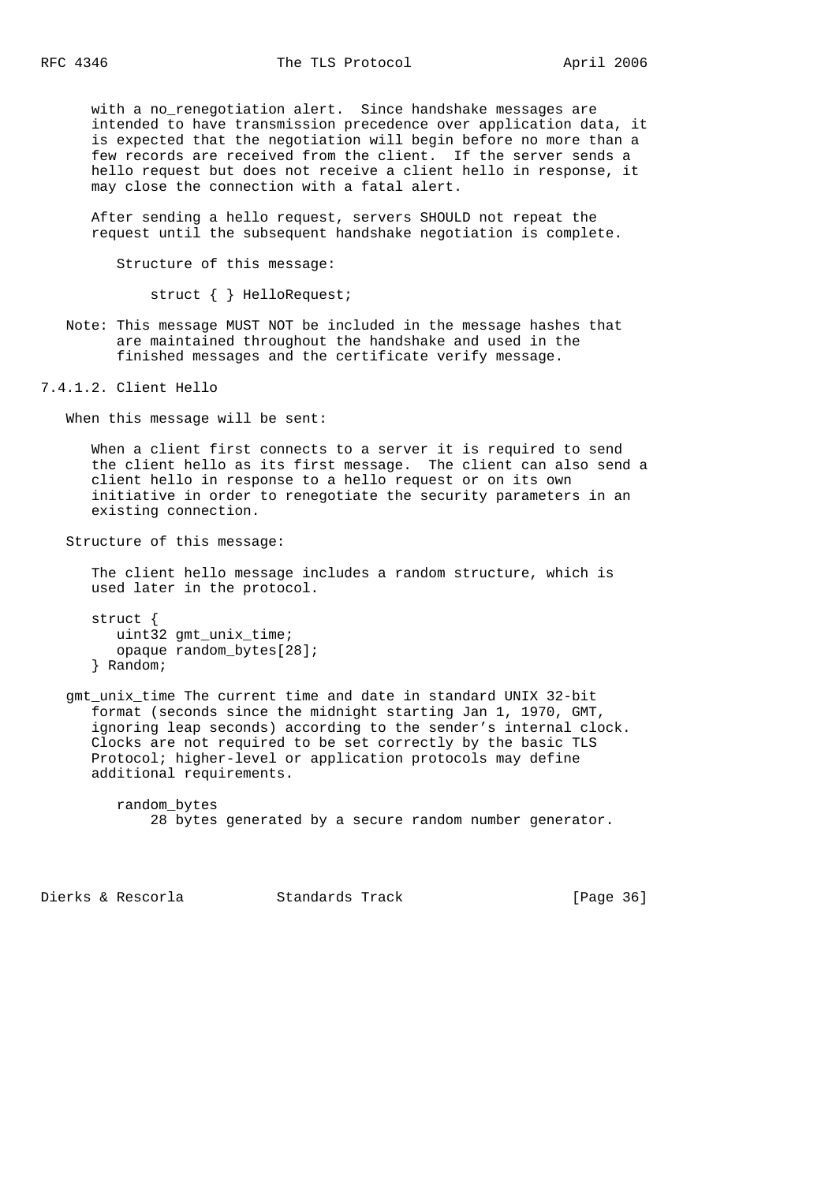with a no_renegotiation alert. Since handshake messages are intended to have transmission precedence over application data, it is expected that the negotiation will begin before no more than a few records are received from the client. If the server sends a hello request but does not receive a client hello in response, it may close the connection with a fatal alert.

After sending a hello request, servers SHOULD not repeat the request until the subsequent handshake negotiation is complete.

Structure of this message:

```
struct { } HelloRequest;
```

Note: This message MUST NOT be included in the message hashes that are maintained throughout the handshake and used in the finished messages and the certificate verify message.

### 7.4.1.2. Client Hello

When this message will be sent:

When a client first connects to a server it is required to send the client hello as its first message. The client can also send a client hello in response to a hello request or on its own initiative in order to renegotiate the security parameters in an existing connection.

Structure of this message:

The client hello message includes a random structure, which is used later in the protocol.

```
struct {
   uint32 gmt_unix_time;
   opaque random_bytes[28];
} Random;
```

gmt_unix_time The current time and date in standard UNIX 32-bit format (seconds since the midnight starting Jan 1, 1970, GMT, ignoring leap seconds) according to the sender's internal clock. Clocks are not required to be set correctly by the basic TLS Protocol; higher-level or application protocols may define additional requirements.

random_bytes
28 bytes generated by a secure random number generator.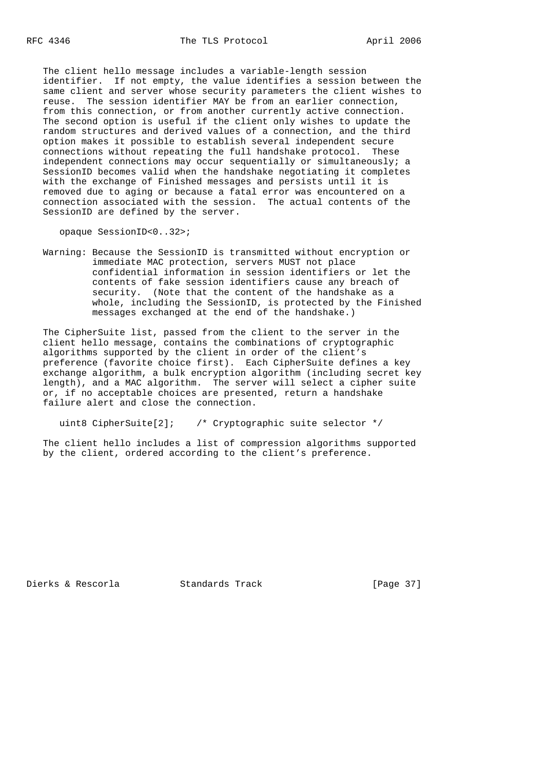The client hello message includes a variable-length session identifier. If not empty, the value identifies a session between the same client and server whose security parameters the client wishes to reuse. The session identifier MAY be from an earlier connection, from this connection, or from another currently active connection. The second option is useful if the client only wishes to update the random structures and derived values of a connection, and the third option makes it possible to establish several independent secure connections without repeating the full handshake protocol. These independent connections may occur sequentially or simultaneously; a SessionID becomes valid when the handshake negotiating it completes with the exchange of Finished messages and persists until it is removed due to aging or because a fatal error was encountered on a connection associated with the session. The actual contents of the SessionID are defined by the server.

```
opaque SessionID<0..32>;
```

Warning: Because the SessionID is transmitted without encryption or immediate MAC protection, servers MUST not place confidential information in session identifiers or let the contents of fake session identifiers cause any breach of security. (Note that the content of the handshake as a whole, including the SessionID, is protected by the Finished messages exchanged at the end of the handshake.)

The CipherSuite list, passed from the client to the server in the client hello message, contains the combinations of cryptographic algorithms supported by the client in order of the client's preference (favorite choice first). Each CipherSuite defines a key exchange algorithm, a bulk encryption algorithm (including secret key length), and a MAC algorithm. The server will select a cipher suite or, if no acceptable choices are presented, return a handshake failure alert and close the connection.

```
uint8 CipherSuite[2];    /* Cryptographic suite selector */
```

The client hello includes a list of compression algorithms supported by the client, ordered according to the client's preference.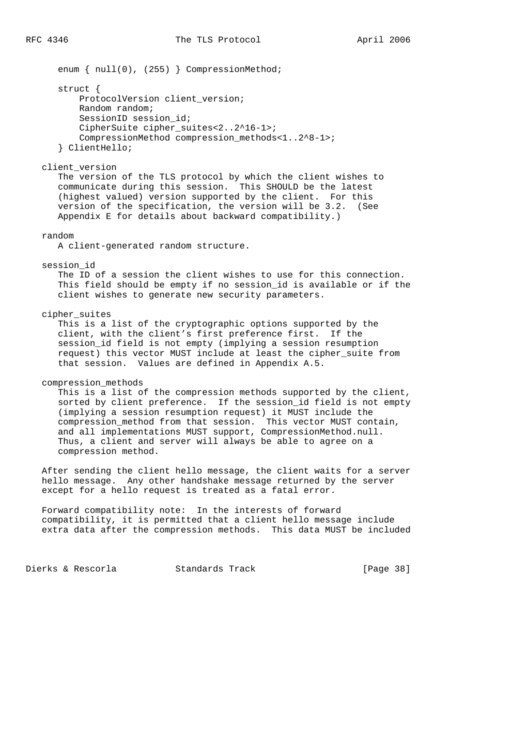```
enum { null(0), (255) } CompressionMethod;

struct {
    ProtocolVersion client_version;
    Random random;
    SessionID session_id;
    CipherSuite cipher_suites<2..2^16-1>;
    CompressionMethod compression_methods<1..2^8-1>;
} ClientHello;
```

client_version

The version of the TLS protocol by which the client wishes to communicate during this session. This SHOULD be the latest (highest valued) version supported by the client. For this version of the specification, the version will be 3.2. (See Appendix E for details about backward compatibility.)

random

A client-generated random structure.

session_id

The ID of a session the client wishes to use for this connection. This field should be empty if no session_id is available or if the client wishes to generate new security parameters.

cipher_suites

This is a list of the cryptographic options supported by the client, with the client's first preference first. If the session_id field is not empty (implying a session resumption request) this vector MUST include at least the cipher_suite from that session. Values are defined in Appendix A.5.

compression_methods

This is a list of the compression methods supported by the client, sorted by client preference. If the session_id field is not empty (implying a session resumption request) it MUST include the compression_method from that session. This vector MUST contain, and all implementations MUST support, CompressionMethod.null. Thus, a client and server will always be able to agree on a compression method.

After sending the client hello message, the client waits for a server hello message. Any other handshake message returned by the server except for a hello request is treated as a fatal error.

Forward compatibility note: In the interests of forward compatibility, it is permitted that a client hello message include extra data after the compression methods. This data MUST be included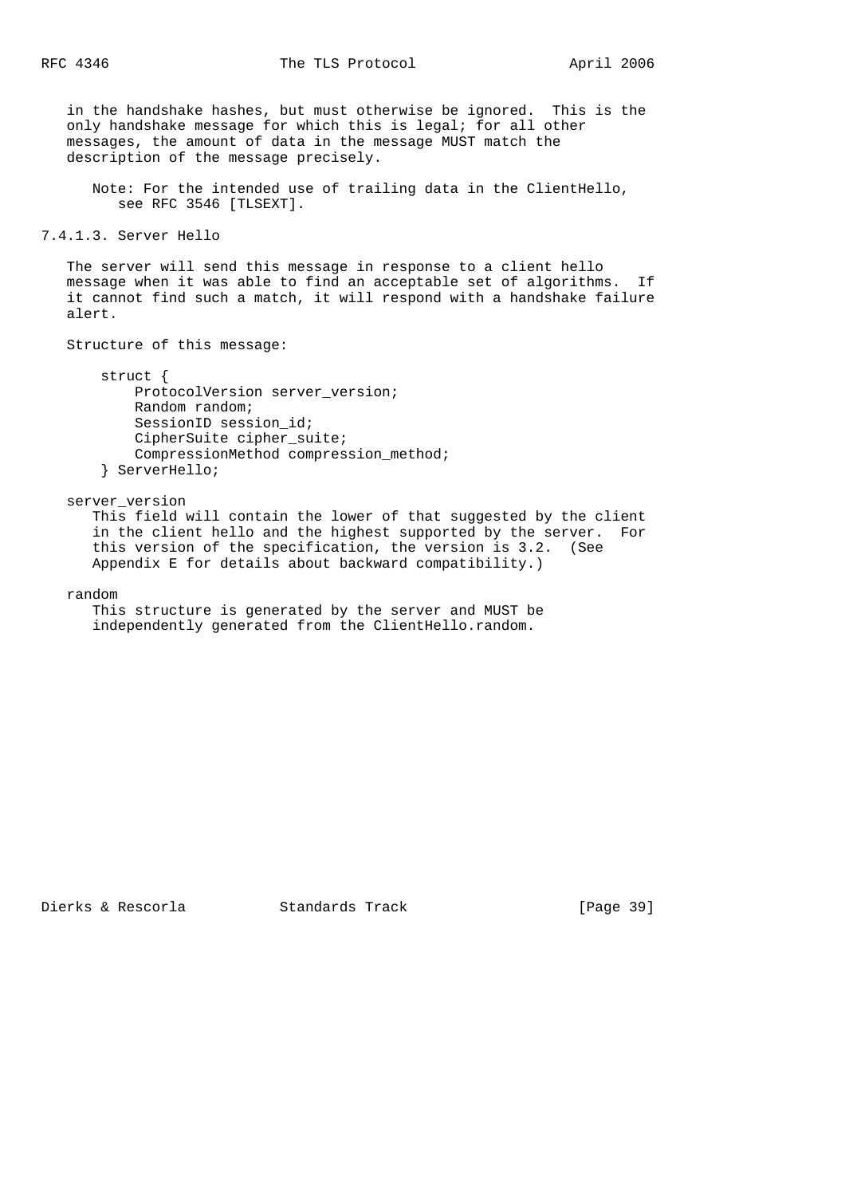in the handshake hashes, but must otherwise be ignored. This is the only handshake message for which this is legal; for all other messages, the amount of data in the message MUST match the description of the message precisely.

Note: For the intended use of trailing data in the ClientHello, see RFC 3546 [TLSEXT].

### 7.4.1.3. Server Hello

The server will send this message in response to a client hello message when it was able to find an acceptable set of algorithms. If it cannot find such a match, it will respond with a handshake failure alert.

Structure of this message:

```
struct {
    ProtocolVersion server_version;
    Random random;
    SessionID session_id;
    CipherSuite cipher_suite;
    CompressionMethod compression_method;
} ServerHello;
```

server_version
: This field will contain the lower of that suggested by the client in the client hello and the highest supported by the server. For this version of the specification, the version is 3.2. (See Appendix E for details about backward compatibility.)

random
: This structure is generated by the server and MUST be independently generated from the ClientHello.random.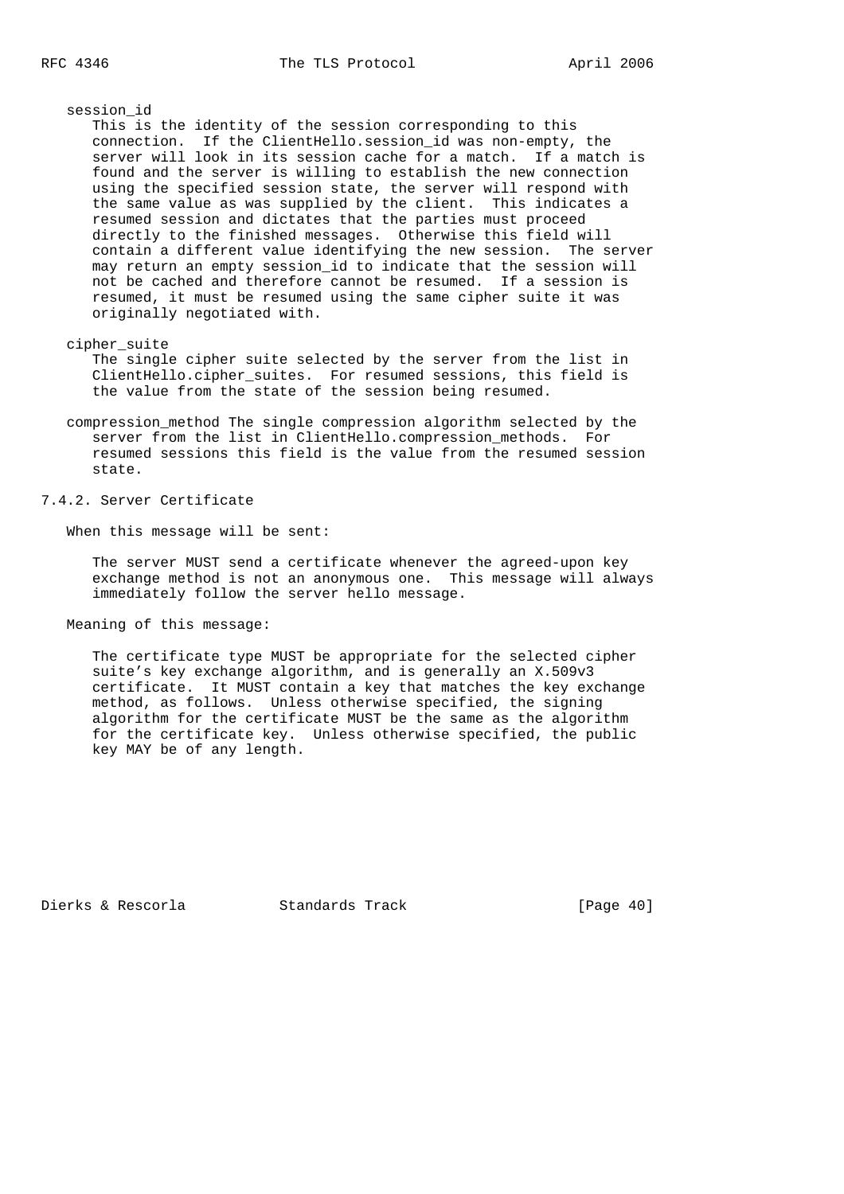session_id

This is the identity of the session corresponding to this connection. If the ClientHello.session_id was non-empty, the server will look in its session cache for a match. If a match is found and the server is willing to establish the new connection using the specified session state, the server will respond with the same value as was supplied by the client. This indicates a resumed session and dictates that the parties must proceed directly to the finished messages. Otherwise this field will contain a different value identifying the new session. The server may return an empty session_id to indicate that the session will not be cached and therefore cannot be resumed. If a session is resumed, it must be resumed using the same cipher suite it was originally negotiated with.

cipher_suite

The single cipher suite selected by the server from the list in ClientHello.cipher_suites. For resumed sessions, this field is the value from the state of the session being resumed.

compression_method The single compression algorithm selected by the server from the list in ClientHello.compression_methods. For resumed sessions this field is the value from the resumed session state.

### 7.4.2. Server Certificate

When this message will be sent:

The server MUST send a certificate whenever the agreed-upon key exchange method is not an anonymous one. This message will always immediately follow the server hello message.

Meaning of this message:

The certificate type MUST be appropriate for the selected cipher suite's key exchange algorithm, and is generally an X.509v3 certificate. It MUST contain a key that matches the key exchange method, as follows. Unless otherwise specified, the signing algorithm for the certificate MUST be the same as the algorithm for the certificate key. Unless otherwise specified, the public key MAY be of any length.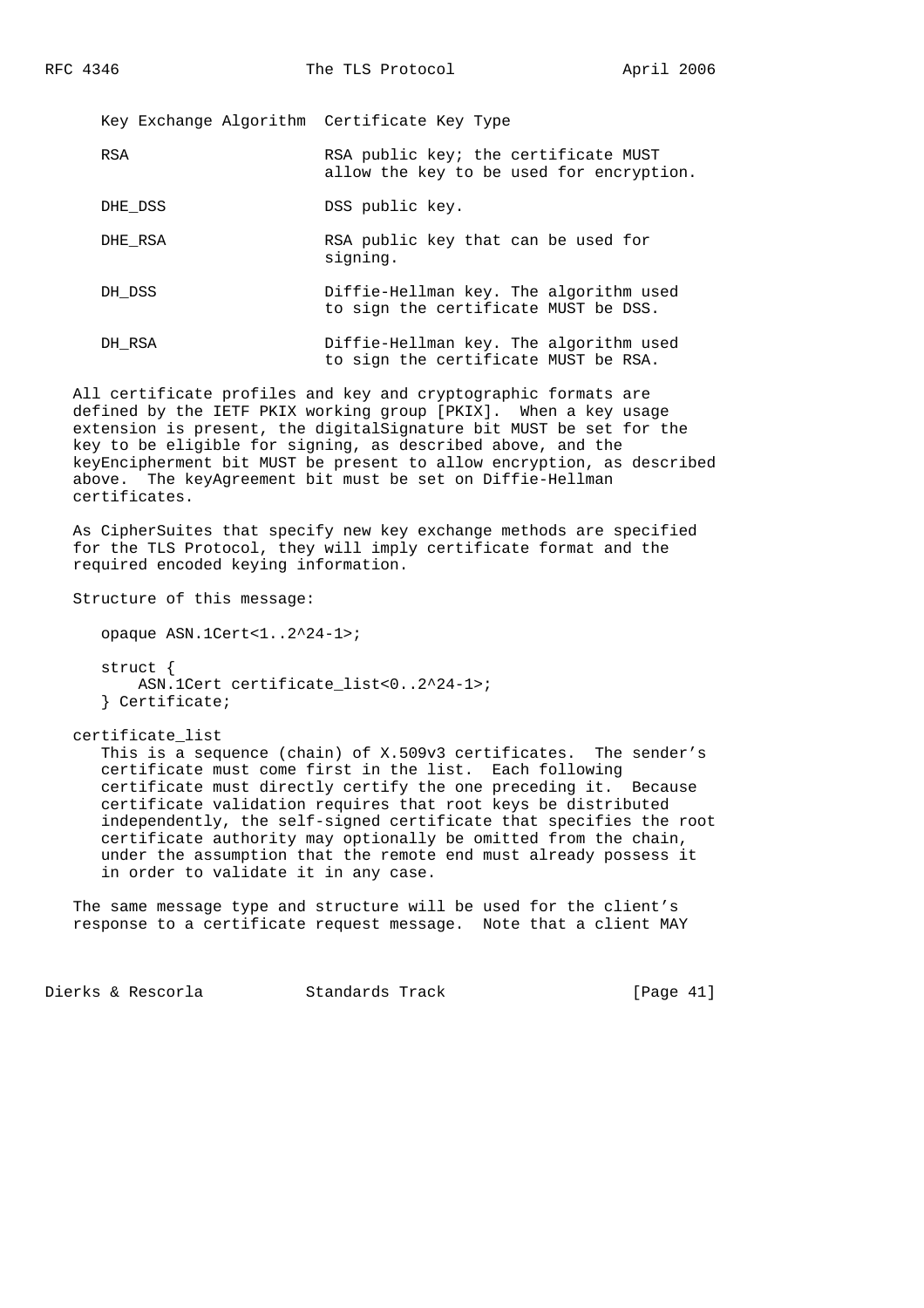| Key Exchange Algorithm | Certificate Key Type |
|---|---|
| RSA | RSA public key; the certificate MUST allow the key to be used for encryption. |
| DHE_DSS | DSS public key. |
| DHE_RSA | RSA public key that can be used for signing. |
| DH_DSS | Diffie-Hellman key. The algorithm used to sign the certificate MUST be DSS. |
| DH_RSA | Diffie-Hellman key. The algorithm used to sign the certificate MUST be RSA. |

All certificate profiles and key and cryptographic formats are defined by the IETF PKIX working group [PKIX]. When a key usage extension is present, the digitalSignature bit MUST be set for the key to be eligible for signing, as described above, and the keyEncipherment bit MUST be present to allow encryption, as described above. The keyAgreement bit must be set on Diffie-Hellman certificates.

As CipherSuites that specify new key exchange methods are specified for the TLS Protocol, they will imply certificate format and the required encoded keying information.

Structure of this message:

```
opaque ASN.1Cert<1..2^24-1>;

struct {
    ASN.1Cert certificate_list<0..2^24-1>;
} Certificate;
```

certificate_list
: This is a sequence (chain) of X.509v3 certificates. The sender's certificate must come first in the list. Each following certificate must directly certify the one preceding it. Because certificate validation requires that root keys be distributed independently, the self-signed certificate that specifies the root certificate authority may optionally be omitted from the chain, under the assumption that the remote end must already possess it in order to validate it in any case.

The same message type and structure will be used for the client's response to a certificate request message. Note that a client MAY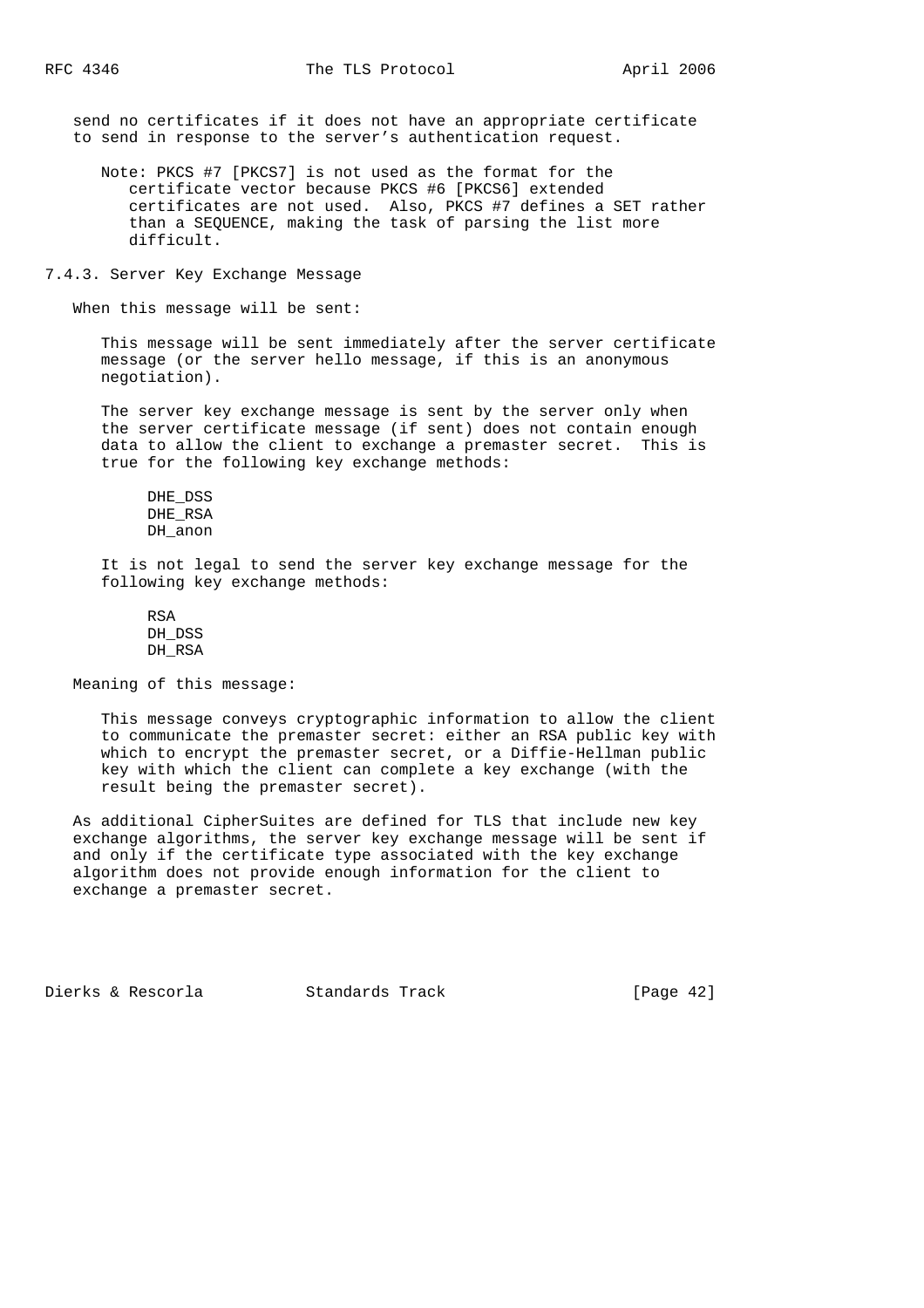send no certificates if it does not have an appropriate certificate to send in response to the server's authentication request.

> Note: PKCS #7 [PKCS7] is not used as the format for the certificate vector because PKCS #6 [PKCS6] extended certificates are not used. Also, PKCS #7 defines a SET rather than a SEQUENCE, making the task of parsing the list more difficult.

### 7.4.3. Server Key Exchange Message

When this message will be sent:

This message will be sent immediately after the server certificate message (or the server hello message, if this is an anonymous negotiation).

The server key exchange message is sent by the server only when the server certificate message (if sent) does not contain enough data to allow the client to exchange a premaster secret. This is true for the following key exchange methods:

- DHE_DSS
- DHE_RSA
- DH_anon

It is not legal to send the server key exchange message for the following key exchange methods:

- RSA
- DH_DSS
- DH_RSA

Meaning of this message:

This message conveys cryptographic information to allow the client to communicate the premaster secret: either an RSA public key with which to encrypt the premaster secret, or a Diffie-Hellman public key with which the client can complete a key exchange (with the result being the premaster secret).

As additional CipherSuites are defined for TLS that include new key exchange algorithms, the server key exchange message will be sent if and only if the certificate type associated with the key exchange algorithm does not provide enough information for the client to exchange a premaster secret.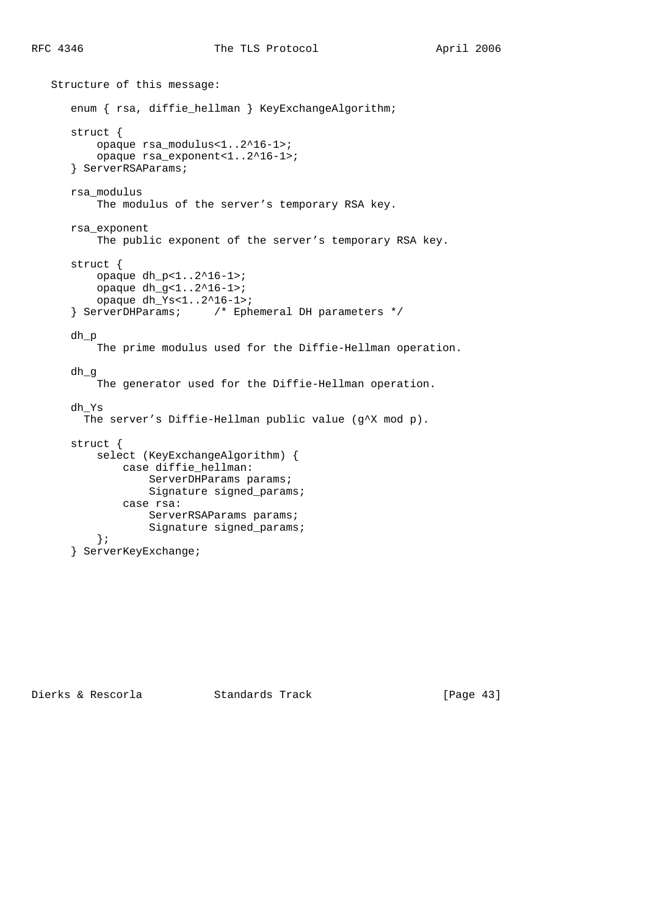Structure of this message:

```
enum { rsa, diffie_hellman } KeyExchangeAlgorithm;

struct {
    opaque rsa_modulus<1..2^16-1>;
    opaque rsa_exponent<1..2^16-1>;
} ServerRSAParams;
```

rsa_modulus
    The modulus of the server's temporary RSA key.

rsa_exponent
    The public exponent of the server's temporary RSA key.

```
struct {
    opaque dh_p<1..2^16-1>;
    opaque dh_g<1..2^16-1>;
    opaque dh_Ys<1..2^16-1>;
} ServerDHParams;     /* Ephemeral DH parameters */
```

dh_p
    The prime modulus used for the Diffie-Hellman operation.

dh_g
    The generator used for the Diffie-Hellman operation.

dh_Ys
    The server's Diffie-Hellman public value (g^X mod p).

```
struct {
    select (KeyExchangeAlgorithm) {
        case diffie_hellman:
            ServerDHParams params;
            Signature signed_params;
        case rsa:
            ServerRSAParams params;
            Signature signed_params;
    };
} ServerKeyExchange;
```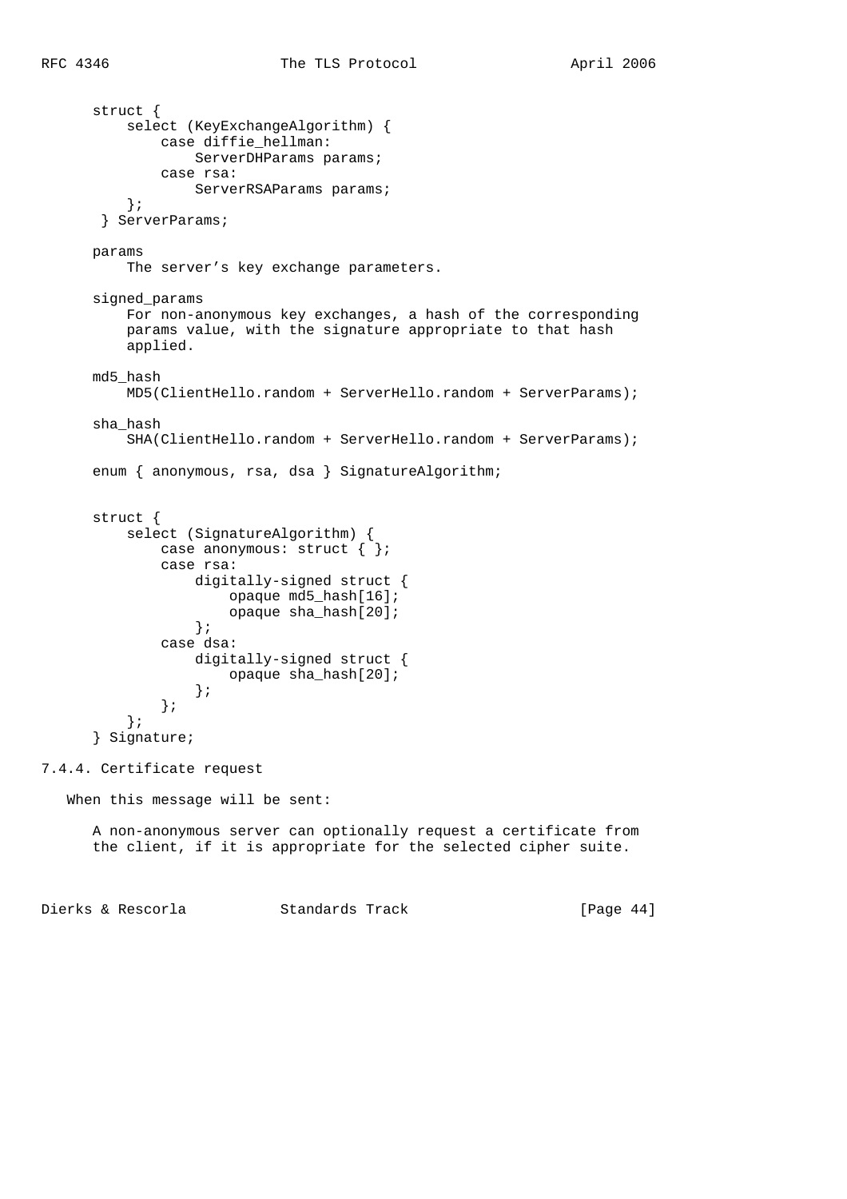```
   struct {
       select (KeyExchangeAlgorithm) {
           case diffie_hellman:
               ServerDHParams params;
           case rsa:
               ServerRSAParams params;
       };
    } ServerParams;

   params
       The server's key exchange parameters.

   signed_params
       For non-anonymous key exchanges, a hash of the corresponding
       params value, with the signature appropriate to that hash
       applied.

   md5_hash
       MD5(ClientHello.random + ServerHello.random + ServerParams);

   sha_hash
       SHA(ClientHello.random + ServerHello.random + ServerParams);

   enum { anonymous, rsa, dsa } SignatureAlgorithm;


   struct {
       select (SignatureAlgorithm) {
           case anonymous: struct { };
           case rsa:
               digitally-signed struct {
                   opaque md5_hash[16];
                   opaque sha_hash[20];
               };
           case dsa:
               digitally-signed struct {
                   opaque sha_hash[20];
               };
           };
       };
   } Signature;
```

### 7.4.4. Certificate request

When this message will be sent:

A non-anonymous server can optionally request a certificate from the client, if it is appropriate for the selected cipher suite.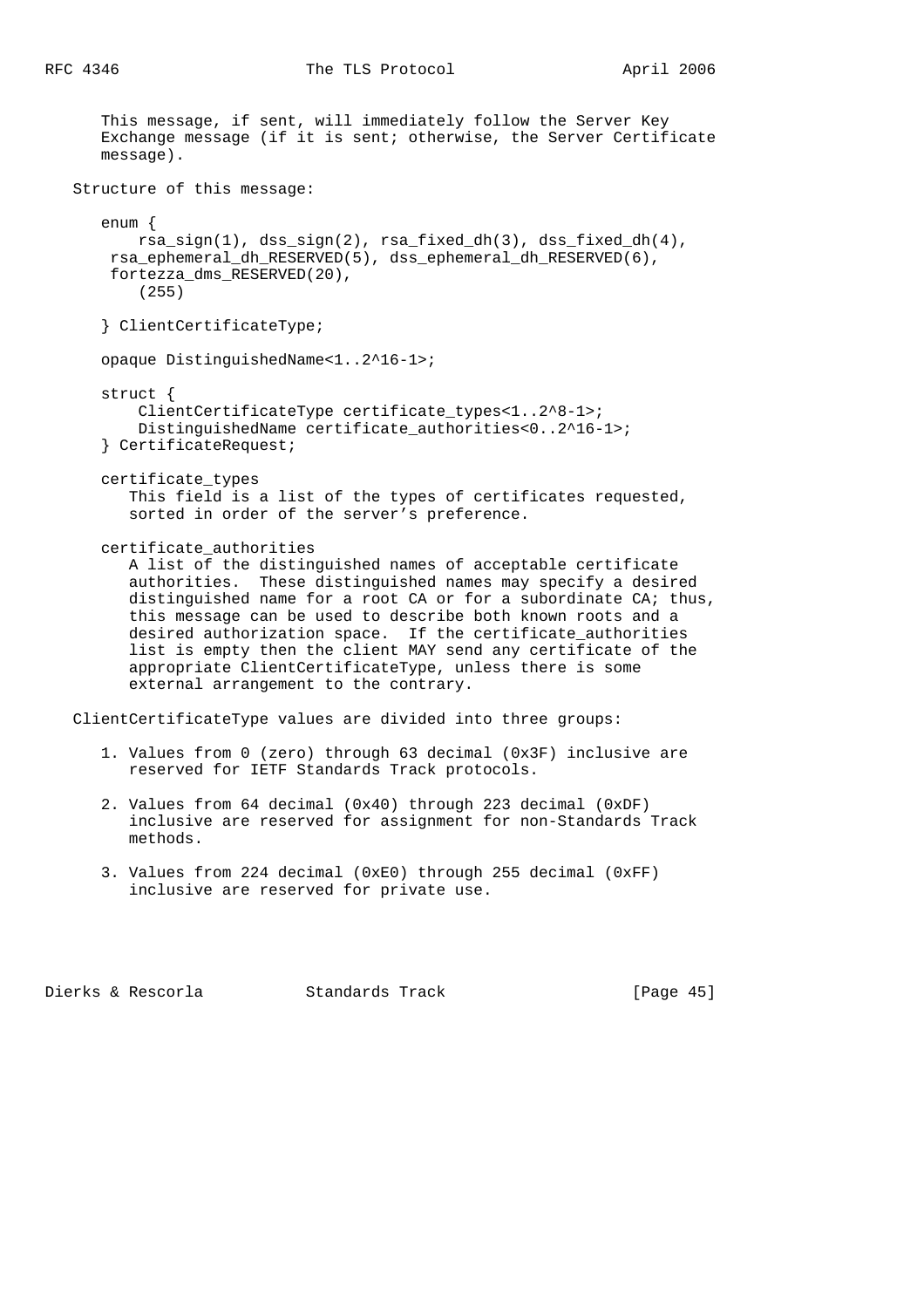This message, if sent, will immediately follow the Server Key Exchange message (if it is sent; otherwise, the Server Certificate message).

Structure of this message:

```
enum {
    rsa_sign(1), dss_sign(2), rsa_fixed_dh(3), dss_fixed_dh(4),
 rsa_ephemeral_dh_RESERVED(5), dss_ephemeral_dh_RESERVED(6),
 fortezza_dms_RESERVED(20),
    (255)

} ClientCertificateType;

opaque DistinguishedName<1..2^16-1>;

struct {
    ClientCertificateType certificate_types<1..2^8-1>;
    DistinguishedName certificate_authorities<0..2^16-1>;
} CertificateRequest;
```

certificate_types
: This field is a list of the types of certificates requested, sorted in order of the server's preference.

certificate_authorities
: A list of the distinguished names of acceptable certificate authorities. These distinguished names may specify a desired distinguished name for a root CA or for a subordinate CA; thus, this message can be used to describe both known roots and a desired authorization space. If the certificate_authorities list is empty then the client MAY send any certificate of the appropriate ClientCertificateType, unless there is some external arrangement to the contrary.

ClientCertificateType values are divided into three groups:

1. Values from 0 (zero) through 63 decimal (0x3F) inclusive are reserved for IETF Standards Track protocols.

2. Values from 64 decimal (0x40) through 223 decimal (0xDF) inclusive are reserved for assignment for non-Standards Track methods.

3. Values from 224 decimal (0xE0) through 255 decimal (0xFF) inclusive are reserved for private use.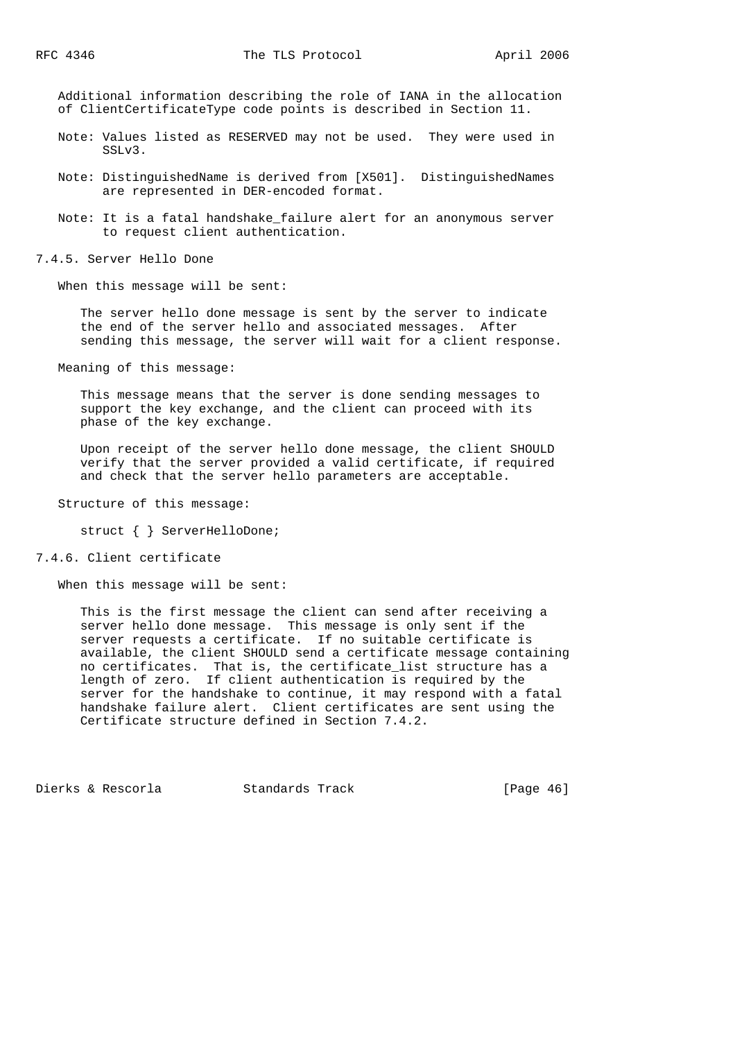Additional information describing the role of IANA in the allocation of ClientCertificateType code points is described in Section 11.

Note: Values listed as RESERVED may not be used. They were used in SSLv3.

Note: DistinguishedName is derived from [X501]. DistinguishedNames are represented in DER-encoded format.

Note: It is a fatal handshake_failure alert for an anonymous server to request client authentication.

### 7.4.5. Server Hello Done

When this message will be sent:

The server hello done message is sent by the server to indicate the end of the server hello and associated messages. After sending this message, the server will wait for a client response.

Meaning of this message:

This message means that the server is done sending messages to support the key exchange, and the client can proceed with its phase of the key exchange.

Upon receipt of the server hello done message, the client SHOULD verify that the server provided a valid certificate, if required and check that the server hello parameters are acceptable.

Structure of this message:

```
struct { } ServerHelloDone;
```

### 7.4.6. Client certificate

When this message will be sent:

This is the first message the client can send after receiving a server hello done message. This message is only sent if the server requests a certificate. If no suitable certificate is available, the client SHOULD send a certificate message containing no certificates. That is, the certificate_list structure has a length of zero. If client authentication is required by the server for the handshake to continue, it may respond with a fatal handshake failure alert. Client certificates are sent using the Certificate structure defined in Section 7.4.2.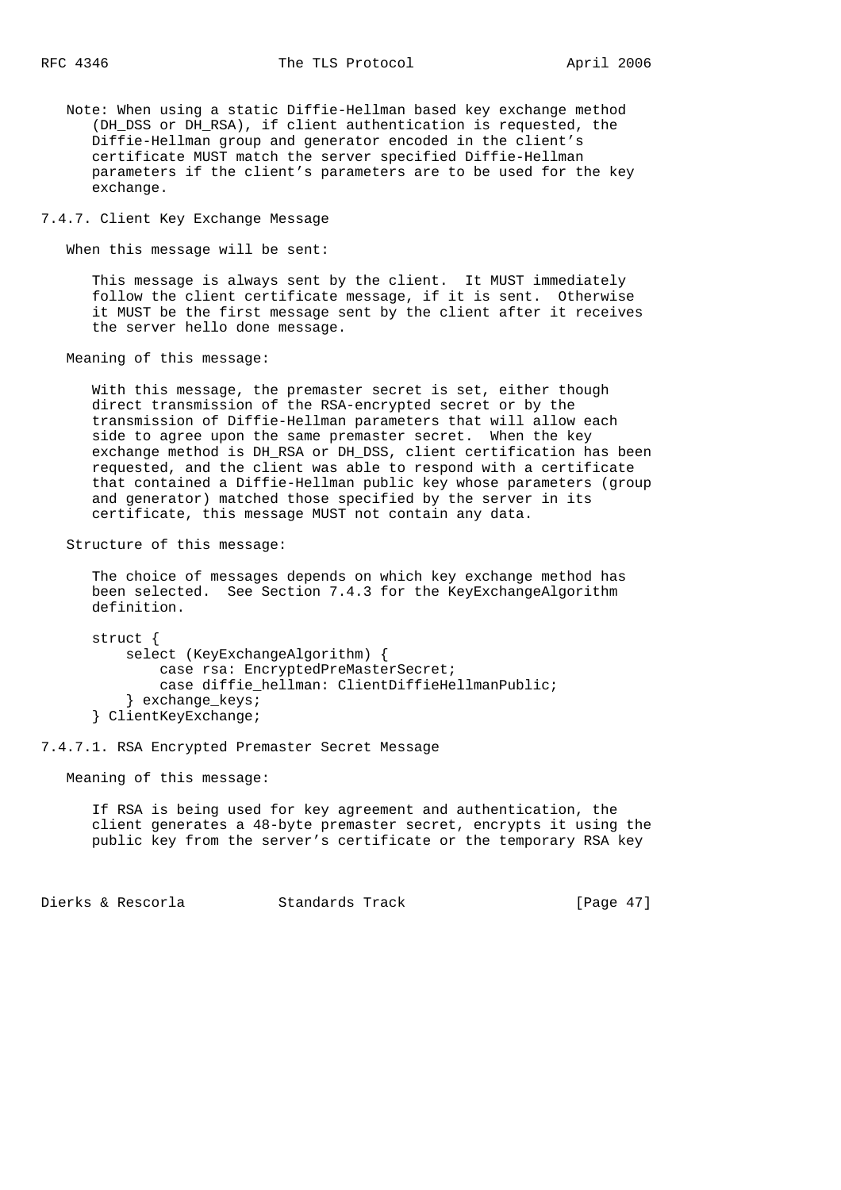Note: When using a static Diffie-Hellman based key exchange method (DH_DSS or DH_RSA), if client authentication is requested, the Diffie-Hellman group and generator encoded in the client's certificate MUST match the server specified Diffie-Hellman parameters if the client's parameters are to be used for the key exchange.

### 7.4.7. Client Key Exchange Message

When this message will be sent:

This message is always sent by the client. It MUST immediately follow the client certificate message, if it is sent. Otherwise it MUST be the first message sent by the client after it receives the server hello done message.

Meaning of this message:

With this message, the premaster secret is set, either though direct transmission of the RSA-encrypted secret or by the transmission of Diffie-Hellman parameters that will allow each side to agree upon the same premaster secret. When the key exchange method is DH_RSA or DH_DSS, client certification has been requested, and the client was able to respond with a certificate that contained a Diffie-Hellman public key whose parameters (group and generator) matched those specified by the server in its certificate, this message MUST not contain any data.

Structure of this message:

The choice of messages depends on which key exchange method has been selected. See Section 7.4.3 for the KeyExchangeAlgorithm definition.

```
struct {
    select (KeyExchangeAlgorithm) {
        case rsa: EncryptedPreMasterSecret;
        case diffie_hellman: ClientDiffieHellmanPublic;
    } exchange_keys;
} ClientKeyExchange;
```

#### 7.4.7.1. RSA Encrypted Premaster Secret Message

Meaning of this message:

If RSA is being used for key agreement and authentication, the client generates a 48-byte premaster secret, encrypts it using the public key from the server's certificate or the temporary RSA key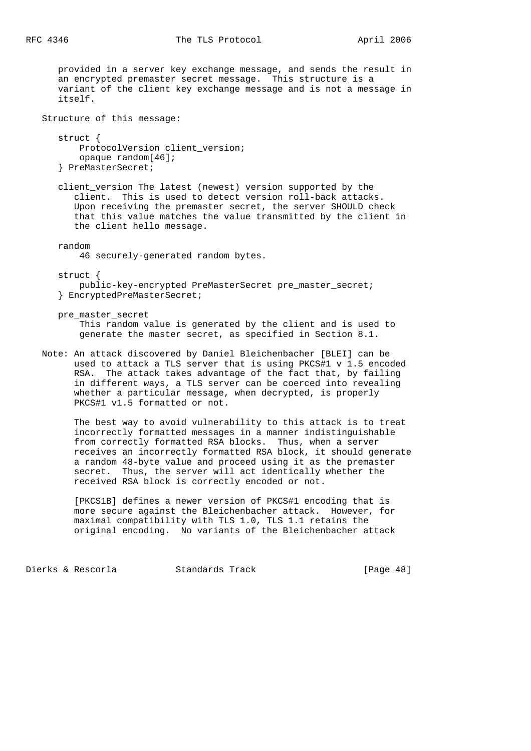provided in a server key exchange message, and sends the result in an encrypted premaster secret message. This structure is a variant of the client key exchange message and is not a message in itself.

Structure of this message:

```
struct {
    ProtocolVersion client_version;
    opaque random[46];
} PreMasterSecret;
```

client_version The latest (newest) version supported by the client. This is used to detect version roll-back attacks. Upon receiving the premaster secret, the server SHOULD check that this value matches the value transmitted by the client in the client hello message.

random
46 securely-generated random bytes.

```
struct {
    public-key-encrypted PreMasterSecret pre_master_secret;
} EncryptedPreMasterSecret;
```

pre_master_secret
This random value is generated by the client and is used to generate the master secret, as specified in Section 8.1.

Note: An attack discovered by Daniel Bleichenbacher [BLEI] can be used to attack a TLS server that is using PKCS#1 v 1.5 encoded RSA. The attack takes advantage of the fact that, by failing in different ways, a TLS server can be coerced into revealing whether a particular message, when decrypted, is properly PKCS#1 v1.5 formatted or not.

The best way to avoid vulnerability to this attack is to treat incorrectly formatted messages in a manner indistinguishable from correctly formatted RSA blocks. Thus, when a server receives an incorrectly formatted RSA block, it should generate a random 48-byte value and proceed using it as the premaster secret. Thus, the server will act identically whether the received RSA block is correctly encoded or not.

[PKCS1B] defines a newer version of PKCS#1 encoding that is more secure against the Bleichenbacher attack. However, for maximal compatibility with TLS 1.0, TLS 1.1 retains the original encoding. No variants of the Bleichenbacher attack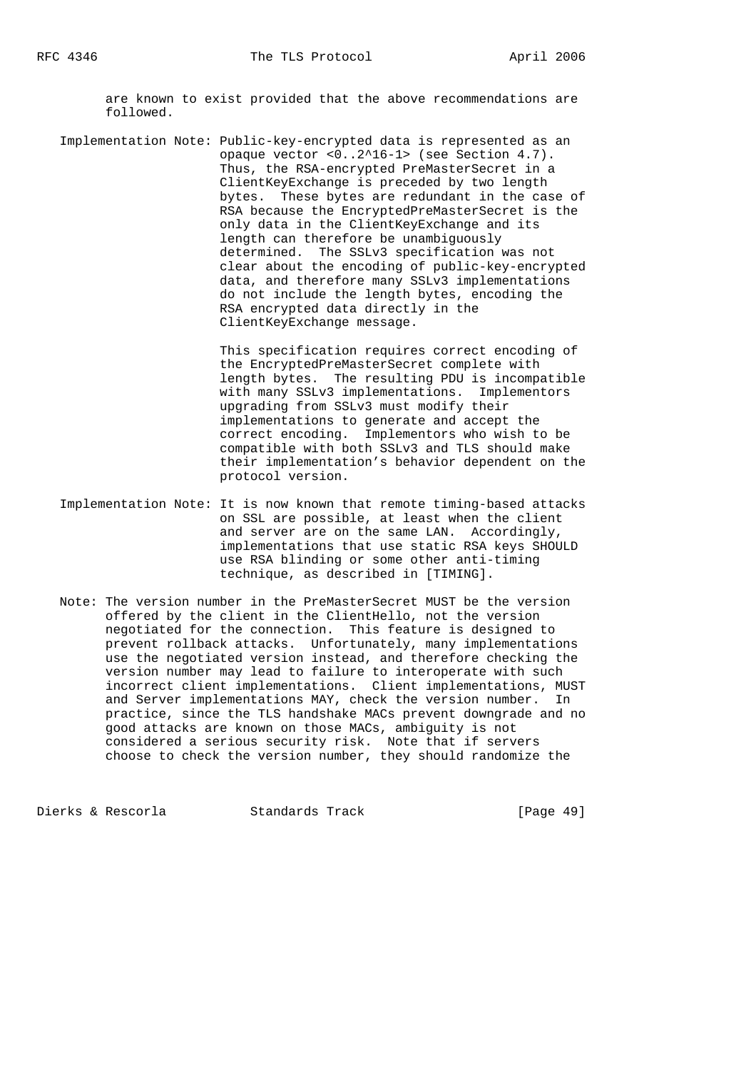are known to exist provided that the above recommendations are followed.

Implementation Note: Public-key-encrypted data is represented as an opaque vector <0..2^16-1> (see Section 4.7). Thus, the RSA-encrypted PreMasterSecret in a ClientKeyExchange is preceded by two length bytes. These bytes are redundant in the case of RSA because the EncryptedPreMasterSecret is the only data in the ClientKeyExchange and its length can therefore be unambiguously determined. The SSLv3 specification was not clear about the encoding of public-key-encrypted data, and therefore many SSLv3 implementations do not include the length bytes, encoding the RSA encrypted data directly in the ClientKeyExchange message.

This specification requires correct encoding of the EncryptedPreMasterSecret complete with length bytes. The resulting PDU is incompatible with many SSLv3 implementations. Implementors upgrading from SSLv3 must modify their implementations to generate and accept the correct encoding. Implementors who wish to be compatible with both SSLv3 and TLS should make their implementation's behavior dependent on the protocol version.

Implementation Note: It is now known that remote timing-based attacks on SSL are possible, at least when the client and server are on the same LAN. Accordingly, implementations that use static RSA keys SHOULD use RSA blinding or some other anti-timing technique, as described in [TIMING].

Note: The version number in the PreMasterSecret MUST be the version offered by the client in the ClientHello, not the version negotiated for the connection. This feature is designed to prevent rollback attacks. Unfortunately, many implementations use the negotiated version instead, and therefore checking the version number may lead to failure to interoperate with such incorrect client implementations. Client implementations, MUST and Server implementations MAY, check the version number. In practice, since the TLS handshake MACs prevent downgrade and no good attacks are known on those MACs, ambiguity is not considered a serious security risk. Note that if servers choose to check the version number, they should randomize the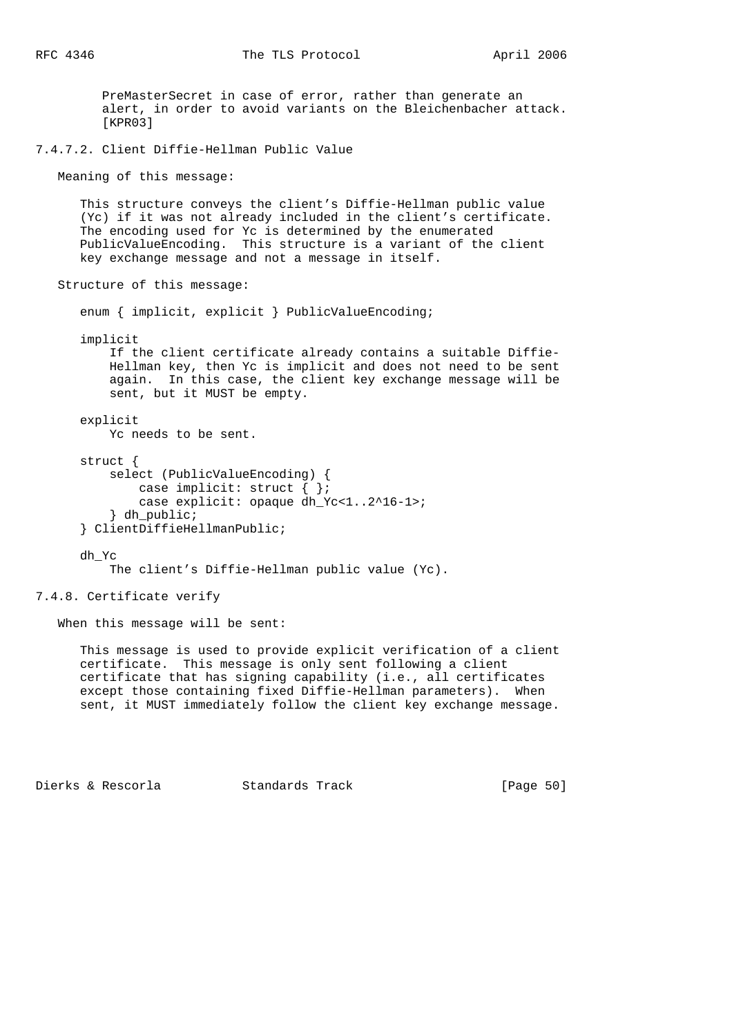PreMasterSecret in case of error, rather than generate an alert, in order to avoid variants on the Bleichenbacher attack. [KPR03]

#### 7.4.7.2. Client Diffie-Hellman Public Value

Meaning of this message:

This structure conveys the client's Diffie-Hellman public value (Yc) if it was not already included in the client's certificate. The encoding used for Yc is determined by the enumerated PublicValueEncoding. This structure is a variant of the client key exchange message and not a message in itself.

Structure of this message:

```
enum { implicit, explicit } PublicValueEncoding;
```

implicit
: If the client certificate already contains a suitable Diffie-Hellman key, then Yc is implicit and does not need to be sent again. In this case, the client key exchange message will be sent, but it MUST be empty.

explicit
: Yc needs to be sent.

```
struct {
    select (PublicValueEncoding) {
        case implicit: struct { };
        case explicit: opaque dh_Yc<1..2^16-1>;
    } dh_public;
} ClientDiffieHellmanPublic;
```

dh_Yc
: The client's Diffie-Hellman public value (Yc).

### 7.4.8. Certificate verify

When this message will be sent:

This message is used to provide explicit verification of a client certificate. This message is only sent following a client certificate that has signing capability (i.e., all certificates except those containing fixed Diffie-Hellman parameters). When sent, it MUST immediately follow the client key exchange message.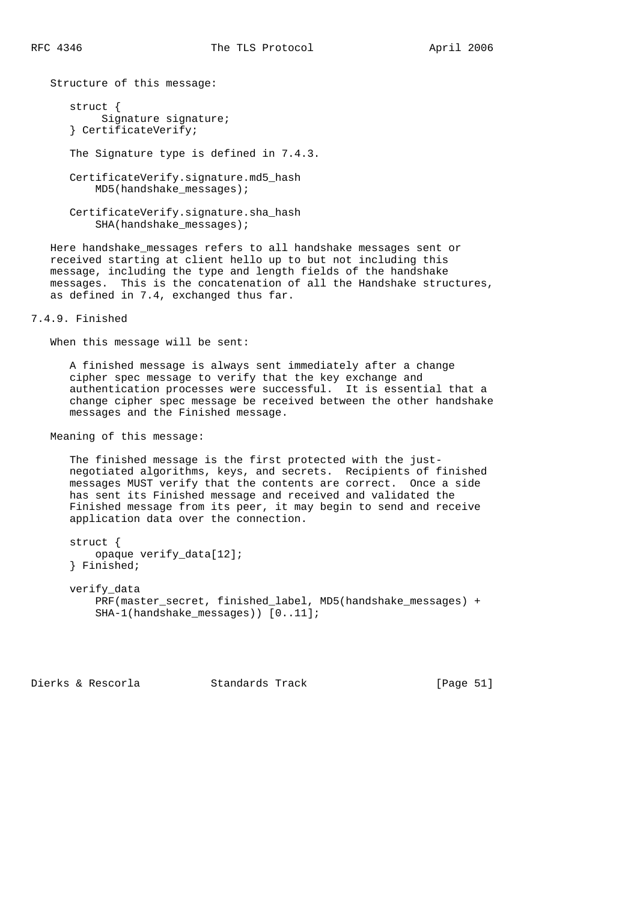Structure of this message:

```
struct {
     Signature signature;
} CertificateVerify;
```

The Signature type is defined in 7.4.3.

```
CertificateVerify.signature.md5_hash
    MD5(handshake_messages);

CertificateVerify.signature.sha_hash
    SHA(handshake_messages);
```

Here handshake_messages refers to all handshake messages sent or received starting at client hello up to but not including this message, including the type and length fields of the handshake messages. This is the concatenation of all the Handshake structures, as defined in 7.4, exchanged thus far.

### 7.4.9. Finished

When this message will be sent:

A finished message is always sent immediately after a change cipher spec message to verify that the key exchange and authentication processes were successful. It is essential that a change cipher spec message be received between the other handshake messages and the Finished message.

Meaning of this message:

The finished message is the first protected with the just-negotiated algorithms, keys, and secrets. Recipients of finished messages MUST verify that the contents are correct. Once a side has sent its Finished message and received and validated the Finished message from its peer, it may begin to send and receive application data over the connection.

```
struct {
    opaque verify_data[12];
} Finished;

verify_data
    PRF(master_secret, finished_label, MD5(handshake_messages) +
    SHA-1(handshake_messages)) [0..11];
```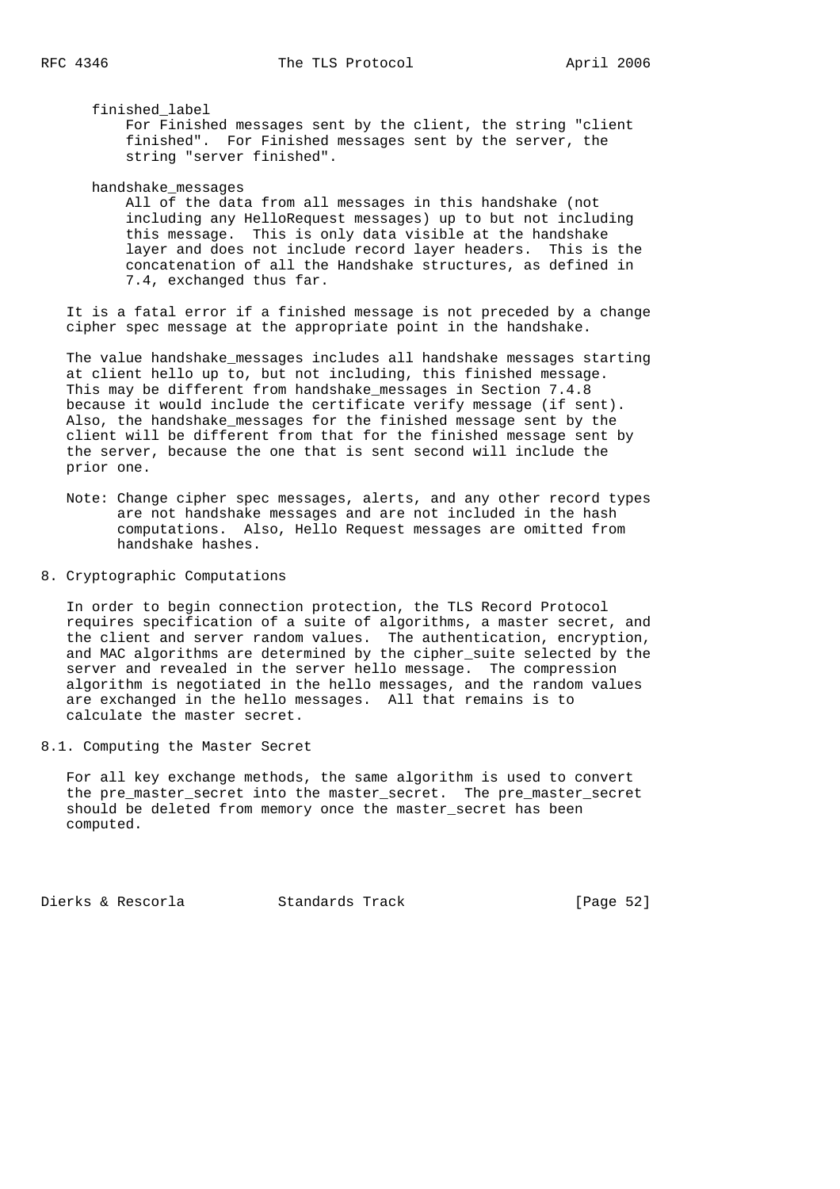finished_label
: For Finished messages sent by the client, the string "client finished". For Finished messages sent by the server, the string "server finished".

handshake_messages
: All of the data from all messages in this handshake (not including any HelloRequest messages) up to but not including this message. This is only data visible at the handshake layer and does not include record layer headers. This is the concatenation of all the Handshake structures, as defined in 7.4, exchanged thus far.

It is a fatal error if a finished message is not preceded by a change cipher spec message at the appropriate point in the handshake.

The value handshake_messages includes all handshake messages starting at client hello up to, but not including, this finished message. This may be different from handshake_messages in Section 7.4.8 because it would include the certificate verify message (if sent). Also, the handshake_messages for the finished message sent by the client will be different from that for the finished message sent by the server, because the one that is sent second will include the prior one.

Note: Change cipher spec messages, alerts, and any other record types are not handshake messages and are not included in the hash computations. Also, Hello Request messages are omitted from handshake hashes.

## 8. Cryptographic Computations

In order to begin connection protection, the TLS Record Protocol requires specification of a suite of algorithms, a master secret, and the client and server random values. The authentication, encryption, and MAC algorithms are determined by the cipher_suite selected by the server and revealed in the server hello message. The compression algorithm is negotiated in the hello messages, and the random values are exchanged in the hello messages. All that remains is to calculate the master secret.

### 8.1. Computing the Master Secret

For all key exchange methods, the same algorithm is used to convert the pre_master_secret into the master_secret. The pre_master_secret should be deleted from memory once the master_secret has been computed.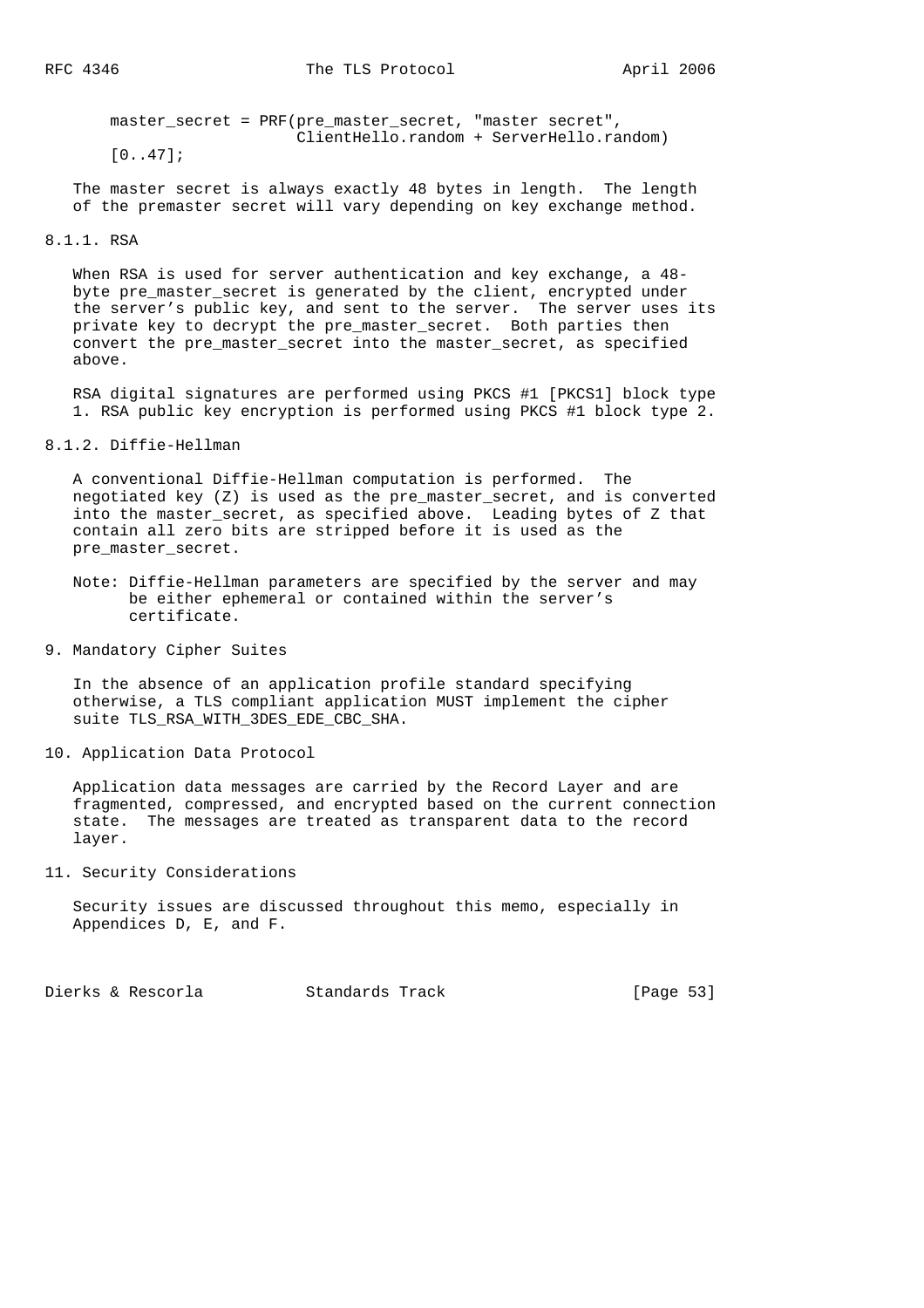```
master_secret = PRF(pre_master_secret, "master secret",
                    ClientHello.random + ServerHello.random)
[0..47];
```

The master secret is always exactly 48 bytes in length. The length of the premaster secret will vary depending on key exchange method.

### 8.1.1. RSA

When RSA is used for server authentication and key exchange, a 48-byte pre_master_secret is generated by the client, encrypted under the server's public key, and sent to the server. The server uses its private key to decrypt the pre_master_secret. Both parties then convert the pre_master_secret into the master_secret, as specified above.

RSA digital signatures are performed using PKCS #1 [PKCS1] block type 1. RSA public key encryption is performed using PKCS #1 block type 2.

### 8.1.2. Diffie-Hellman

A conventional Diffie-Hellman computation is performed. The negotiated key (Z) is used as the pre_master_secret, and is converted into the master_secret, as specified above. Leading bytes of Z that contain all zero bits are stripped before it is used as the pre_master_secret.

Note: Diffie-Hellman parameters are specified by the server and may be either ephemeral or contained within the server's certificate.

## 9. Mandatory Cipher Suites

In the absence of an application profile standard specifying otherwise, a TLS compliant application MUST implement the cipher suite TLS_RSA_WITH_3DES_EDE_CBC_SHA.

## 10. Application Data Protocol

Application data messages are carried by the Record Layer and are fragmented, compressed, and encrypted based on the current connection state. The messages are treated as transparent data to the record layer.

## 11. Security Considerations

Security issues are discussed throughout this memo, especially in Appendices D, E, and F.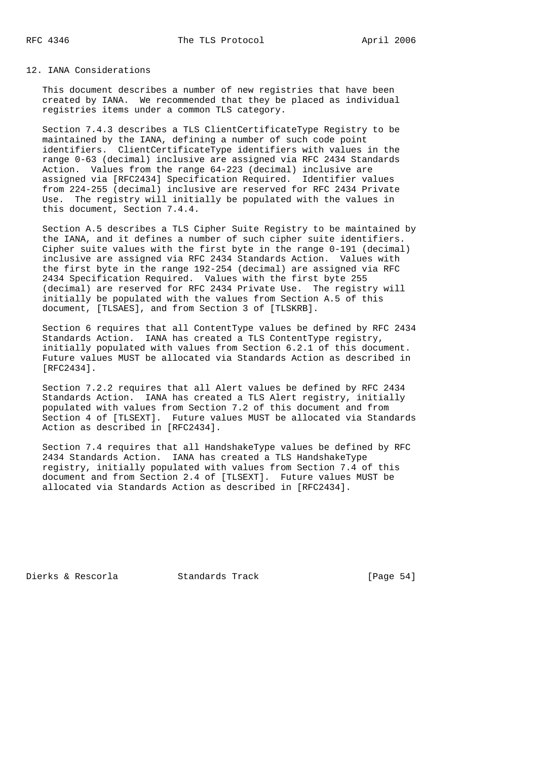## 12. IANA Considerations

This document describes a number of new registries that have been created by IANA. We recommended that they be placed as individual registries items under a common TLS category.

Section 7.4.3 describes a TLS ClientCertificateType Registry to be maintained by the IANA, defining a number of such code point identifiers. ClientCertificateType identifiers with values in the range 0-63 (decimal) inclusive are assigned via RFC 2434 Standards Action. Values from the range 64-223 (decimal) inclusive are assigned via [RFC2434] Specification Required. Identifier values from 224-255 (decimal) inclusive are reserved for RFC 2434 Private Use. The registry will initially be populated with the values in this document, Section 7.4.4.

Section A.5 describes a TLS Cipher Suite Registry to be maintained by the IANA, and it defines a number of such cipher suite identifiers. Cipher suite values with the first byte in the range 0-191 (decimal) inclusive are assigned via RFC 2434 Standards Action. Values with the first byte in the range 192-254 (decimal) are assigned via RFC 2434 Specification Required. Values with the first byte 255 (decimal) are reserved for RFC 2434 Private Use. The registry will initially be populated with the values from Section A.5 of this document, [TLSAES], and from Section 3 of [TLSKRB].

Section 6 requires that all ContentType values be defined by RFC 2434 Standards Action. IANA has created a TLS ContentType registry, initially populated with values from Section 6.2.1 of this document. Future values MUST be allocated via Standards Action as described in [RFC2434].

Section 7.2.2 requires that all Alert values be defined by RFC 2434 Standards Action. IANA has created a TLS Alert registry, initially populated with values from Section 7.2 of this document and from Section 4 of [TLSEXT]. Future values MUST be allocated via Standards Action as described in [RFC2434].

Section 7.4 requires that all HandshakeType values be defined by RFC 2434 Standards Action. IANA has created a TLS HandshakeType registry, initially populated with values from Section 7.4 of this document and from Section 2.4 of [TLSEXT]. Future values MUST be allocated via Standards Action as described in [RFC2434].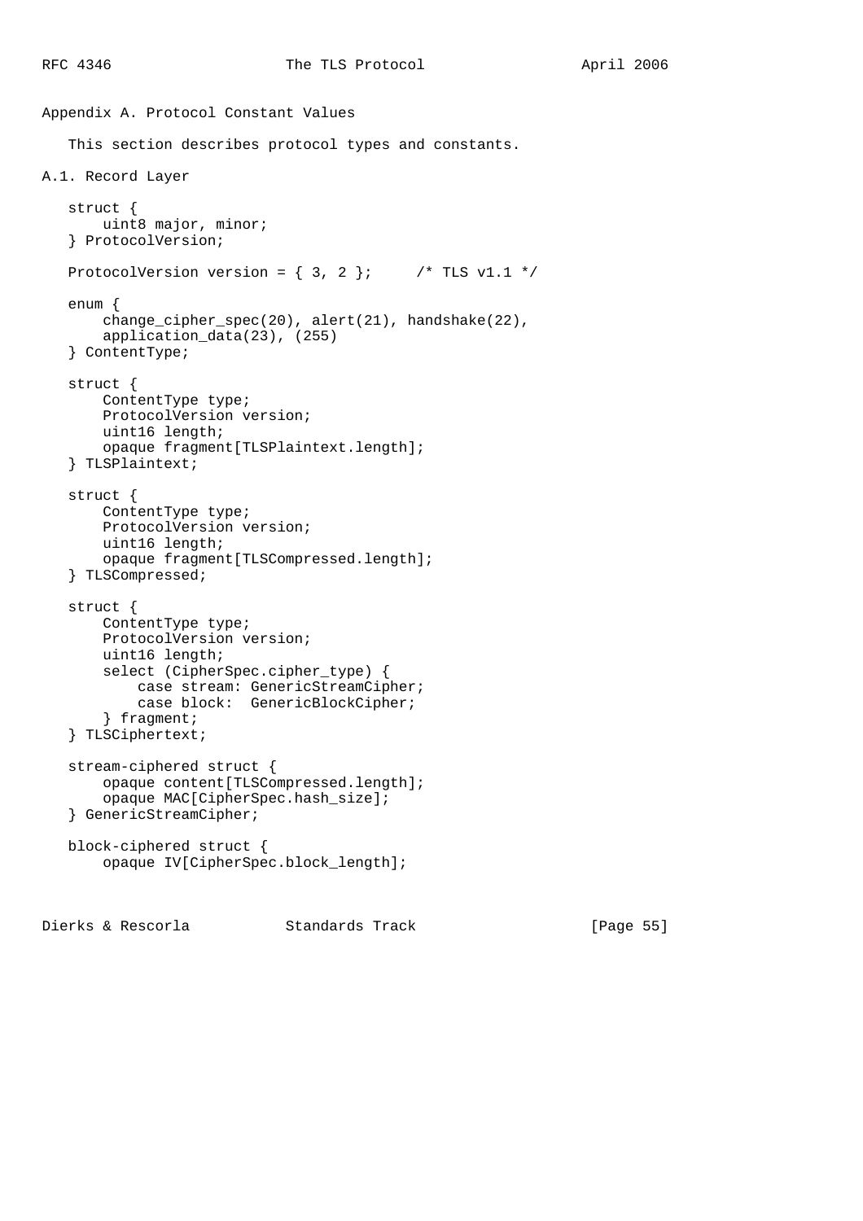## Appendix A. Protocol Constant Values

This section describes protocol types and constants.

### A.1. Record Layer

```
struct {
    uint8 major, minor;
} ProtocolVersion;

ProtocolVersion version = { 3, 2 };     /* TLS v1.1 */

enum {
    change_cipher_spec(20), alert(21), handshake(22),
    application_data(23), (255)
} ContentType;

struct {
    ContentType type;
    ProtocolVersion version;
    uint16 length;
    opaque fragment[TLSPlaintext.length];
} TLSPlaintext;

struct {
    ContentType type;
    ProtocolVersion version;
    uint16 length;
    opaque fragment[TLSCompressed.length];
} TLSCompressed;

struct {
    ContentType type;
    ProtocolVersion version;
    uint16 length;
    select (CipherSpec.cipher_type) {
        case stream: GenericStreamCipher;
        case block:  GenericBlockCipher;
    } fragment;
} TLSCiphertext;

stream-ciphered struct {
    opaque content[TLSCompressed.length];
    opaque MAC[CipherSpec.hash_size];
} GenericStreamCipher;

block-ciphered struct {
    opaque IV[CipherSpec.block_length];
```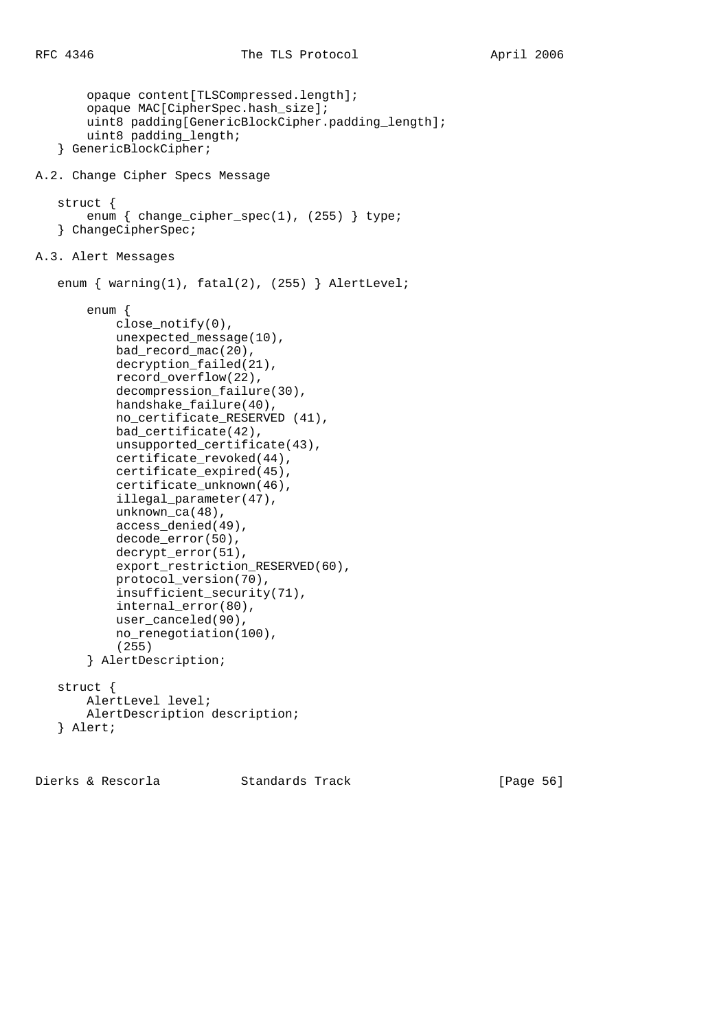```
       opaque content[TLSCompressed.length];
       opaque MAC[CipherSpec.hash_size];
       uint8 padding[GenericBlockCipher.padding_length];
       uint8 padding_length;
   } GenericBlockCipher;
```

## A.2. Change Cipher Specs Message

```
   struct {
       enum { change_cipher_spec(1), (255) } type;
   } ChangeCipherSpec;
```

## A.3. Alert Messages

```
   enum { warning(1), fatal(2), (255) } AlertLevel;

       enum {
           close_notify(0),
           unexpected_message(10),
           bad_record_mac(20),
           decryption_failed(21),
           record_overflow(22),
           decompression_failure(30),
           handshake_failure(40),
           no_certificate_RESERVED (41),
           bad_certificate(42),
           unsupported_certificate(43),
           certificate_revoked(44),
           certificate_expired(45),
           certificate_unknown(46),
           illegal_parameter(47),
           unknown_ca(48),
           access_denied(49),
           decode_error(50),
           decrypt_error(51),
           export_restriction_RESERVED(60),
           protocol_version(70),
           insufficient_security(71),
           internal_error(80),
           user_canceled(90),
           no_renegotiation(100),
           (255)
       } AlertDescription;

   struct {
       AlertLevel level;
       AlertDescription description;
   } Alert;
```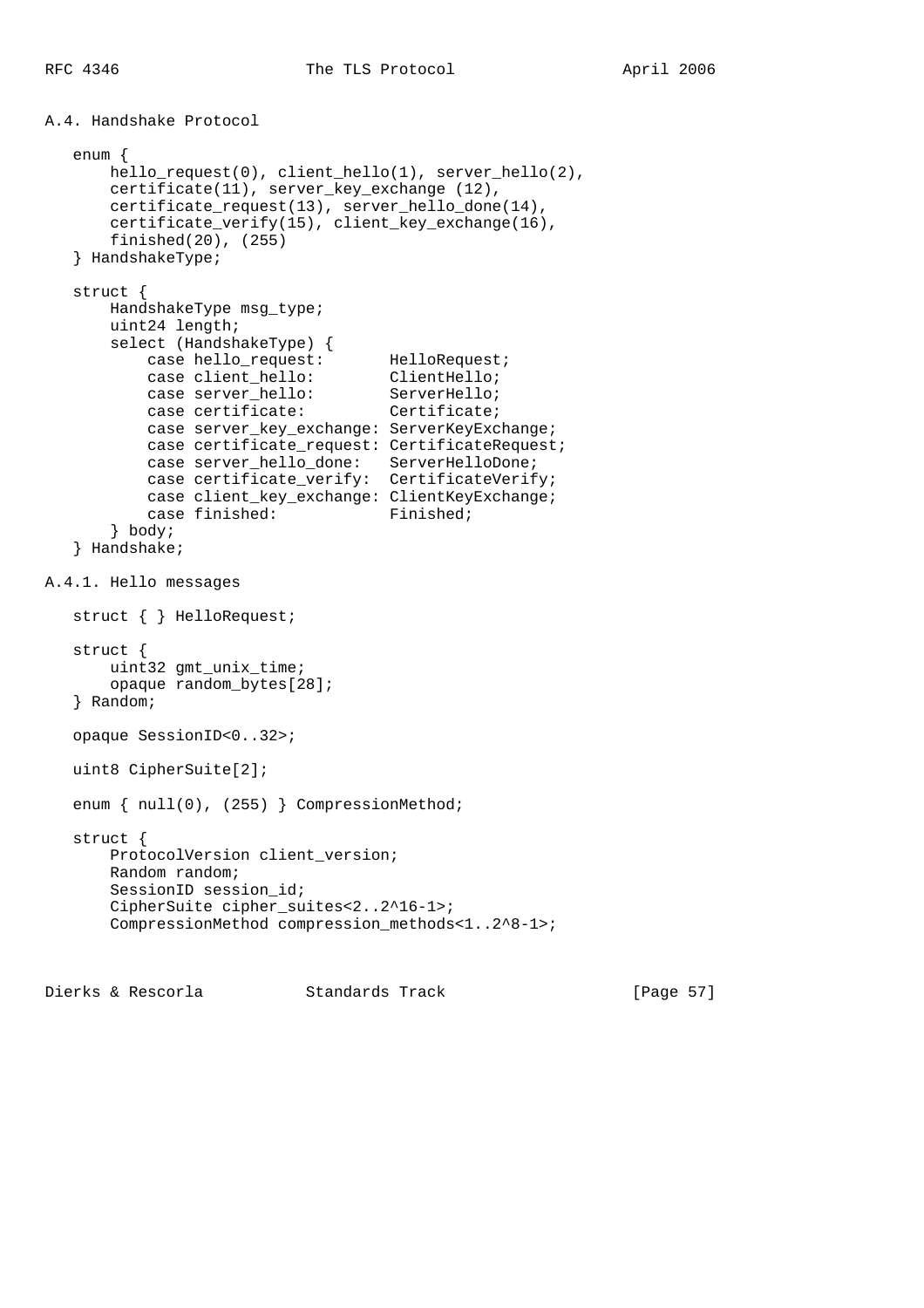## A.4. Handshake Protocol

```
enum {
    hello_request(0), client_hello(1), server_hello(2),
    certificate(11), server_key_exchange (12),
    certificate_request(13), server_hello_done(14),
    certificate_verify(15), client_key_exchange(16),
    finished(20), (255)
} HandshakeType;

struct {
    HandshakeType msg_type;
    uint24 length;
    select (HandshakeType) {
        case hello_request:       HelloRequest;
        case client_hello:        ClientHello;
        case server_hello:        ServerHello;
        case certificate:         Certificate;
        case server_key_exchange: ServerKeyExchange;
        case certificate_request: CertificateRequest;
        case server_hello_done:   ServerHelloDone;
        case certificate_verify:  CertificateVerify;
        case client_key_exchange: ClientKeyExchange;
        case finished:            Finished;
    } body;
} Handshake;
```

### A.4.1. Hello messages

```
struct { } HelloRequest;

struct {
    uint32 gmt_unix_time;
    opaque random_bytes[28];
} Random;

opaque SessionID<0..32>;

uint8 CipherSuite[2];

enum { null(0), (255) } CompressionMethod;

struct {
    ProtocolVersion client_version;
    Random random;
    SessionID session_id;
    CipherSuite cipher_suites<2..2^16-1>;
    CompressionMethod compression_methods<1..2^8-1>;
```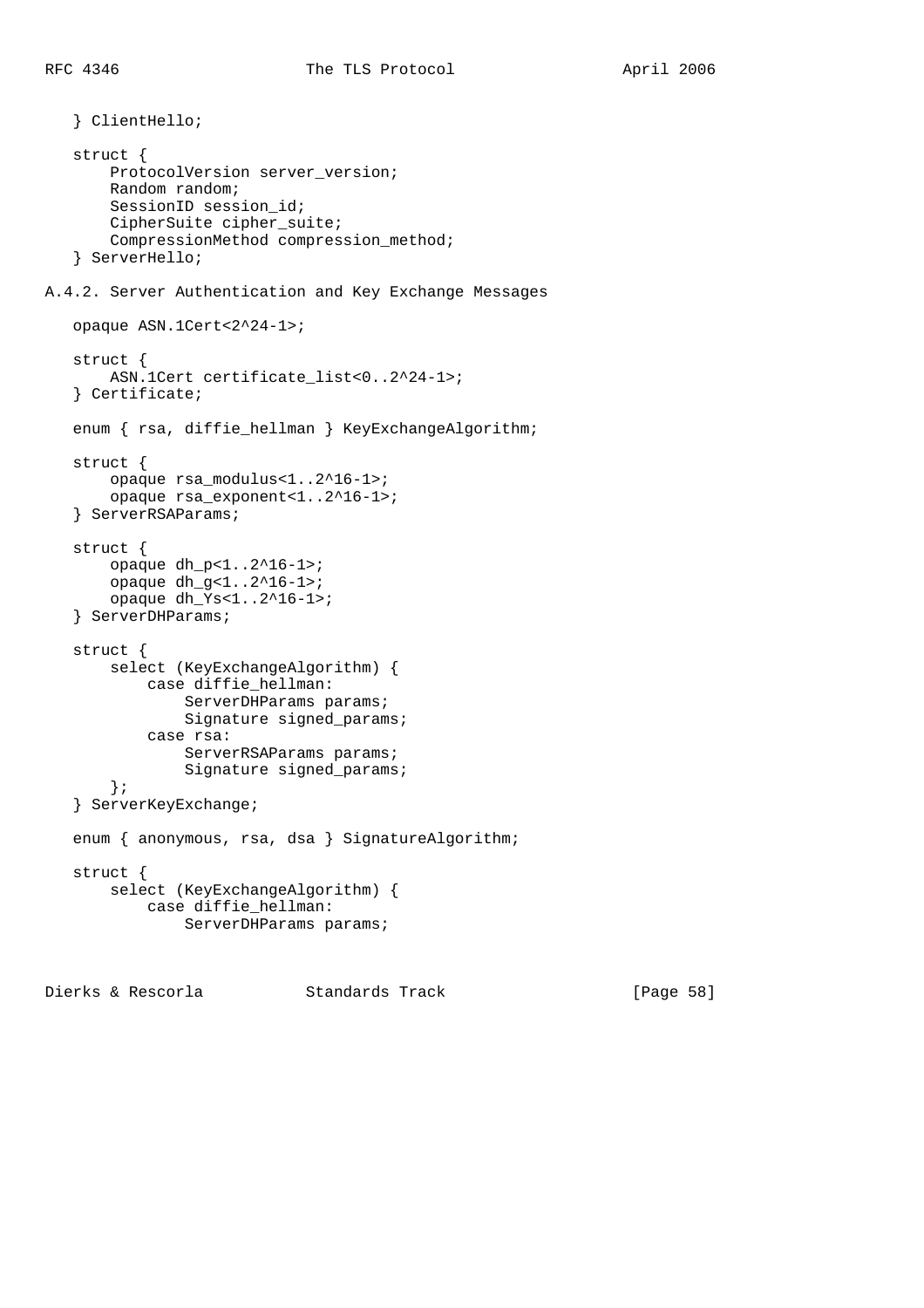```
   } ClientHello;

   struct {
       ProtocolVersion server_version;
       Random random;
       SessionID session_id;
       CipherSuite cipher_suite;
       CompressionMethod compression_method;
   } ServerHello;
```

### A.4.2. Server Authentication and Key Exchange Messages

```
   opaque ASN.1Cert<2^24-1>;

   struct {
       ASN.1Cert certificate_list<0..2^24-1>;
   } Certificate;

   enum { rsa, diffie_hellman } KeyExchangeAlgorithm;

   struct {
       opaque rsa_modulus<1..2^16-1>;
       opaque rsa_exponent<1..2^16-1>;
   } ServerRSAParams;

   struct {
       opaque dh_p<1..2^16-1>;
       opaque dh_g<1..2^16-1>;
       opaque dh_Ys<1..2^16-1>;
   } ServerDHParams;

   struct {
       select (KeyExchangeAlgorithm) {
           case diffie_hellman:
               ServerDHParams params;
               Signature signed_params;
           case rsa:
               ServerRSAParams params;
               Signature signed_params;
       };
   } ServerKeyExchange;

   enum { anonymous, rsa, dsa } SignatureAlgorithm;

   struct {
       select (KeyExchangeAlgorithm) {
           case diffie_hellman:
               ServerDHParams params;
```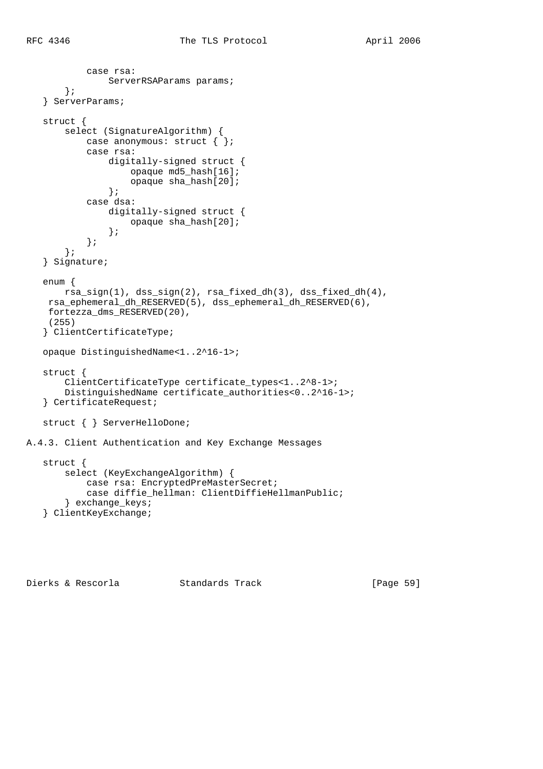```
        case rsa:
            ServerRSAParams params;
    };
} ServerParams;

struct {
    select (SignatureAlgorithm) {
        case anonymous: struct { };
        case rsa:
            digitally-signed struct {
                opaque md5_hash[16];
                opaque sha_hash[20];
            };
        case dsa:
            digitally-signed struct {
                opaque sha_hash[20];
            };
        };
    };
} Signature;

enum {
    rsa_sign(1), dss_sign(2), rsa_fixed_dh(3), dss_fixed_dh(4),
 rsa_ephemeral_dh_RESERVED(5), dss_ephemeral_dh_RESERVED(6),
 fortezza_dms_RESERVED(20),
 (255)
} ClientCertificateType;

opaque DistinguishedName<1..2^16-1>;

struct {
    ClientCertificateType certificate_types<1..2^8-1>;
    DistinguishedName certificate_authorities<0..2^16-1>;
} CertificateRequest;

struct { } ServerHelloDone;
```

### A.4.3. Client Authentication and Key Exchange Messages

```
struct {
    select (KeyExchangeAlgorithm) {
        case rsa: EncryptedPreMasterSecret;
        case diffie_hellman: ClientDiffieHellmanPublic;
    } exchange_keys;
} ClientKeyExchange;
```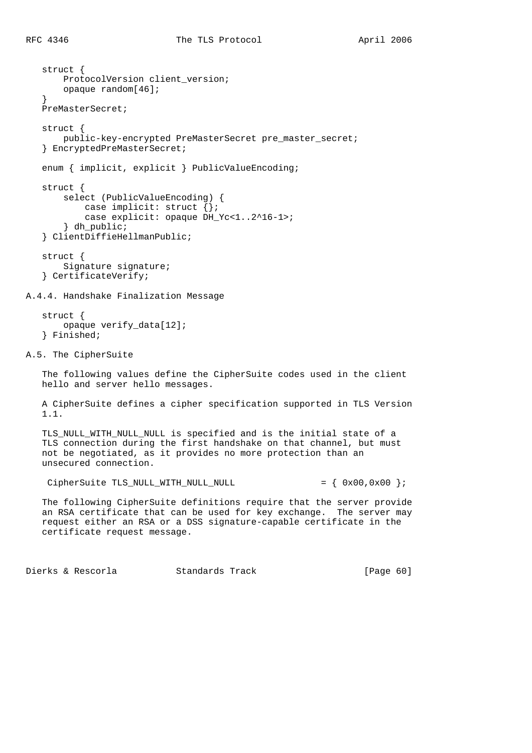```
struct {
    ProtocolVersion client_version;
    opaque random[46];
}
PreMasterSecret;

struct {
    public-key-encrypted PreMasterSecret pre_master_secret;
} EncryptedPreMasterSecret;

enum { implicit, explicit } PublicValueEncoding;

struct {
    select (PublicValueEncoding) {
        case implicit: struct {};
        case explicit: opaque DH_Yc<1..2^16-1>;
    } dh_public;
} ClientDiffieHellmanPublic;

struct {
    Signature signature;
} CertificateVerify;
```

### A.4.4. Handshake Finalization Message

```
struct {
    opaque verify_data[12];
} Finished;
```

## A.5. The CipherSuite

The following values define the CipherSuite codes used in the client hello and server hello messages.

A CipherSuite defines a cipher specification supported in TLS Version 1.1.

TLS_NULL_WITH_NULL_NULL is specified and is the initial state of a TLS connection during the first handshake on that channel, but must not be negotiated, as it provides no more protection than an unsecured connection.

```
CipherSuite TLS_NULL_WITH_NULL_NULL                = { 0x00,0x00 };
```

The following CipherSuite definitions require that the server provide an RSA certificate that can be used for key exchange. The server may request either an RSA or a DSS signature-capable certificate in the certificate request message.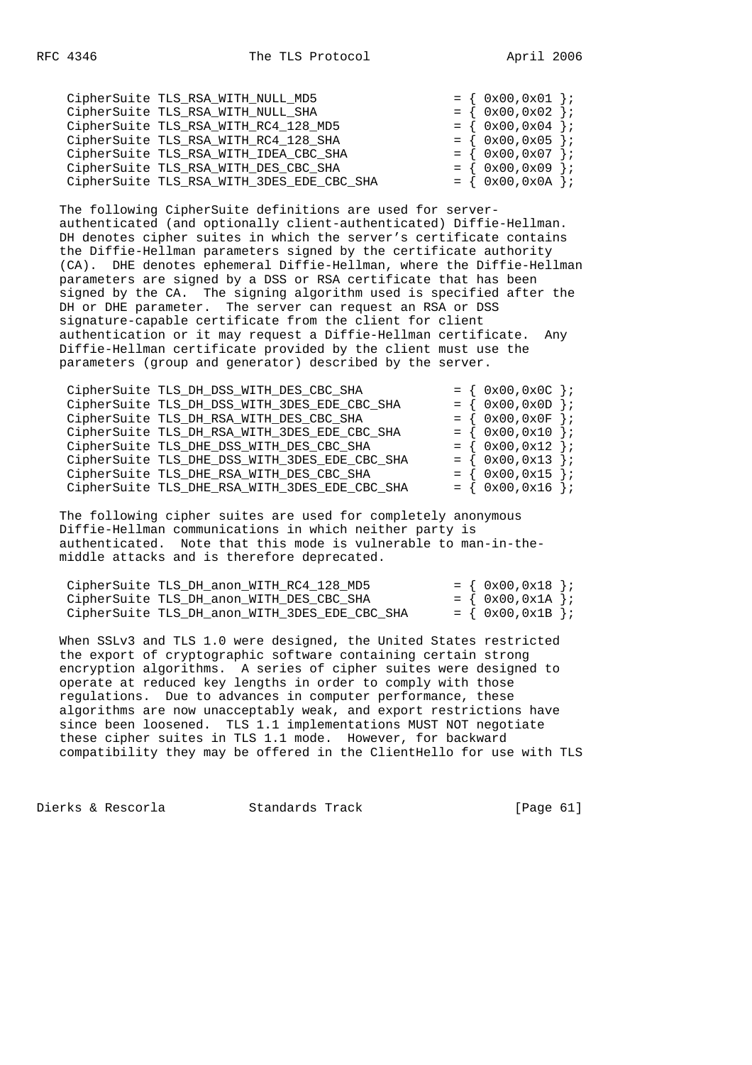```
CipherSuite TLS_RSA_WITH_NULL_MD5                 = { 0x00,0x01 };
CipherSuite TLS_RSA_WITH_NULL_SHA                 = { 0x00,0x02 };
CipherSuite TLS_RSA_WITH_RC4_128_MD5              = { 0x00,0x04 };
CipherSuite TLS_RSA_WITH_RC4_128_SHA              = { 0x00,0x05 };
CipherSuite TLS_RSA_WITH_IDEA_CBC_SHA             = { 0x00,0x07 };
CipherSuite TLS_RSA_WITH_DES_CBC_SHA              = { 0x00,0x09 };
CipherSuite TLS_RSA_WITH_3DES_EDE_CBC_SHA         = { 0x00,0x0A };
```

The following CipherSuite definitions are used for server-authenticated (and optionally client-authenticated) Diffie-Hellman. DH denotes cipher suites in which the server's certificate contains the Diffie-Hellman parameters signed by the certificate authority (CA). DHE denotes ephemeral Diffie-Hellman, where the Diffie-Hellman parameters are signed by a DSS or RSA certificate that has been signed by the CA. The signing algorithm used is specified after the DH or DHE parameter. The server can request an RSA or DSS signature-capable certificate from the client for client authentication or it may request a Diffie-Hellman certificate. Any Diffie-Hellman certificate provided by the client must use the parameters (group and generator) described by the server.

```
CipherSuite TLS_DH_DSS_WITH_DES_CBC_SHA           = { 0x00,0x0C };
CipherSuite TLS_DH_DSS_WITH_3DES_EDE_CBC_SHA      = { 0x00,0x0D };
CipherSuite TLS_DH_RSA_WITH_DES_CBC_SHA           = { 0x00,0x0F };
CipherSuite TLS_DH_RSA_WITH_3DES_EDE_CBC_SHA      = { 0x00,0x10 };
CipherSuite TLS_DHE_DSS_WITH_DES_CBC_SHA          = { 0x00,0x12 };
CipherSuite TLS_DHE_DSS_WITH_3DES_EDE_CBC_SHA     = { 0x00,0x13 };
CipherSuite TLS_DHE_RSA_WITH_DES_CBC_SHA          = { 0x00,0x15 };
CipherSuite TLS_DHE_RSA_WITH_3DES_EDE_CBC_SHA     = { 0x00,0x16 };
```

The following cipher suites are used for completely anonymous Diffie-Hellman communications in which neither party is authenticated. Note that this mode is vulnerable to man-in-the-middle attacks and is therefore deprecated.

```
CipherSuite TLS_DH_anon_WITH_RC4_128_MD5          = { 0x00,0x18 };
CipherSuite TLS_DH_anon_WITH_DES_CBC_SHA          = { 0x00,0x1A };
CipherSuite TLS_DH_anon_WITH_3DES_EDE_CBC_SHA     = { 0x00,0x1B };
```

When SSLv3 and TLS 1.0 were designed, the United States restricted the export of cryptographic software containing certain strong encryption algorithms. A series of cipher suites were designed to operate at reduced key lengths in order to comply with those regulations. Due to advances in computer performance, these algorithms are now unacceptably weak, and export restrictions have since been loosened. TLS 1.1 implementations MUST NOT negotiate these cipher suites in TLS 1.1 mode. However, for backward compatibility they may be offered in the ClientHello for use with TLS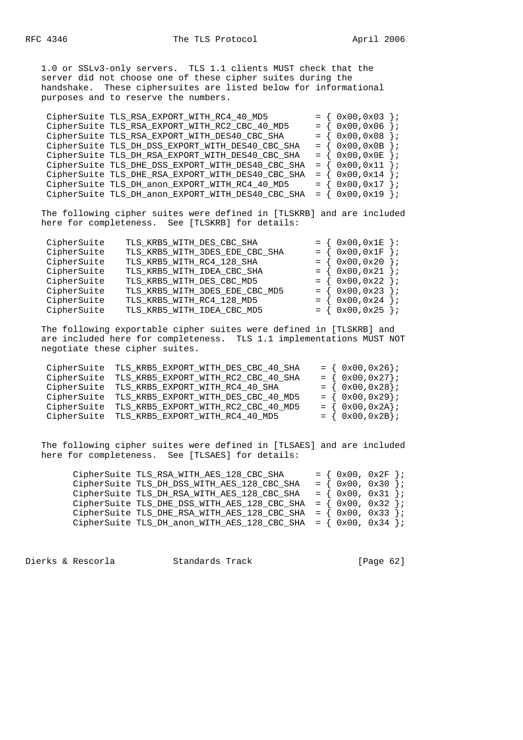1.0 or SSLv3-only servers. TLS 1.1 clients MUST check that the server did not choose one of these cipher suites during the handshake. These ciphersuites are listed below for informational purposes and to reserve the numbers.

```
CipherSuite TLS_RSA_EXPORT_WITH_RC4_40_MD5         = { 0x00,0x03 };
CipherSuite TLS_RSA_EXPORT_WITH_RC2_CBC_40_MD5     = { 0x00,0x06 };
CipherSuite TLS_RSA_EXPORT_WITH_DES40_CBC_SHA      = { 0x00,0x08 };
CipherSuite TLS_DH_DSS_EXPORT_WITH_DES40_CBC_SHA   = { 0x00,0x0B };
CipherSuite TLS_DH_RSA_EXPORT_WITH_DES40_CBC_SHA   = { 0x00,0x0E };
CipherSuite TLS_DHE_DSS_EXPORT_WITH_DES40_CBC_SHA  = { 0x00,0x11 };
CipherSuite TLS_DHE_RSA_EXPORT_WITH_DES40_CBC_SHA  = { 0x00,0x14 };
CipherSuite TLS_DH_anon_EXPORT_WITH_RC4_40_MD5     = { 0x00,0x17 };
CipherSuite TLS_DH_anon_EXPORT_WITH_DES40_CBC_SHA  = { 0x00,0x19 };
```

The following cipher suites were defined in [TLSKRB] and are included here for completeness. See [TLSKRB] for details:

```
CipherSuite    TLS_KRB5_WITH_DES_CBC_SHA           = { 0x00,0x1E }:
CipherSuite    TLS_KRB5_WITH_3DES_EDE_CBC_SHA      = { 0x00,0x1F };
CipherSuite    TLS_KRB5_WITH_RC4_128_SHA           = { 0x00,0x20 };
CipherSuite    TLS_KRB5_WITH_IDEA_CBC_SHA          = { 0x00,0x21 };
CipherSuite    TLS_KRB5_WITH_DES_CBC_MD5           = { 0x00,0x22 };
CipherSuite    TLS_KRB5_WITH_3DES_EDE_CBC_MD5      = { 0x00,0x23 };
CipherSuite    TLS_KRB5_WITH_RC4_128_MD5           = { 0x00,0x24 };
CipherSuite    TLS_KRB5_WITH_IDEA_CBC_MD5          = { 0x00,0x25 };
```

The following exportable cipher suites were defined in [TLSKRB] and are included here for completeness. TLS 1.1 implementations MUST NOT negotiate these cipher suites.

```
CipherSuite  TLS_KRB5_EXPORT_WITH_DES_CBC_40_SHA    = { 0x00,0x26};
CipherSuite  TLS_KRB5_EXPORT_WITH_RC2_CBC_40_SHA    = { 0x00,0x27};
CipherSuite  TLS_KRB5_EXPORT_WITH_RC4_40_SHA        = { 0x00,0x28};
CipherSuite  TLS_KRB5_EXPORT_WITH_DES_CBC_40_MD5    = { 0x00,0x29};
CipherSuite  TLS_KRB5_EXPORT_WITH_RC2_CBC_40_MD5    = { 0x00,0x2A};
CipherSuite  TLS_KRB5_EXPORT_WITH_RC4_40_MD5        = { 0x00,0x2B};
```

The following cipher suites were defined in [TLSAES] and are included here for completeness. See [TLSAES] for details:

```
CipherSuite TLS_RSA_WITH_AES_128_CBC_SHA      = { 0x00, 0x2F };
CipherSuite TLS_DH_DSS_WITH_AES_128_CBC_SHA   = { 0x00, 0x30 };
CipherSuite TLS_DH_RSA_WITH_AES_128_CBC_SHA   = { 0x00, 0x31 };
CipherSuite TLS_DHE_DSS_WITH_AES_128_CBC_SHA  = { 0x00, 0x32 };
CipherSuite TLS_DHE_RSA_WITH_AES_128_CBC_SHA  = { 0x00, 0x33 };
CipherSuite TLS_DH_anon_WITH_AES_128_CBC_SHA  = { 0x00, 0x34 };
```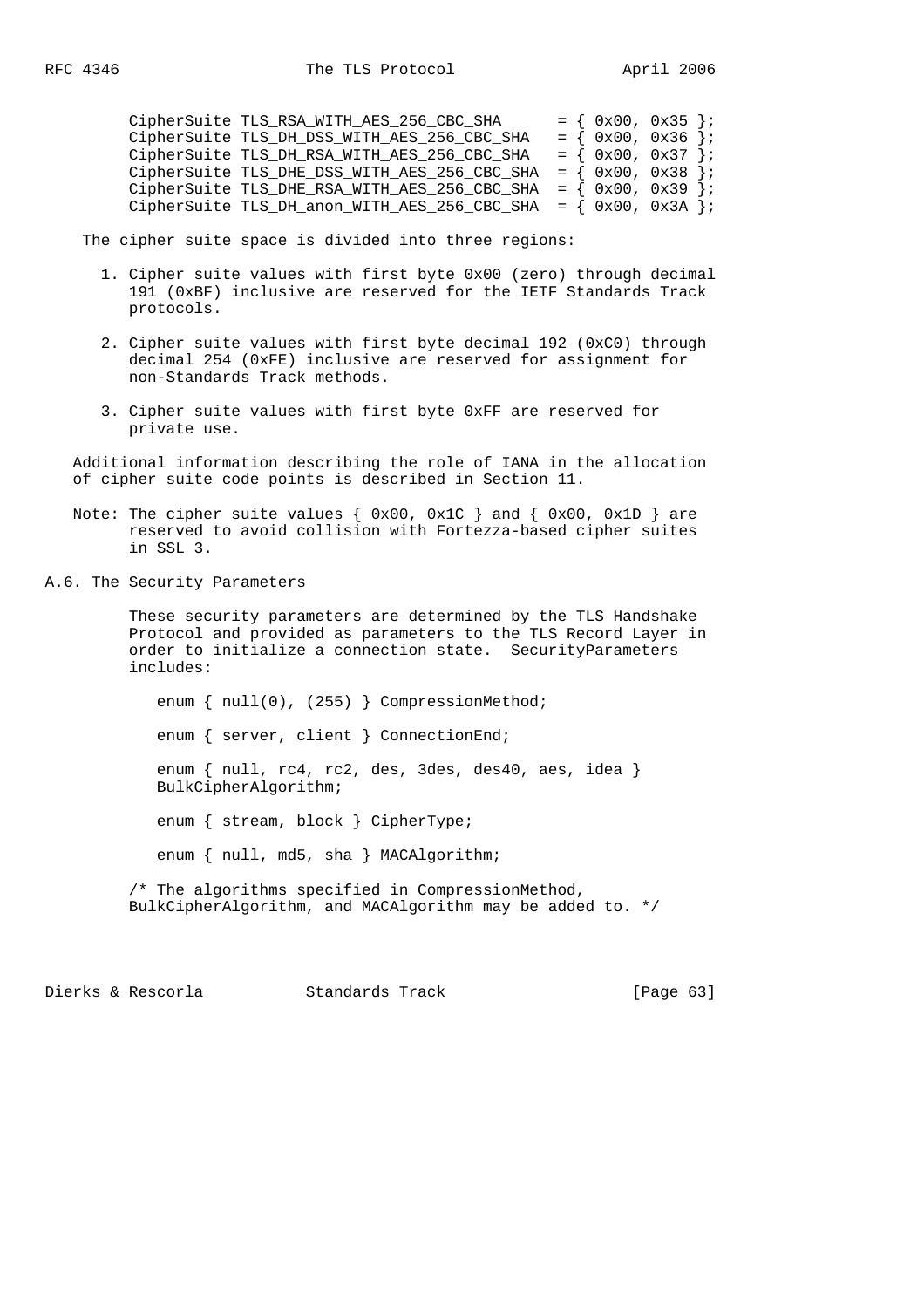```
CipherSuite TLS_RSA_WITH_AES_256_CBC_SHA      = { 0x00, 0x35 };
CipherSuite TLS_DH_DSS_WITH_AES_256_CBC_SHA   = { 0x00, 0x36 };
CipherSuite TLS_DH_RSA_WITH_AES_256_CBC_SHA   = { 0x00, 0x37 };
CipherSuite TLS_DHE_DSS_WITH_AES_256_CBC_SHA  = { 0x00, 0x38 };
CipherSuite TLS_DHE_RSA_WITH_AES_256_CBC_SHA  = { 0x00, 0x39 };
CipherSuite TLS_DH_anon_WITH_AES_256_CBC_SHA  = { 0x00, 0x3A };
```

The cipher suite space is divided into three regions:

1. Cipher suite values with first byte 0x00 (zero) through decimal 191 (0xBF) inclusive are reserved for the IETF Standards Track protocols.

2. Cipher suite values with first byte decimal 192 (0xC0) through decimal 254 (0xFE) inclusive are reserved for assignment for non-Standards Track methods.

3. Cipher suite values with first byte 0xFF are reserved for private use.

Additional information describing the role of IANA in the allocation of cipher suite code points is described in Section 11.

Note: The cipher suite values { 0x00, 0x1C } and { 0x00, 0x1D } are reserved to avoid collision with Fortezza-based cipher suites in SSL 3.

## A.6. The Security Parameters

These security parameters are determined by the TLS Handshake Protocol and provided as parameters to the TLS Record Layer in order to initialize a connection state. SecurityParameters includes:

```
   enum { null(0), (255) } CompressionMethod;

   enum { server, client } ConnectionEnd;

   enum { null, rc4, rc2, des, 3des, des40, aes, idea }
   BulkCipherAlgorithm;

   enum { stream, block } CipherType;

   enum { null, md5, sha } MACAlgorithm;

/* The algorithms specified in CompressionMethod,
BulkCipherAlgorithm, and MACAlgorithm may be added to. */
```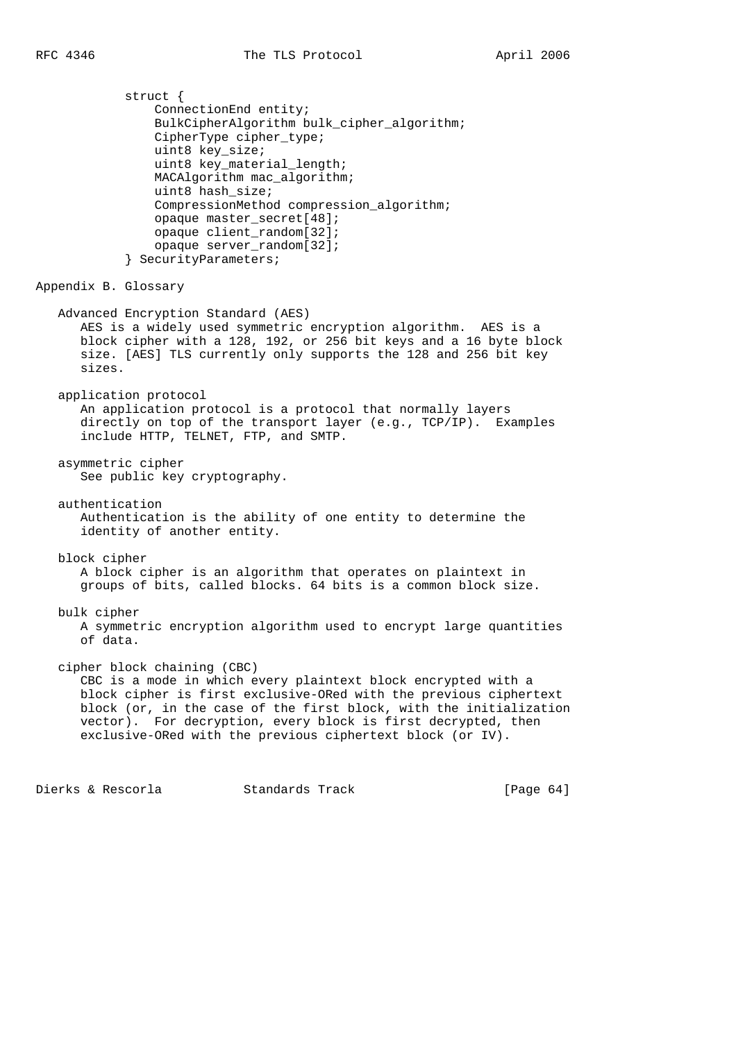```
struct {
    ConnectionEnd entity;
    BulkCipherAlgorithm bulk_cipher_algorithm;
    CipherType cipher_type;
    uint8 key_size;
    uint8 key_material_length;
    MACAlgorithm mac_algorithm;
    uint8 hash_size;
    CompressionMethod compression_algorithm;
    opaque master_secret[48];
    opaque client_random[32];
    opaque server_random[32];
} SecurityParameters;
```

# Appendix B. Glossary

**Advanced Encryption Standard (AES)**
AES is a widely used symmetric encryption algorithm. AES is a block cipher with a 128, 192, or 256 bit keys and a 16 byte block size. [AES] TLS currently only supports the 128 and 256 bit key sizes.

**application protocol**
An application protocol is a protocol that normally layers directly on top of the transport layer (e.g., TCP/IP). Examples include HTTP, TELNET, FTP, and SMTP.

**asymmetric cipher**
See public key cryptography.

**authentication**
Authentication is the ability of one entity to determine the identity of another entity.

**block cipher**
A block cipher is an algorithm that operates on plaintext in groups of bits, called blocks. 64 bits is a common block size.

**bulk cipher**
A symmetric encryption algorithm used to encrypt large quantities of data.

**cipher block chaining (CBC)**
CBC is a mode in which every plaintext block encrypted with a block cipher is first exclusive-ORed with the previous ciphertext block (or, in the case of the first block, with the initialization vector). For decryption, every block is first decrypted, then exclusive-ORed with the previous ciphertext block (or IV).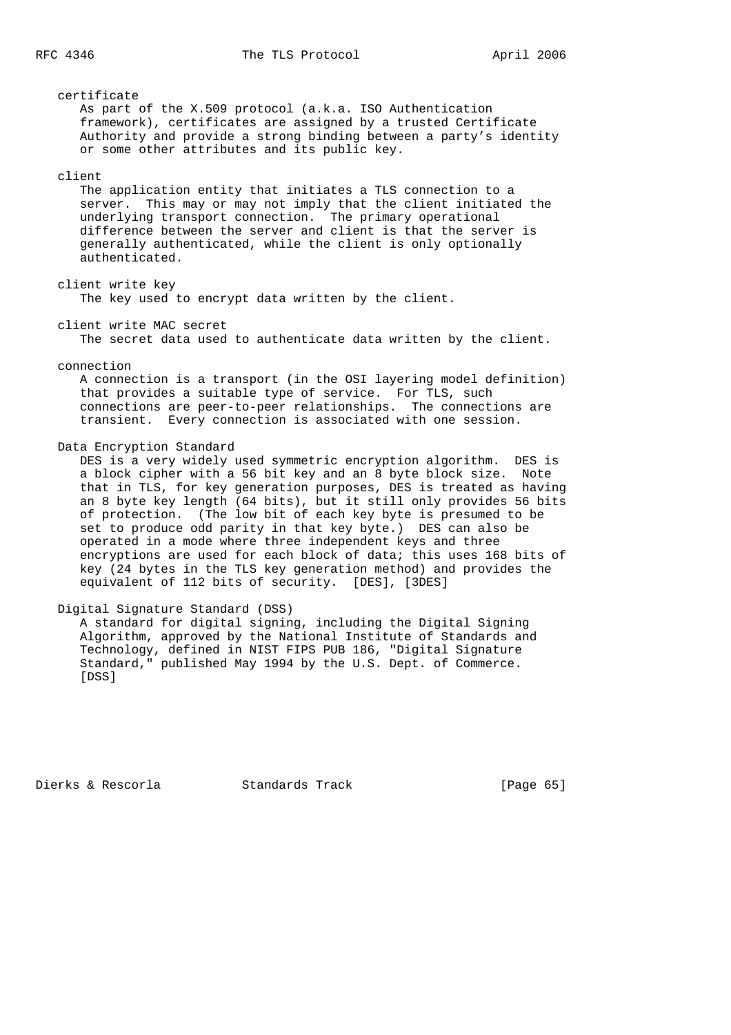certificate
: As part of the X.509 protocol (a.k.a. ISO Authentication framework), certificates are assigned by a trusted Certificate Authority and provide a strong binding between a party's identity or some other attributes and its public key.

client
: The application entity that initiates a TLS connection to a server. This may or may not imply that the client initiated the underlying transport connection. The primary operational difference between the server and client is that the server is generally authenticated, while the client is only optionally authenticated.

client write key
: The key used to encrypt data written by the client.

client write MAC secret
: The secret data used to authenticate data written by the client.

connection
: A connection is a transport (in the OSI layering model definition) that provides a suitable type of service. For TLS, such connections are peer-to-peer relationships. The connections are transient. Every connection is associated with one session.

Data Encryption Standard
: DES is a very widely used symmetric encryption algorithm. DES is a block cipher with a 56 bit key and an 8 byte block size. Note that in TLS, for key generation purposes, DES is treated as having an 8 byte key length (64 bits), but it still only provides 56 bits of protection. (The low bit of each key byte is presumed to be set to produce odd parity in that key byte.) DES can also be operated in a mode where three independent keys and three encryptions are used for each block of data; this uses 168 bits of key (24 bytes in the TLS key generation method) and provides the equivalent of 112 bits of security. [DES], [3DES]

Digital Signature Standard (DSS)
: A standard for digital signing, including the Digital Signing Algorithm, approved by the National Institute of Standards and Technology, defined in NIST FIPS PUB 186, "Digital Signature Standard," published May 1994 by the U.S. Dept. of Commerce. [DSS]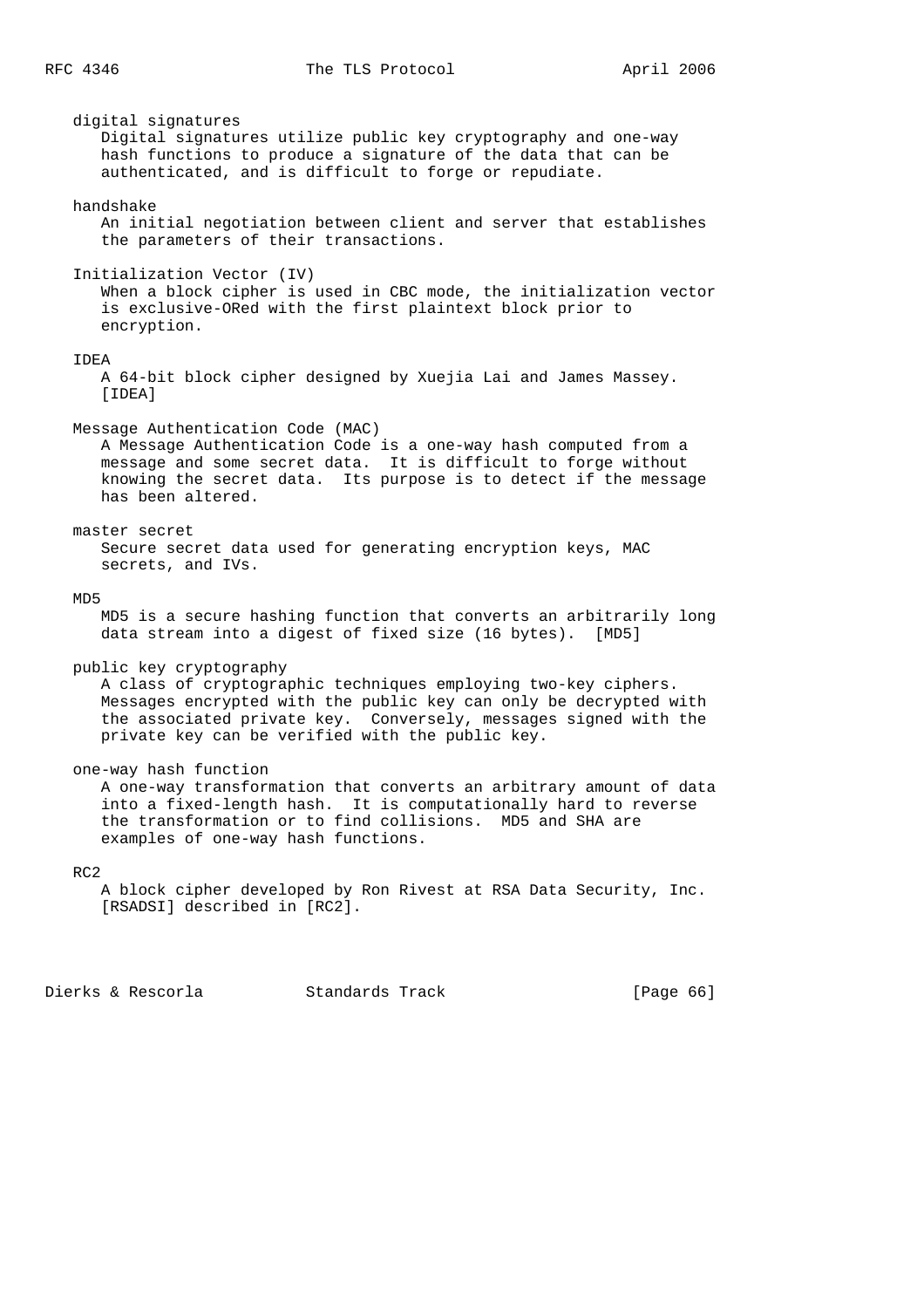digital signatures
   Digital signatures utilize public key cryptography and one-way hash functions to produce a signature of the data that can be authenticated, and is difficult to forge or repudiate.

handshake
   An initial negotiation between client and server that establishes the parameters of their transactions.

Initialization Vector (IV)
   When a block cipher is used in CBC mode, the initialization vector is exclusive-ORed with the first plaintext block prior to encryption.

IDEA
   A 64-bit block cipher designed by Xuejia Lai and James Massey. [IDEA]

Message Authentication Code (MAC)
   A Message Authentication Code is a one-way hash computed from a message and some secret data. It is difficult to forge without knowing the secret data. Its purpose is to detect if the message has been altered.

master secret
   Secure secret data used for generating encryption keys, MAC secrets, and IVs.

MD5
   MD5 is a secure hashing function that converts an arbitrarily long data stream into a digest of fixed size (16 bytes). [MD5]

public key cryptography
   A class of cryptographic techniques employing two-key ciphers. Messages encrypted with the public key can only be decrypted with the associated private key. Conversely, messages signed with the private key can be verified with the public key.

one-way hash function
   A one-way transformation that converts an arbitrary amount of data into a fixed-length hash. It is computationally hard to reverse the transformation or to find collisions. MD5 and SHA are examples of one-way hash functions.

RC2
   A block cipher developed by Ron Rivest at RSA Data Security, Inc. [RSADSI] described in [RC2].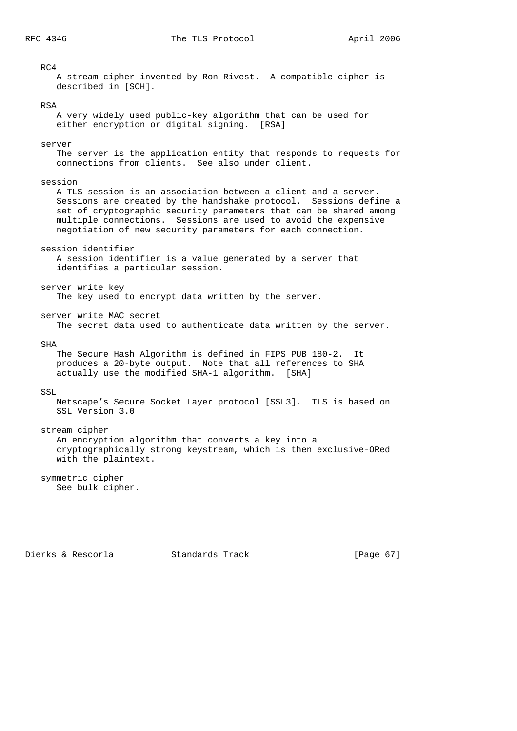RC4
A stream cipher invented by Ron Rivest. A compatible cipher is described in [SCH].

RSA
A very widely used public-key algorithm that can be used for either encryption or digital signing. [RSA]

server
The server is the application entity that responds to requests for connections from clients. See also under client.

session
A TLS session is an association between a client and a server. Sessions are created by the handshake protocol. Sessions define a set of cryptographic security parameters that can be shared among multiple connections. Sessions are used to avoid the expensive negotiation of new security parameters for each connection.

session identifier
A session identifier is a value generated by a server that identifies a particular session.

server write key
The key used to encrypt data written by the server.

server write MAC secret
The secret data used to authenticate data written by the server.

SHA
The Secure Hash Algorithm is defined in FIPS PUB 180-2. It produces a 20-byte output. Note that all references to SHA actually use the modified SHA-1 algorithm. [SHA]

SSL
Netscape's Secure Socket Layer protocol [SSL3]. TLS is based on SSL Version 3.0

stream cipher
An encryption algorithm that converts a key into a cryptographically strong keystream, which is then exclusive-ORed with the plaintext.

symmetric cipher
See bulk cipher.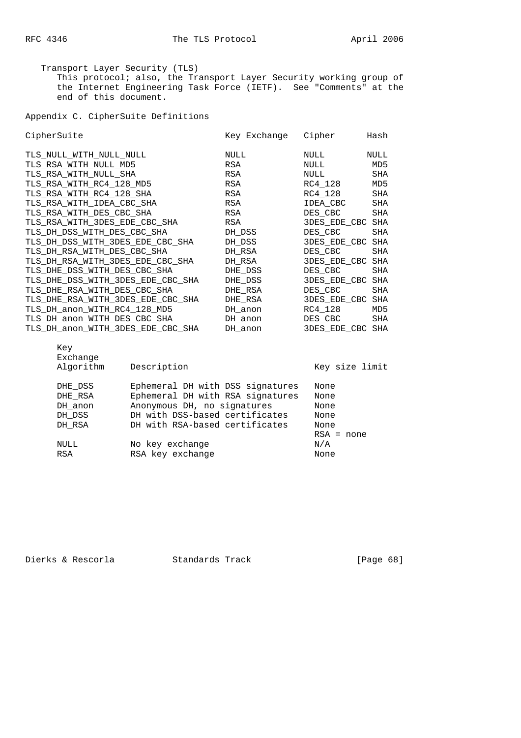Transport Layer Security (TLS)
This protocol; also, the Transport Layer Security working group of the Internet Engineering Task Force (IETF). See "Comments" at the end of this document.

## Appendix C. CipherSuite Definitions

| CipherSuite | Key Exchange | Cipher | Hash |
|---|---|---|---|
| TLS_NULL_WITH_NULL_NULL | NULL | NULL | NULL |
| TLS_RSA_WITH_NULL_MD5 | RSA | NULL | MD5 |
| TLS_RSA_WITH_NULL_SHA | RSA | NULL | SHA |
| TLS_RSA_WITH_RC4_128_MD5 | RSA | RC4_128 | MD5 |
| TLS_RSA_WITH_RC4_128_SHA | RSA | RC4_128 | SHA |
| TLS_RSA_WITH_IDEA_CBC_SHA | RSA | IDEA_CBC | SHA |
| TLS_RSA_WITH_DES_CBC_SHA | RSA | DES_CBC | SHA |
| TLS_RSA_WITH_3DES_EDE_CBC_SHA | RSA | 3DES_EDE_CBC | SHA |
| TLS_DH_DSS_WITH_DES_CBC_SHA | DH_DSS | DES_CBC | SHA |
| TLS_DH_DSS_WITH_3DES_EDE_CBC_SHA | DH_DSS | 3DES_EDE_CBC | SHA |
| TLS_DH_RSA_WITH_DES_CBC_SHA | DH_RSA | DES_CBC | SHA |
| TLS_DH_RSA_WITH_3DES_EDE_CBC_SHA | DH_RSA | 3DES_EDE_CBC | SHA |
| TLS_DHE_DSS_WITH_DES_CBC_SHA | DHE_DSS | DES_CBC | SHA |
| TLS_DHE_DSS_WITH_3DES_EDE_CBC_SHA | DHE_DSS | 3DES_EDE_CBC | SHA |
| TLS_DHE_RSA_WITH_DES_CBC_SHA | DHE_RSA | DES_CBC | SHA |
| TLS_DHE_RSA_WITH_3DES_EDE_CBC_SHA | DHE_RSA | 3DES_EDE_CBC | SHA |
| TLS_DH_anon_WITH_RC4_128_MD5 | DH_anon | RC4_128 | MD5 |
| TLS_DH_anon_WITH_DES_CBC_SHA | DH_anon | DES_CBC | SHA |
| TLS_DH_anon_WITH_3DES_EDE_CBC_SHA | DH_anon | 3DES_EDE_CBC | SHA |

| Key Exchange Algorithm | Description | Key size limit |
|---|---|---|
| DHE_DSS | Ephemeral DH with DSS signatures | None |
| DHE_RSA | Ephemeral DH with RSA signatures | None |
| DH_anon | Anonymous DH, no signatures | None |
| DH_DSS | DH with DSS-based certificates | None |
| DH_RSA | DH with RSA-based certificates | None RSA = none |
| NULL | No key exchange | N/A |
| RSA | RSA key exchange | None |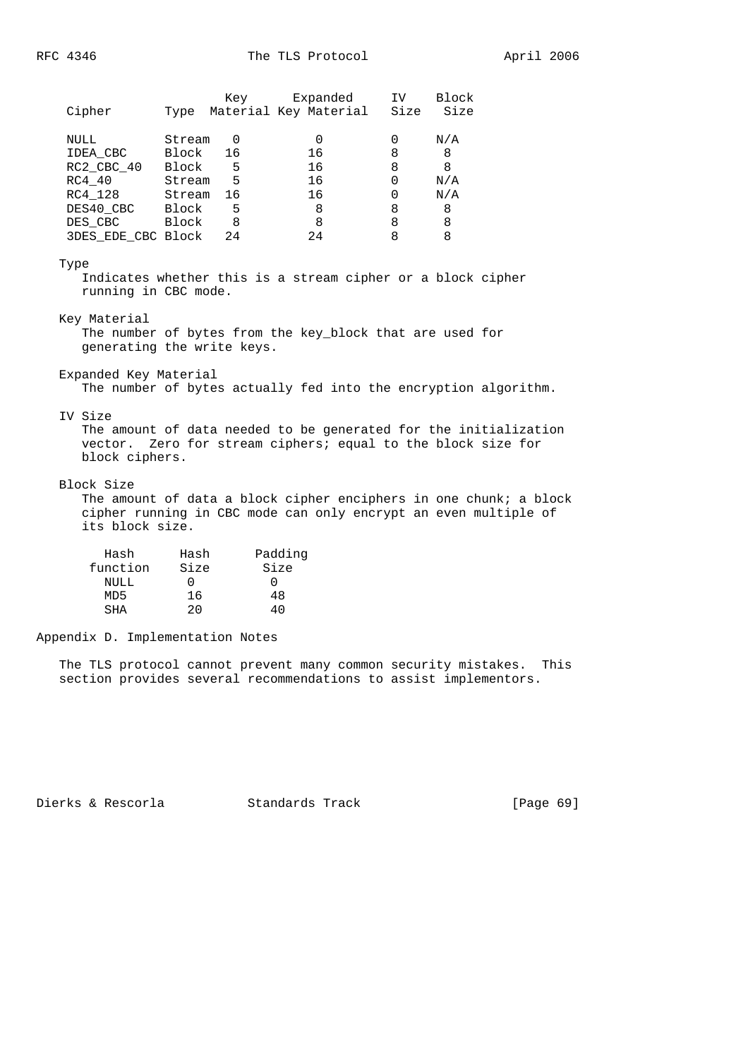| Cipher | Type | Key Material | Expanded Key Material | IV Size | Block Size |
|---|---|---|---|---|---|
| NULL | Stream | 0 | 0 | 0 | N/A |
| IDEA_CBC | Block | 16 | 16 | 8 | 8 |
| RC2_CBC_40 | Block | 5 | 16 | 8 | 8 |
| RC4_40 | Stream | 5 | 16 | 0 | N/A |
| RC4_128 | Stream | 16 | 16 | 0 | N/A |
| DES40_CBC | Block | 5 | 8 | 8 | 8 |
| DES_CBC | Block | 8 | 8 | 8 | 8 |
| 3DES_EDE_CBC | Block | 24 | 24 | 8 | 8 |

Type
   Indicates whether this is a stream cipher or a block cipher running in CBC mode.

Key Material
   The number of bytes from the key_block that are used for generating the write keys.

Expanded Key Material
   The number of bytes actually fed into the encryption algorithm.

IV Size
   The amount of data needed to be generated for the initialization vector. Zero for stream ciphers; equal to the block size for block ciphers.

Block Size
   The amount of data a block cipher enciphers in one chunk; a block cipher running in CBC mode can only encrypt an even multiple of its block size.

| Hash function | Hash Size | Padding Size |
|---|---|---|
| NULL | 0 | 0 |
| MD5 | 16 | 48 |
| SHA | 20 | 40 |

## Appendix D. Implementation Notes

The TLS protocol cannot prevent many common security mistakes. This section provides several recommendations to assist implementors.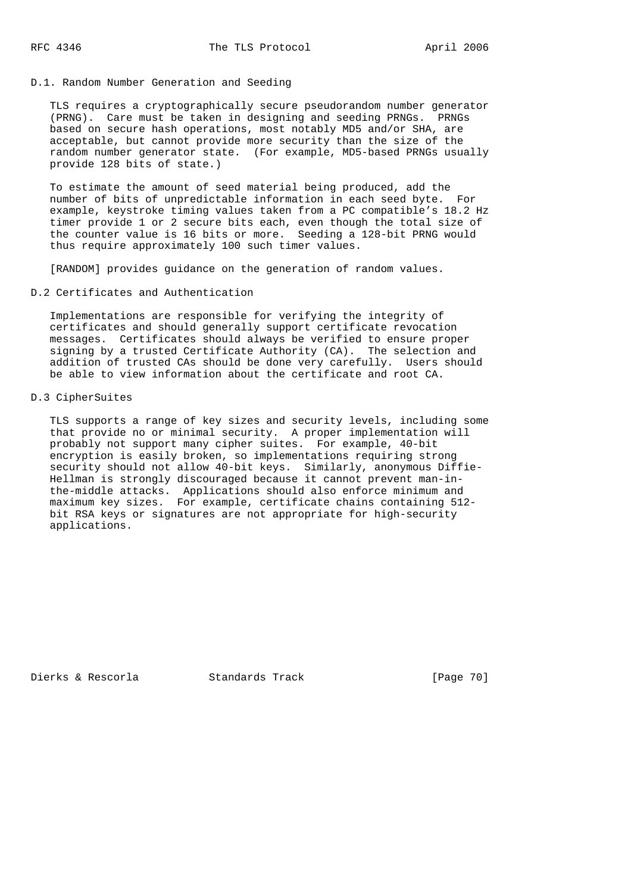### D.1. Random Number Generation and Seeding

TLS requires a cryptographically secure pseudorandom number generator (PRNG). Care must be taken in designing and seeding PRNGs. PRNGs based on secure hash operations, most notably MD5 and/or SHA, are acceptable, but cannot provide more security than the size of the random number generator state. (For example, MD5-based PRNGs usually provide 128 bits of state.)

To estimate the amount of seed material being produced, add the number of bits of unpredictable information in each seed byte. For example, keystroke timing values taken from a PC compatible's 18.2 Hz timer provide 1 or 2 secure bits each, even though the total size of the counter value is 16 bits or more. Seeding a 128-bit PRNG would thus require approximately 100 such timer values.

[RANDOM] provides guidance on the generation of random values.

### D.2 Certificates and Authentication

Implementations are responsible for verifying the integrity of certificates and should generally support certificate revocation messages. Certificates should always be verified to ensure proper signing by a trusted Certificate Authority (CA). The selection and addition of trusted CAs should be done very carefully. Users should be able to view information about the certificate and root CA.

### D.3 CipherSuites

TLS supports a range of key sizes and security levels, including some that provide no or minimal security. A proper implementation will probably not support many cipher suites. For example, 40-bit encryption is easily broken, so implementations requiring strong security should not allow 40-bit keys. Similarly, anonymous Diffie-Hellman is strongly discouraged because it cannot prevent man-in-the-middle attacks. Applications should also enforce minimum and maximum key sizes. For example, certificate chains containing 512-bit RSA keys or signatures are not appropriate for high-security applications.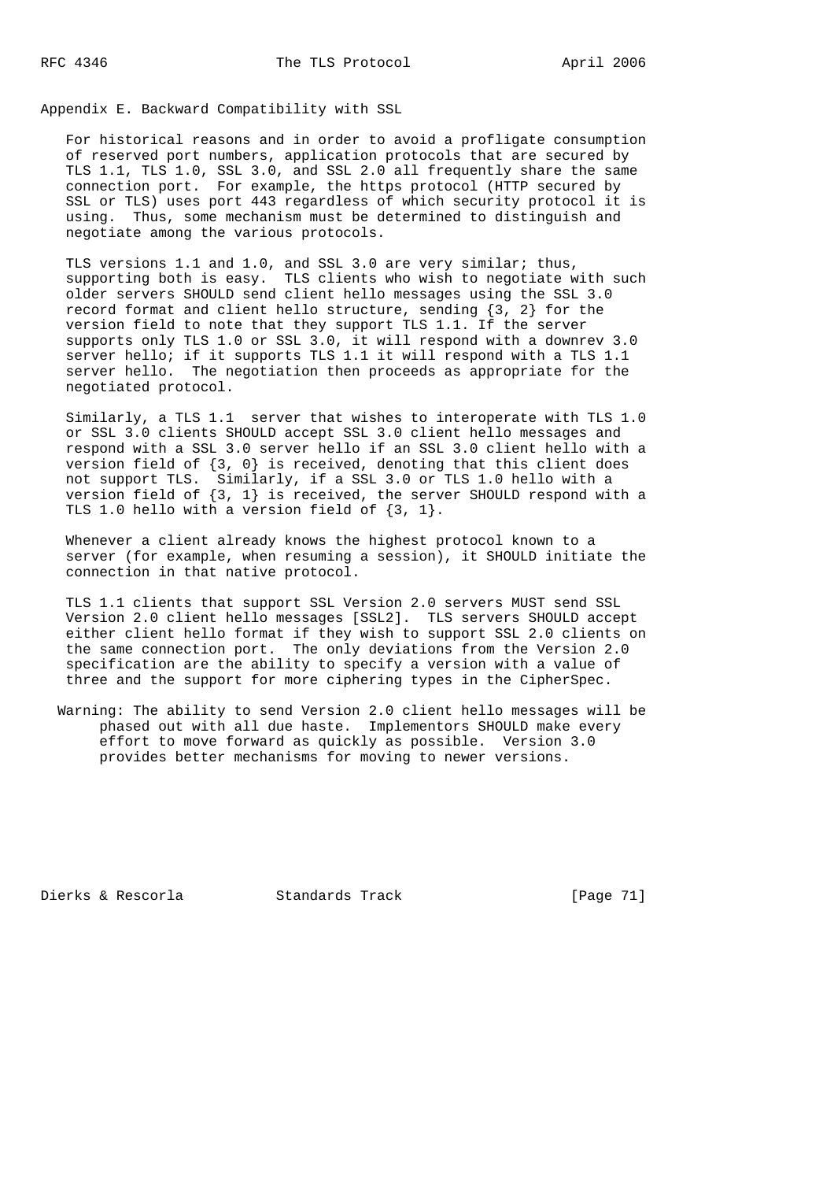## Appendix E. Backward Compatibility with SSL

For historical reasons and in order to avoid a profligate consumption of reserved port numbers, application protocols that are secured by TLS 1.1, TLS 1.0, SSL 3.0, and SSL 2.0 all frequently share the same connection port. For example, the https protocol (HTTP secured by SSL or TLS) uses port 443 regardless of which security protocol it is using. Thus, some mechanism must be determined to distinguish and negotiate among the various protocols.

TLS versions 1.1 and 1.0, and SSL 3.0 are very similar; thus, supporting both is easy. TLS clients who wish to negotiate with such older servers SHOULD send client hello messages using the SSL 3.0 record format and client hello structure, sending {3, 2} for the version field to note that they support TLS 1.1. If the server supports only TLS 1.0 or SSL 3.0, it will respond with a downrev 3.0 server hello; if it supports TLS 1.1 it will respond with a TLS 1.1 server hello. The negotiation then proceeds as appropriate for the negotiated protocol.

Similarly, a TLS 1.1 server that wishes to interoperate with TLS 1.0 or SSL 3.0 clients SHOULD accept SSL 3.0 client hello messages and respond with a SSL 3.0 server hello if an SSL 3.0 client hello with a version field of {3, 0} is received, denoting that this client does not support TLS. Similarly, if a SSL 3.0 or TLS 1.0 hello with a version field of {3, 1} is received, the server SHOULD respond with a TLS 1.0 hello with a version field of {3, 1}.

Whenever a client already knows the highest protocol known to a server (for example, when resuming a session), it SHOULD initiate the connection in that native protocol.

TLS 1.1 clients that support SSL Version 2.0 servers MUST send SSL Version 2.0 client hello messages [SSL2]. TLS servers SHOULD accept either client hello format if they wish to support SSL 2.0 clients on the same connection port. The only deviations from the Version 2.0 specification are the ability to specify a version with a value of three and the support for more ciphering types in the CipherSpec.

Warning: The ability to send Version 2.0 client hello messages will be phased out with all due haste. Implementors SHOULD make every effort to move forward as quickly as possible. Version 3.0 provides better mechanisms for moving to newer versions.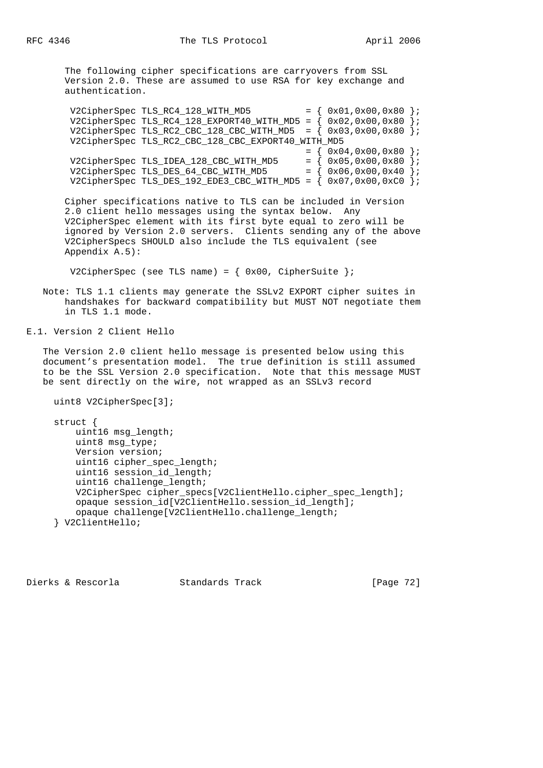The following cipher specifications are carryovers from SSL Version 2.0. These are assumed to use RSA for key exchange and authentication.

```
 V2CipherSpec TLS_RC4_128_WITH_MD5          = { 0x01,0x00,0x80 };
 V2CipherSpec TLS_RC4_128_EXPORT40_WITH_MD5 = { 0x02,0x00,0x80 };
 V2CipherSpec TLS_RC2_CBC_128_CBC_WITH_MD5  = { 0x03,0x00,0x80 };
 V2CipherSpec TLS_RC2_CBC_128_CBC_EXPORT40_WITH_MD5
                                            = { 0x04,0x00,0x80 };
 V2CipherSpec TLS_IDEA_128_CBC_WITH_MD5     = { 0x05,0x00,0x80 };
 V2CipherSpec TLS_DES_64_CBC_WITH_MD5       = { 0x06,0x00,0x40 };
 V2CipherSpec TLS_DES_192_EDE3_CBC_WITH_MD5 = { 0x07,0x00,0xC0 };
```

Cipher specifications native to TLS can be included in Version 2.0 client hello messages using the syntax below. Any V2CipherSpec element with its first byte equal to zero will be ignored by Version 2.0 servers. Clients sending any of the above V2CipherSpecs SHOULD also include the TLS equivalent (see Appendix A.5):

```
 V2CipherSpec (see TLS name) = { 0x00, CipherSuite };
```

Note: TLS 1.1 clients may generate the SSLv2 EXPORT cipher suites in handshakes for backward compatibility but MUST NOT negotiate them in TLS 1.1 mode.

## E.1. Version 2 Client Hello

The Version 2.0 client hello message is presented below using this document's presentation model. The true definition is still assumed to be the SSL Version 2.0 specification. Note that this message MUST be sent directly on the wire, not wrapped as an SSLv3 record

```
uint8 V2CipherSpec[3];

struct {
    uint16 msg_length;
    uint8 msg_type;
    Version version;
    uint16 cipher_spec_length;
    uint16 session_id_length;
    uint16 challenge_length;
    V2CipherSpec cipher_specs[V2ClientHello.cipher_spec_length];
    opaque session_id[V2ClientHello.session_id_length];
    opaque challenge[V2ClientHello.challenge_length;
} V2ClientHello;
```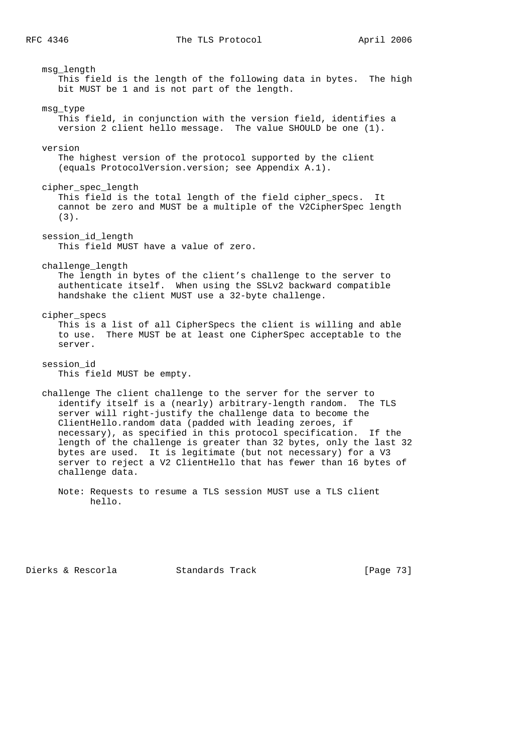msg_length
: This field is the length of the following data in bytes. The high bit MUST be 1 and is not part of the length.

msg_type
: This field, in conjunction with the version field, identifies a version 2 client hello message. The value SHOULD be one (1).

version
: The highest version of the protocol supported by the client (equals ProtocolVersion.version; see Appendix A.1).

cipher_spec_length
: This field is the total length of the field cipher_specs. It cannot be zero and MUST be a multiple of the V2CipherSpec length (3).

session_id_length
: This field MUST have a value of zero.

challenge_length
: The length in bytes of the client's challenge to the server to authenticate itself. When using the SSLv2 backward compatible handshake the client MUST use a 32-byte challenge.

cipher_specs
: This is a list of all CipherSpecs the client is willing and able to use. There MUST be at least one CipherSpec acceptable to the server.

session_id
: This field MUST be empty.

challenge The client challenge to the server for the server to identify itself is a (nearly) arbitrary-length random. The TLS server will right-justify the challenge data to become the ClientHello.random data (padded with leading zeroes, if necessary), as specified in this protocol specification. If the length of the challenge is greater than 32 bytes, only the last 32 bytes are used. It is legitimate (but not necessary) for a V3 server to reject a V2 ClientHello that has fewer than 16 bytes of challenge data.

Note: Requests to resume a TLS session MUST use a TLS client hello.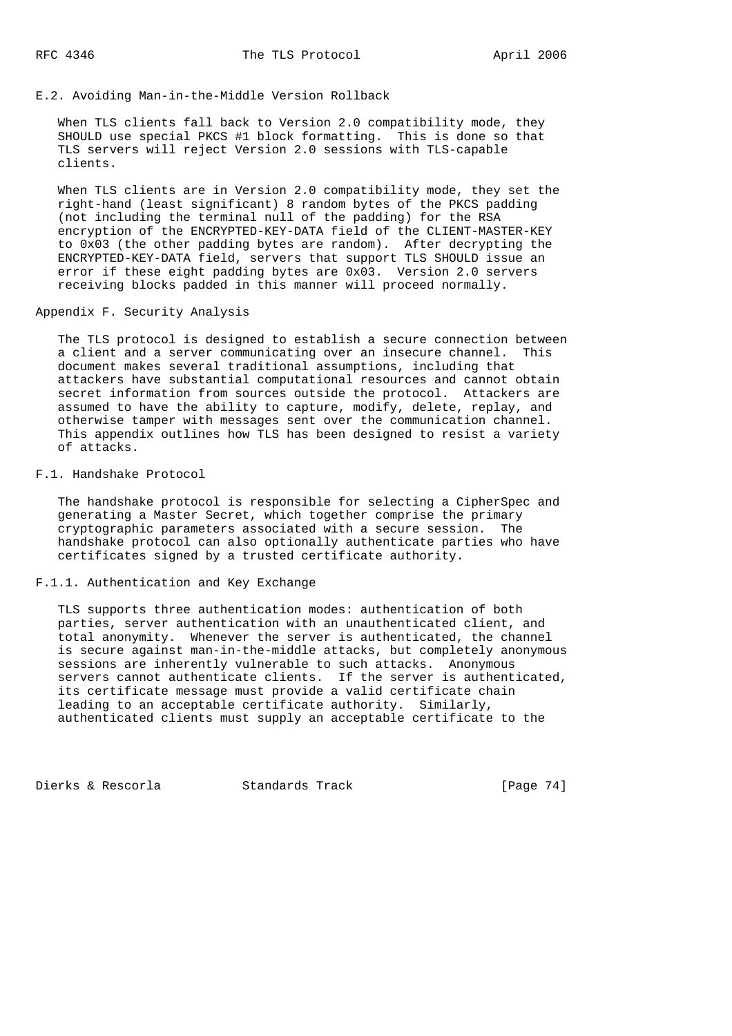## E.2. Avoiding Man-in-the-Middle Version Rollback

When TLS clients fall back to Version 2.0 compatibility mode, they SHOULD use special PKCS #1 block formatting. This is done so that TLS servers will reject Version 2.0 sessions with TLS-capable clients.

When TLS clients are in Version 2.0 compatibility mode, they set the right-hand (least significant) 8 random bytes of the PKCS padding (not including the terminal null of the padding) for the RSA encryption of the ENCRYPTED-KEY-DATA field of the CLIENT-MASTER-KEY to 0x03 (the other padding bytes are random). After decrypting the ENCRYPTED-KEY-DATA field, servers that support TLS SHOULD issue an error if these eight padding bytes are 0x03. Version 2.0 servers receiving blocks padded in this manner will proceed normally.

# Appendix F. Security Analysis

The TLS protocol is designed to establish a secure connection between a client and a server communicating over an insecure channel. This document makes several traditional assumptions, including that attackers have substantial computational resources and cannot obtain secret information from sources outside the protocol. Attackers are assumed to have the ability to capture, modify, delete, replay, and otherwise tamper with messages sent over the communication channel. This appendix outlines how TLS has been designed to resist a variety of attacks.

## F.1. Handshake Protocol

The handshake protocol is responsible for selecting a CipherSpec and generating a Master Secret, which together comprise the primary cryptographic parameters associated with a secure session. The handshake protocol can also optionally authenticate parties who have certificates signed by a trusted certificate authority.

### F.1.1. Authentication and Key Exchange

TLS supports three authentication modes: authentication of both parties, server authentication with an unauthenticated client, and total anonymity. Whenever the server is authenticated, the channel is secure against man-in-the-middle attacks, but completely anonymous sessions are inherently vulnerable to such attacks. Anonymous servers cannot authenticate clients. If the server is authenticated, its certificate message must provide a valid certificate chain leading to an acceptable certificate authority. Similarly, authenticated clients must supply an acceptable certificate to the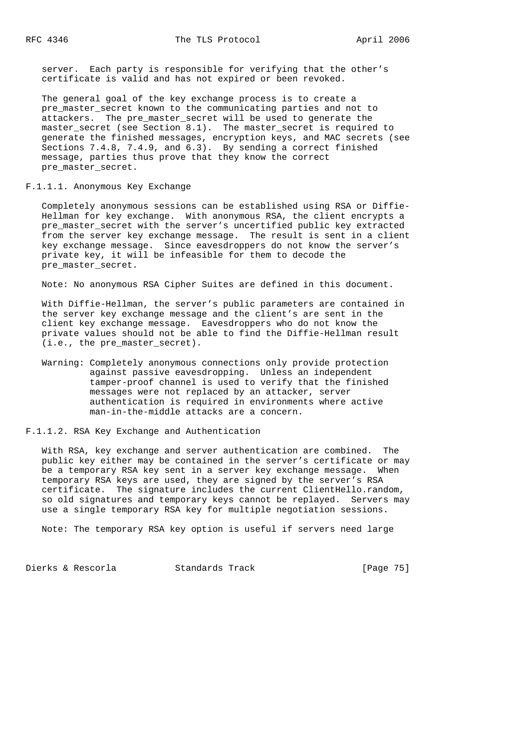server. Each party is responsible for verifying that the other's certificate is valid and has not expired or been revoked.

The general goal of the key exchange process is to create a pre_master_secret known to the communicating parties and not to attackers. The pre_master_secret will be used to generate the master_secret (see Section 8.1). The master_secret is required to generate the finished messages, encryption keys, and MAC secrets (see Sections 7.4.8, 7.4.9, and 6.3). By sending a correct finished message, parties thus prove that they know the correct pre_master_secret.

#### F.1.1.1. Anonymous Key Exchange

Completely anonymous sessions can be established using RSA or Diffie-Hellman for key exchange. With anonymous RSA, the client encrypts a pre_master_secret with the server's uncertified public key extracted from the server key exchange message. The result is sent in a client key exchange message. Since eavesdroppers do not know the server's private key, it will be infeasible for them to decode the pre_master_secret.

Note: No anonymous RSA Cipher Suites are defined in this document.

With Diffie-Hellman, the server's public parameters are contained in the server key exchange message and the client's are sent in the client key exchange message. Eavesdroppers who do not know the private values should not be able to find the Diffie-Hellman result (i.e., the pre_master_secret).

Warning: Completely anonymous connections only provide protection against passive eavesdropping. Unless an independent tamper-proof channel is used to verify that the finished messages were not replaced by an attacker, server authentication is required in environments where active man-in-the-middle attacks are a concern.

#### F.1.1.2. RSA Key Exchange and Authentication

With RSA, key exchange and server authentication are combined. The public key either may be contained in the server's certificate or may be a temporary RSA key sent in a server key exchange message. When temporary RSA keys are used, they are signed by the server's RSA certificate. The signature includes the current ClientHello.random, so old signatures and temporary keys cannot be replayed. Servers may use a single temporary RSA key for multiple negotiation sessions.

Note: The temporary RSA key option is useful if servers need large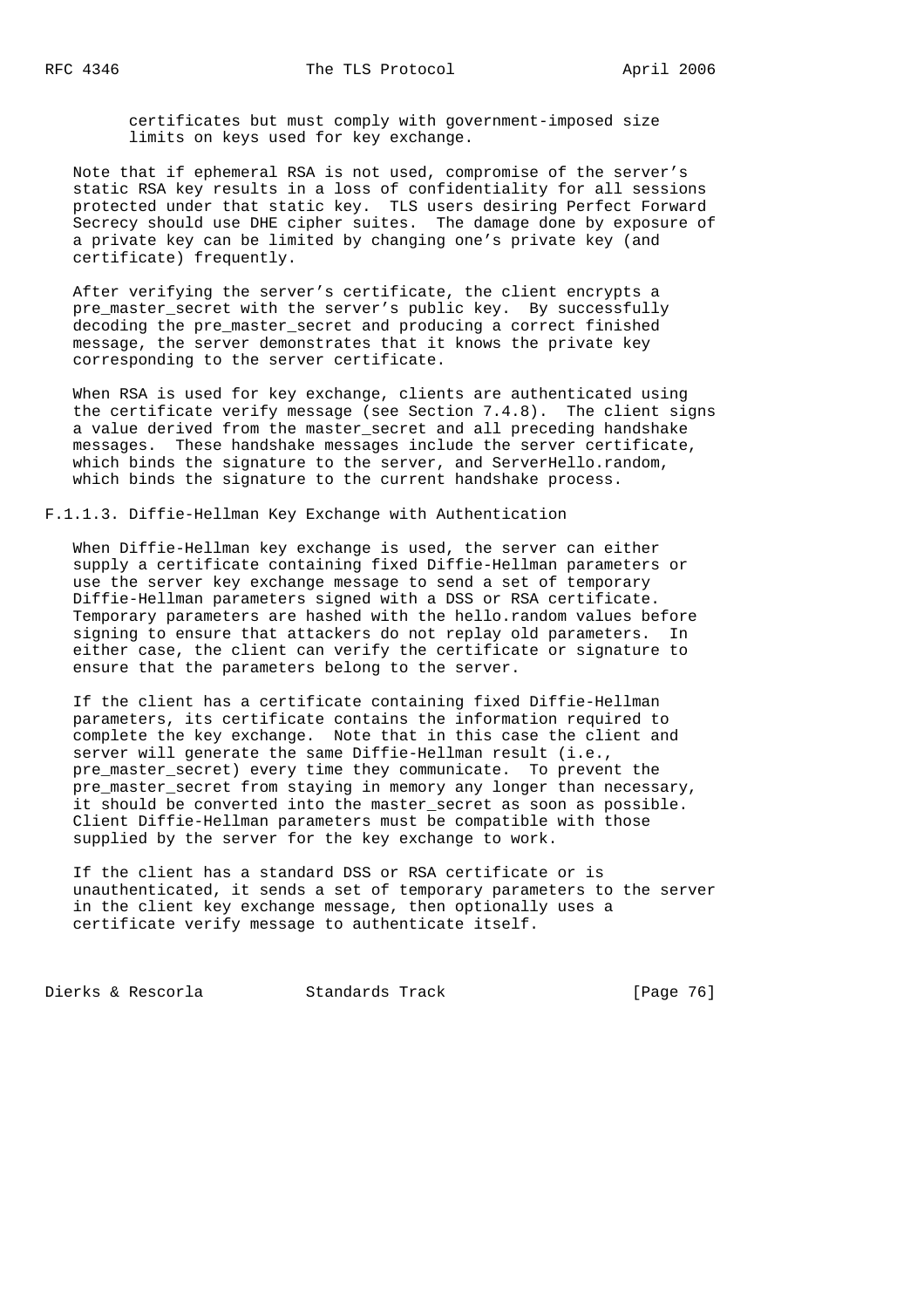certificates but must comply with government-imposed size limits on keys used for key exchange.

Note that if ephemeral RSA is not used, compromise of the server's static RSA key results in a loss of confidentiality for all sessions protected under that static key. TLS users desiring Perfect Forward Secrecy should use DHE cipher suites. The damage done by exposure of a private key can be limited by changing one's private key (and certificate) frequently.

After verifying the server's certificate, the client encrypts a pre_master_secret with the server's public key. By successfully decoding the pre_master_secret and producing a correct finished message, the server demonstrates that it knows the private key corresponding to the server certificate.

When RSA is used for key exchange, clients are authenticated using the certificate verify message (see Section 7.4.8). The client signs a value derived from the master_secret and all preceding handshake messages. These handshake messages include the server certificate, which binds the signature to the server, and ServerHello.random, which binds the signature to the current handshake process.

#### F.1.1.3. Diffie-Hellman Key Exchange with Authentication

When Diffie-Hellman key exchange is used, the server can either supply a certificate containing fixed Diffie-Hellman parameters or use the server key exchange message to send a set of temporary Diffie-Hellman parameters signed with a DSS or RSA certificate. Temporary parameters are hashed with the hello.random values before signing to ensure that attackers do not replay old parameters. In either case, the client can verify the certificate or signature to ensure that the parameters belong to the server.

If the client has a certificate containing fixed Diffie-Hellman parameters, its certificate contains the information required to complete the key exchange. Note that in this case the client and server will generate the same Diffie-Hellman result (i.e., pre_master_secret) every time they communicate. To prevent the pre_master_secret from staying in memory any longer than necessary, it should be converted into the master_secret as soon as possible. Client Diffie-Hellman parameters must be compatible with those supplied by the server for the key exchange to work.

If the client has a standard DSS or RSA certificate or is unauthenticated, it sends a set of temporary parameters to the server in the client key exchange message, then optionally uses a certificate verify message to authenticate itself.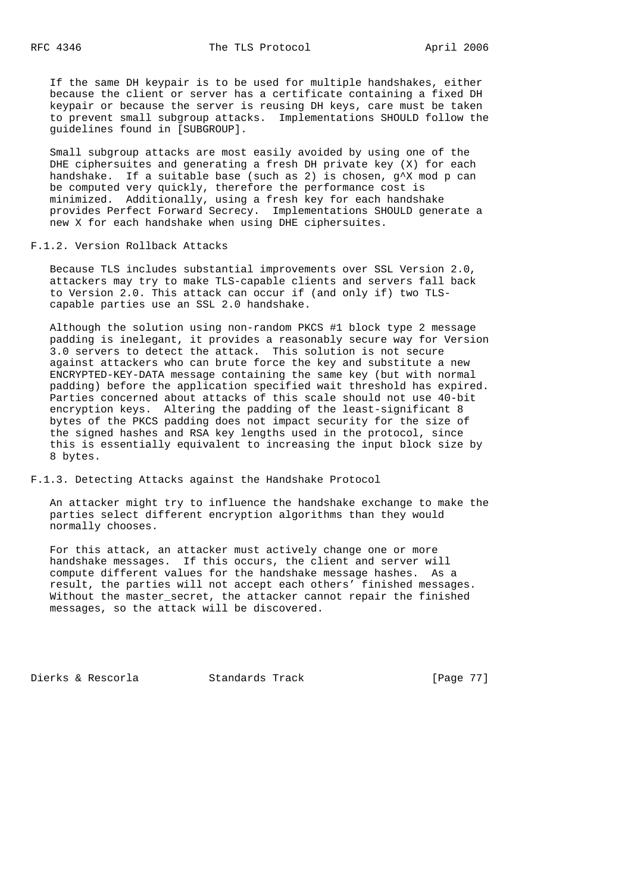If the same DH keypair is to be used for multiple handshakes, either because the client or server has a certificate containing a fixed DH keypair or because the server is reusing DH keys, care must be taken to prevent small subgroup attacks. Implementations SHOULD follow the guidelines found in [SUBGROUP].

Small subgroup attacks are most easily avoided by using one of the DHE ciphersuites and generating a fresh DH private key (X) for each handshake. If a suitable base (such as 2) is chosen, $g^X \mod p$ can be computed very quickly, therefore the performance cost is minimized. Additionally, using a fresh key for each handshake provides Perfect Forward Secrecy. Implementations SHOULD generate a new X for each handshake when using DHE ciphersuites.

### F.1.2. Version Rollback Attacks

Because TLS includes substantial improvements over SSL Version 2.0, attackers may try to make TLS-capable clients and servers fall back to Version 2.0. This attack can occur if (and only if) two TLS-capable parties use an SSL 2.0 handshake.

Although the solution using non-random PKCS #1 block type 2 message padding is inelegant, it provides a reasonably secure way for Version 3.0 servers to detect the attack. This solution is not secure against attackers who can brute force the key and substitute a new ENCRYPTED-KEY-DATA message containing the same key (but with normal padding) before the application specified wait threshold has expired. Parties concerned about attacks of this scale should not use 40-bit encryption keys. Altering the padding of the least-significant 8 bytes of the PKCS padding does not impact security for the size of the signed hashes and RSA key lengths used in the protocol, since this is essentially equivalent to increasing the input block size by 8 bytes.

### F.1.3. Detecting Attacks against the Handshake Protocol

An attacker might try to influence the handshake exchange to make the parties select different encryption algorithms than they would normally chooses.

For this attack, an attacker must actively change one or more handshake messages. If this occurs, the client and server will compute different values for the handshake message hashes. As a result, the parties will not accept each others' finished messages. Without the master_secret, the attacker cannot repair the finished messages, so the attack will be discovered.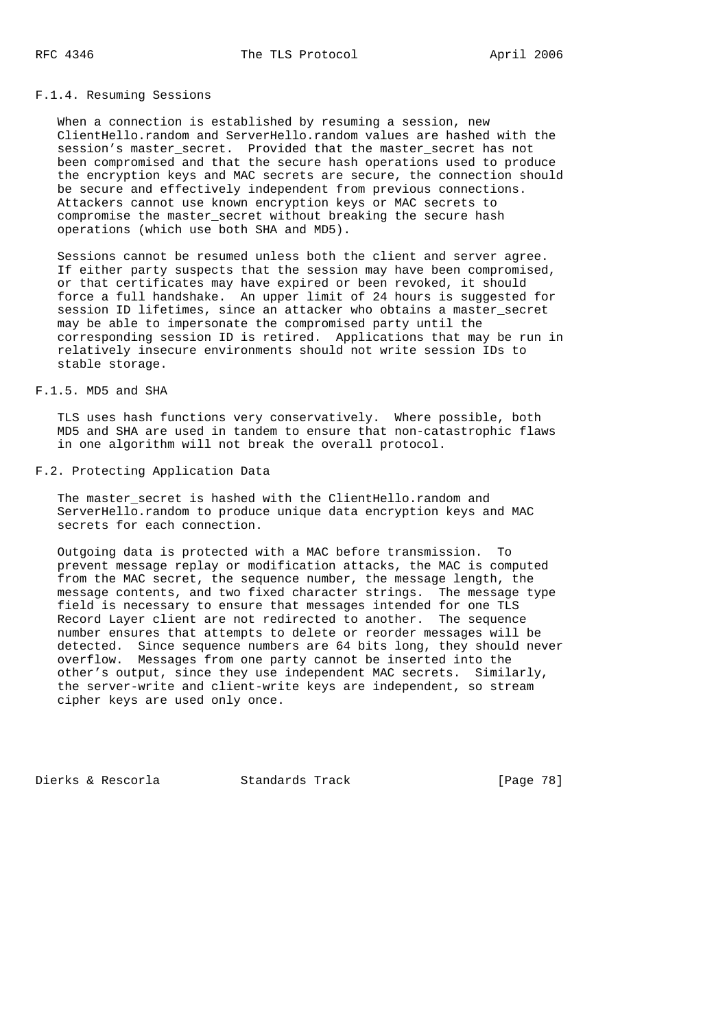### F.1.4. Resuming Sessions

When a connection is established by resuming a session, new ClientHello.random and ServerHello.random values are hashed with the session's master_secret. Provided that the master_secret has not been compromised and that the secure hash operations used to produce the encryption keys and MAC secrets are secure, the connection should be secure and effectively independent from previous connections. Attackers cannot use known encryption keys or MAC secrets to compromise the master_secret without breaking the secure hash operations (which use both SHA and MD5).

Sessions cannot be resumed unless both the client and server agree. If either party suspects that the session may have been compromised, or that certificates may have expired or been revoked, it should force a full handshake. An upper limit of 24 hours is suggested for session ID lifetimes, since an attacker who obtains a master_secret may be able to impersonate the compromised party until the corresponding session ID is retired. Applications that may be run in relatively insecure environments should not write session IDs to stable storage.

### F.1.5. MD5 and SHA

TLS uses hash functions very conservatively. Where possible, both MD5 and SHA are used in tandem to ensure that non-catastrophic flaws in one algorithm will not break the overall protocol.

## F.2. Protecting Application Data

The master_secret is hashed with the ClientHello.random and ServerHello.random to produce unique data encryption keys and MAC secrets for each connection.

Outgoing data is protected with a MAC before transmission. To prevent message replay or modification attacks, the MAC is computed from the MAC secret, the sequence number, the message length, the message contents, and two fixed character strings. The message type field is necessary to ensure that messages intended for one TLS Record Layer client are not redirected to another. The sequence number ensures that attempts to delete or reorder messages will be detected. Since sequence numbers are 64 bits long, they should never overflow. Messages from one party cannot be inserted into the other's output, since they use independent MAC secrets. Similarly, the server-write and client-write keys are independent, so stream cipher keys are used only once.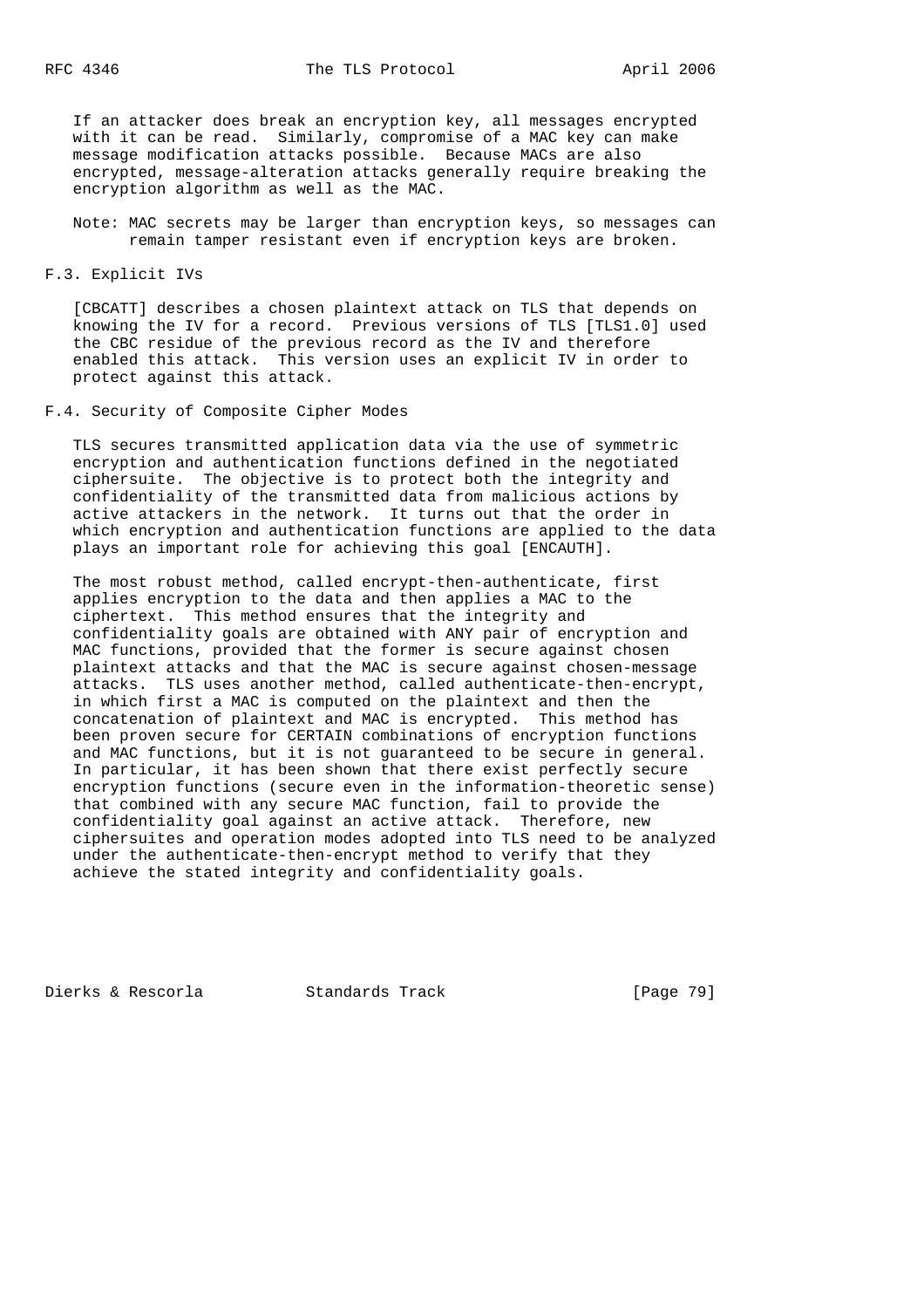If an attacker does break an encryption key, all messages encrypted with it can be read. Similarly, compromise of a MAC key can make message modification attacks possible. Because MACs are also encrypted, message-alteration attacks generally require breaking the encryption algorithm as well as the MAC.

Note: MAC secrets may be larger than encryption keys, so messages can remain tamper resistant even if encryption keys are broken.

## F.3. Explicit IVs

[CBCATT] describes a chosen plaintext attack on TLS that depends on knowing the IV for a record. Previous versions of TLS [TLS1.0] used the CBC residue of the previous record as the IV and therefore enabled this attack. This version uses an explicit IV in order to protect against this attack.

## F.4. Security of Composite Cipher Modes

TLS secures transmitted application data via the use of symmetric encryption and authentication functions defined in the negotiated ciphersuite. The objective is to protect both the integrity and confidentiality of the transmitted data from malicious actions by active attackers in the network. It turns out that the order in which encryption and authentication functions are applied to the data plays an important role for achieving this goal [ENCAUTH].

The most robust method, called encrypt-then-authenticate, first applies encryption to the data and then applies a MAC to the ciphertext. This method ensures that the integrity and confidentiality goals are obtained with ANY pair of encryption and MAC functions, provided that the former is secure against chosen plaintext attacks and that the MAC is secure against chosen-message attacks. TLS uses another method, called authenticate-then-encrypt, in which first a MAC is computed on the plaintext and then the concatenation of plaintext and MAC is encrypted. This method has been proven secure for CERTAIN combinations of encryption functions and MAC functions, but it is not guaranteed to be secure in general. In particular, it has been shown that there exist perfectly secure encryption functions (secure even in the information-theoretic sense) that combined with any secure MAC function, fail to provide the confidentiality goal against an active attack. Therefore, new ciphersuites and operation modes adopted into TLS need to be analyzed under the authenticate-then-encrypt method to verify that they achieve the stated integrity and confidentiality goals.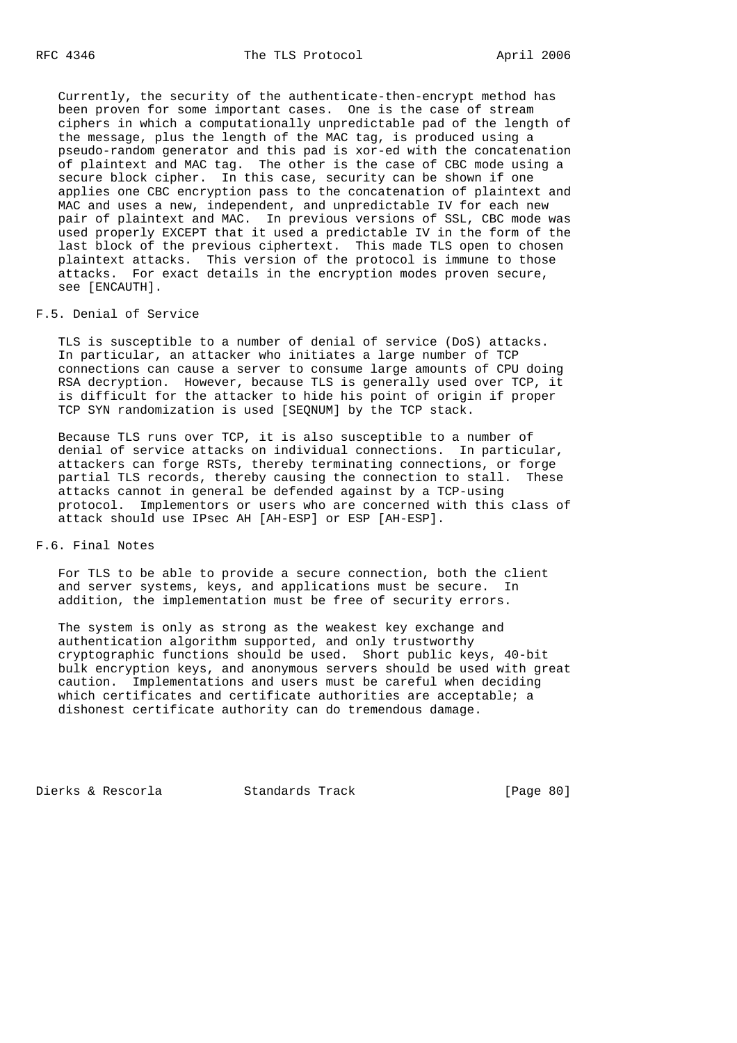Currently, the security of the authenticate-then-encrypt method has been proven for some important cases. One is the case of stream ciphers in which a computationally unpredictable pad of the length of the message, plus the length of the MAC tag, is produced using a pseudo-random generator and this pad is xor-ed with the concatenation of plaintext and MAC tag. The other is the case of CBC mode using a secure block cipher. In this case, security can be shown if one applies one CBC encryption pass to the concatenation of plaintext and MAC and uses a new, independent, and unpredictable IV for each new pair of plaintext and MAC. In previous versions of SSL, CBC mode was used properly EXCEPT that it used a predictable IV in the form of the last block of the previous ciphertext. This made TLS open to chosen plaintext attacks. This version of the protocol is immune to those attacks. For exact details in the encryption modes proven secure, see [ENCAUTH].

## F.5. Denial of Service

TLS is susceptible to a number of denial of service (DoS) attacks. In particular, an attacker who initiates a large number of TCP connections can cause a server to consume large amounts of CPU doing RSA decryption. However, because TLS is generally used over TCP, it is difficult for the attacker to hide his point of origin if proper TCP SYN randomization is used [SEQNUM] by the TCP stack.

Because TLS runs over TCP, it is also susceptible to a number of denial of service attacks on individual connections. In particular, attackers can forge RSTs, thereby terminating connections, or forge partial TLS records, thereby causing the connection to stall. These attacks cannot in general be defended against by a TCP-using protocol. Implementors or users who are concerned with this class of attack should use IPsec AH [AH-ESP] or ESP [AH-ESP].

## F.6. Final Notes

For TLS to be able to provide a secure connection, both the client and server systems, keys, and applications must be secure. In addition, the implementation must be free of security errors.

The system is only as strong as the weakest key exchange and authentication algorithm supported, and only trustworthy cryptographic functions should be used. Short public keys, 40-bit bulk encryption keys, and anonymous servers should be used with great caution. Implementations and users must be careful when deciding which certificates and certificate authorities are acceptable; a dishonest certificate authority can do tremendous damage.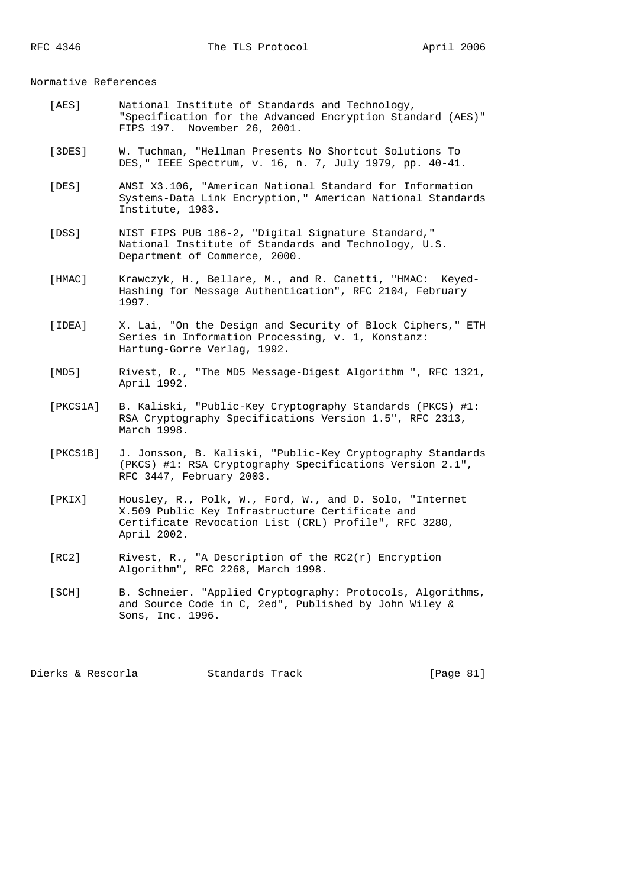## Normative References

[AES] National Institute of Standards and Technology, "Specification for the Advanced Encryption Standard (AES)" FIPS 197. November 26, 2001.

[3DES] W. Tuchman, "Hellman Presents No Shortcut Solutions To DES," IEEE Spectrum, v. 16, n. 7, July 1979, pp. 40-41.

[DES] ANSI X3.106, "American National Standard for Information Systems-Data Link Encryption," American National Standards Institute, 1983.

[DSS] NIST FIPS PUB 186-2, "Digital Signature Standard," National Institute of Standards and Technology, U.S. Department of Commerce, 2000.

[HMAC] Krawczyk, H., Bellare, M., and R. Canetti, "HMAC: Keyed-Hashing for Message Authentication", RFC 2104, February 1997.

[IDEA] X. Lai, "On the Design and Security of Block Ciphers," ETH Series in Information Processing, v. 1, Konstanz: Hartung-Gorre Verlag, 1992.

[MD5] Rivest, R., "The MD5 Message-Digest Algorithm ", RFC 1321, April 1992.

[PKCS1A] B. Kaliski, "Public-Key Cryptography Standards (PKCS) #1: RSA Cryptography Specifications Version 1.5", RFC 2313, March 1998.

[PKCS1B] J. Jonsson, B. Kaliski, "Public-Key Cryptography Standards (PKCS) #1: RSA Cryptography Specifications Version 2.1", RFC 3447, February 2003.

[PKIX] Housley, R., Polk, W., Ford, W., and D. Solo, "Internet X.509 Public Key Infrastructure Certificate and Certificate Revocation List (CRL) Profile", RFC 3280, April 2002.

[RC2] Rivest, R., "A Description of the RC2(r) Encryption Algorithm", RFC 2268, March 1998.

[SCH] B. Schneier. "Applied Cryptography: Protocols, Algorithms, and Source Code in C, 2ed", Published by John Wiley & Sons, Inc. 1996.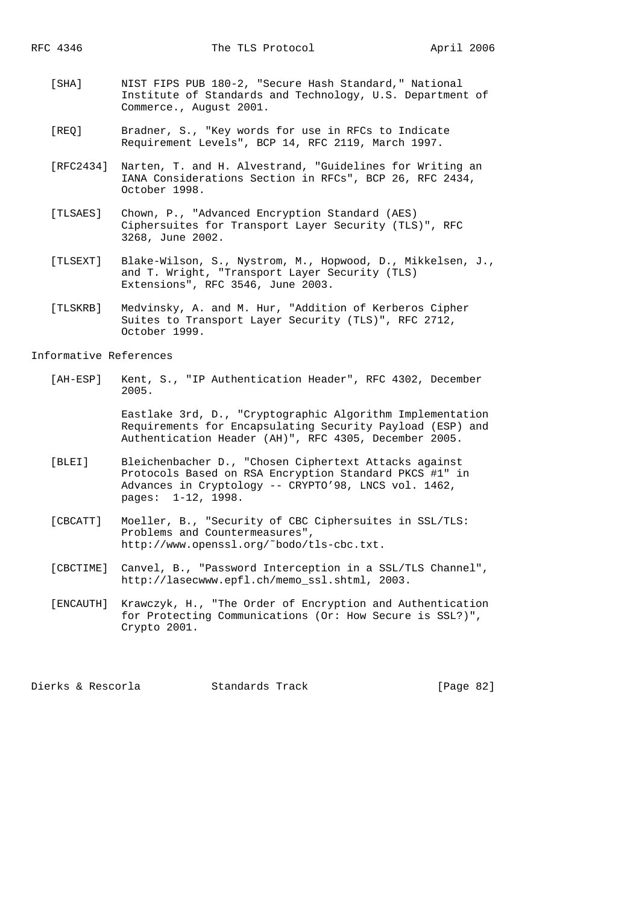[SHA] NIST FIPS PUB 180-2, "Secure Hash Standard," National Institute of Standards and Technology, U.S. Department of Commerce., August 2001.

[REQ] Bradner, S., "Key words for use in RFCs to Indicate Requirement Levels", BCP 14, RFC 2119, March 1997.

[RFC2434] Narten, T. and H. Alvestrand, "Guidelines for Writing an IANA Considerations Section in RFCs", BCP 26, RFC 2434, October 1998.

[TLSAES] Chown, P., "Advanced Encryption Standard (AES) Ciphersuites for Transport Layer Security (TLS)", RFC 3268, June 2002.

[TLSEXT] Blake-Wilson, S., Nystrom, M., Hopwood, D., Mikkelsen, J., and T. Wright, "Transport Layer Security (TLS) Extensions", RFC 3546, June 2003.

[TLSKRB] Medvinsky, A. and M. Hur, "Addition of Kerberos Cipher Suites to Transport Layer Security (TLS)", RFC 2712, October 1999.

Informative References

[AH-ESP] Kent, S., "IP Authentication Header", RFC 4302, December 2005.

Eastlake 3rd, D., "Cryptographic Algorithm Implementation Requirements for Encapsulating Security Payload (ESP) and Authentication Header (AH)", RFC 4305, December 2005.

[BLEI] Bleichenbacher D., "Chosen Ciphertext Attacks against Protocols Based on RSA Encryption Standard PKCS #1" in Advances in Cryptology -- CRYPTO'98, LNCS vol. 1462, pages: 1-12, 1998.

[CBCATT] Moeller, B., "Security of CBC Ciphersuites in SSL/TLS: Problems and Countermeasures", http://www.openssl.org/~bodo/tls-cbc.txt.

[CBCTIME] Canvel, B., "Password Interception in a SSL/TLS Channel", http://lasecwww.epfl.ch/memo_ssl.shtml, 2003.

[ENCAUTH] Krawczyk, H., "The Order of Encryption and Authentication for Protecting Communications (Or: How Secure is SSL?)", Crypto 2001.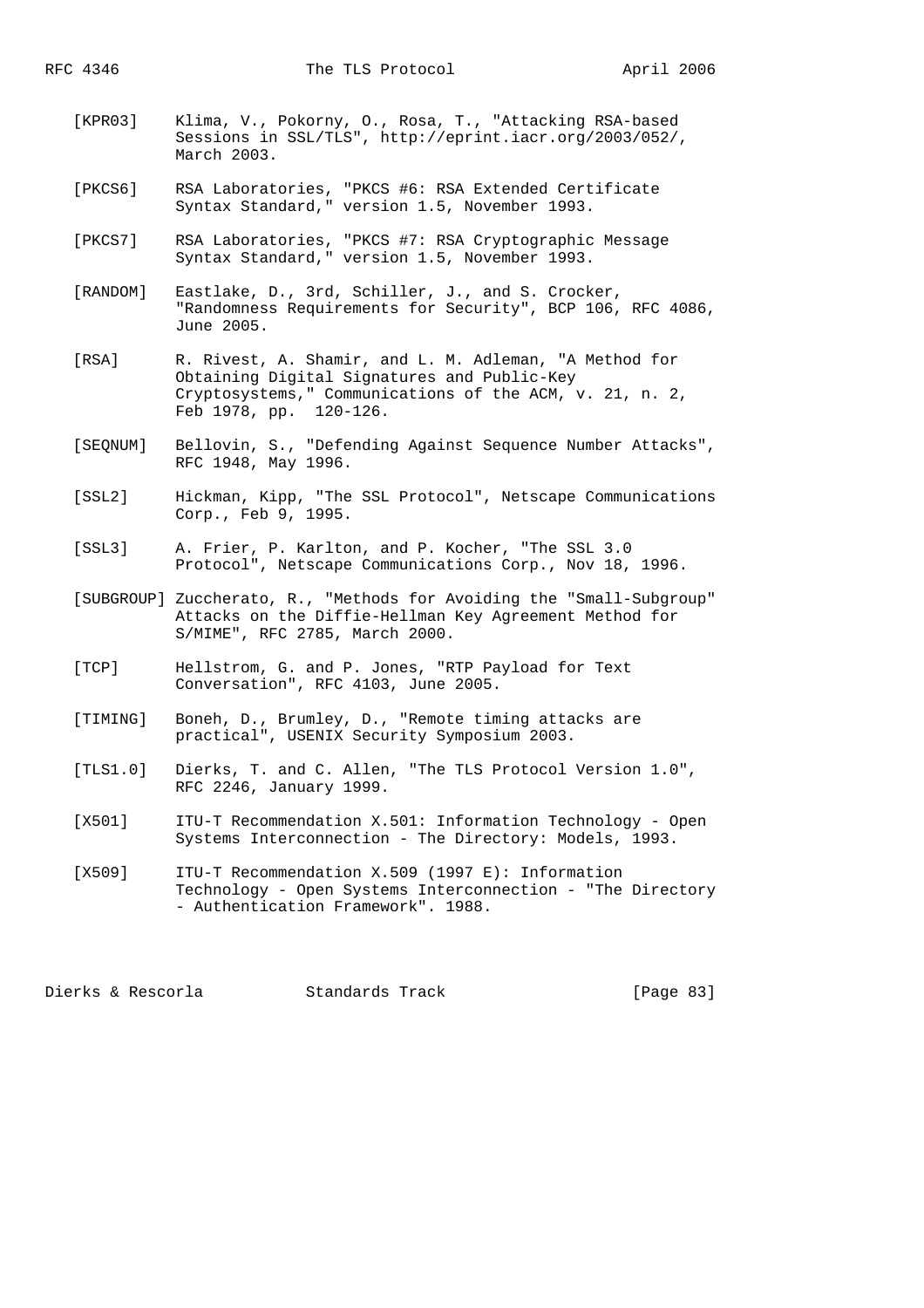[KPR03] Klima, V., Pokorny, O., Rosa, T., "Attacking RSA-based Sessions in SSL/TLS", http://eprint.iacr.org/2003/052/, March 2003.

[PKCS6] RSA Laboratories, "PKCS #6: RSA Extended Certificate Syntax Standard," version 1.5, November 1993.

[PKCS7] RSA Laboratories, "PKCS #7: RSA Cryptographic Message Syntax Standard," version 1.5, November 1993.

[RANDOM] Eastlake, D., 3rd, Schiller, J., and S. Crocker, "Randomness Requirements for Security", BCP 106, RFC 4086, June 2005.

[RSA] R. Rivest, A. Shamir, and L. M. Adleman, "A Method for Obtaining Digital Signatures and Public-Key Cryptosystems," Communications of the ACM, v. 21, n. 2, Feb 1978, pp. 120-126.

[SEQNUM] Bellovin, S., "Defending Against Sequence Number Attacks", RFC 1948, May 1996.

[SSL2] Hickman, Kipp, "The SSL Protocol", Netscape Communications Corp., Feb 9, 1995.

[SSL3] A. Frier, P. Karlton, and P. Kocher, "The SSL 3.0 Protocol", Netscape Communications Corp., Nov 18, 1996.

[SUBGROUP] Zuccherato, R., "Methods for Avoiding the "Small-Subgroup" Attacks on the Diffie-Hellman Key Agreement Method for S/MIME", RFC 2785, March 2000.

[TCP] Hellstrom, G. and P. Jones, "RTP Payload for Text Conversation", RFC 4103, June 2005.

[TIMING] Boneh, D., Brumley, D., "Remote timing attacks are practical", USENIX Security Symposium 2003.

[TLS1.0] Dierks, T. and C. Allen, "The TLS Protocol Version 1.0", RFC 2246, January 1999.

[X501] ITU-T Recommendation X.501: Information Technology - Open Systems Interconnection - The Directory: Models, 1993.

[X509] ITU-T Recommendation X.509 (1997 E): Information Technology - Open Systems Interconnection - "The Directory - Authentication Framework". 1988.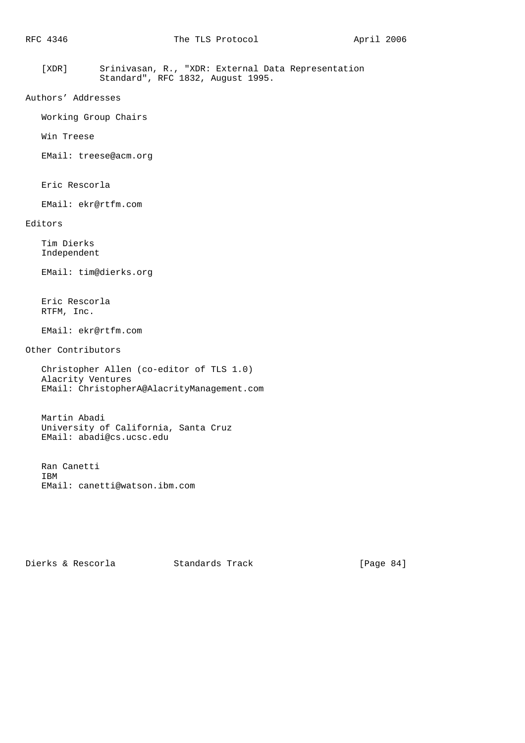[XDR] Srinivasan, R., "XDR: External Data Representation Standard", RFC 1832, August 1995.

## Authors' Addresses

Working Group Chairs

Win Treese

EMail: treese@acm.org

Eric Rescorla

EMail: ekr@rtfm.com

## Editors

Tim Dierks
Independent

EMail: tim@dierks.org

Eric Rescorla
RTFM, Inc.

EMail: ekr@rtfm.com

## Other Contributors

Christopher Allen (co-editor of TLS 1.0)
Alacrity Ventures
EMail: ChristopherA@AlacrityManagement.com

Martin Abadi
University of California, Santa Cruz
EMail: abadi@cs.ucsc.edu

Ran Canetti
IBM
EMail: canetti@watson.ibm.com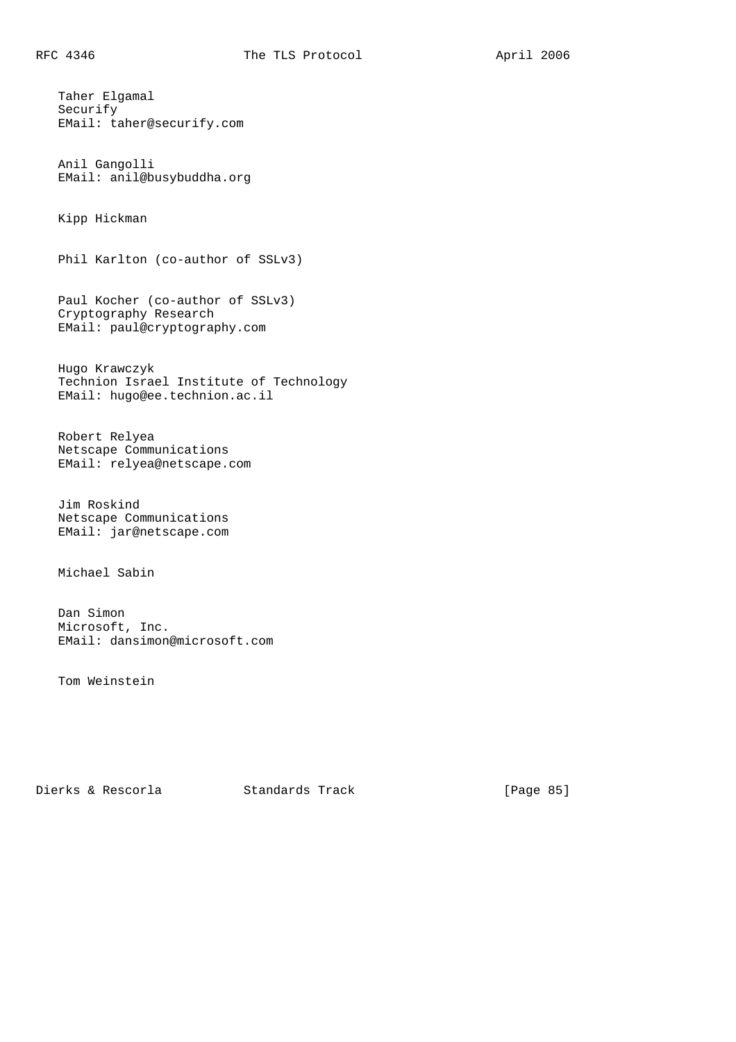Taher Elgamal
Securify
EMail: taher@securify.com

Anil Gangolli
EMail: anil@busybuddha.org

Kipp Hickman

Phil Karlton (co-author of SSLv3)

Paul Kocher (co-author of SSLv3)
Cryptography Research
EMail: paul@cryptography.com

Hugo Krawczyk
Technion Israel Institute of Technology
EMail: hugo@ee.technion.ac.il

Robert Relyea
Netscape Communications
EMail: relyea@netscape.com

Jim Roskind
Netscape Communications
EMail: jar@netscape.com

Michael Sabin

Dan Simon
Microsoft, Inc.
EMail: dansimon@microsoft.com

Tom Weinstein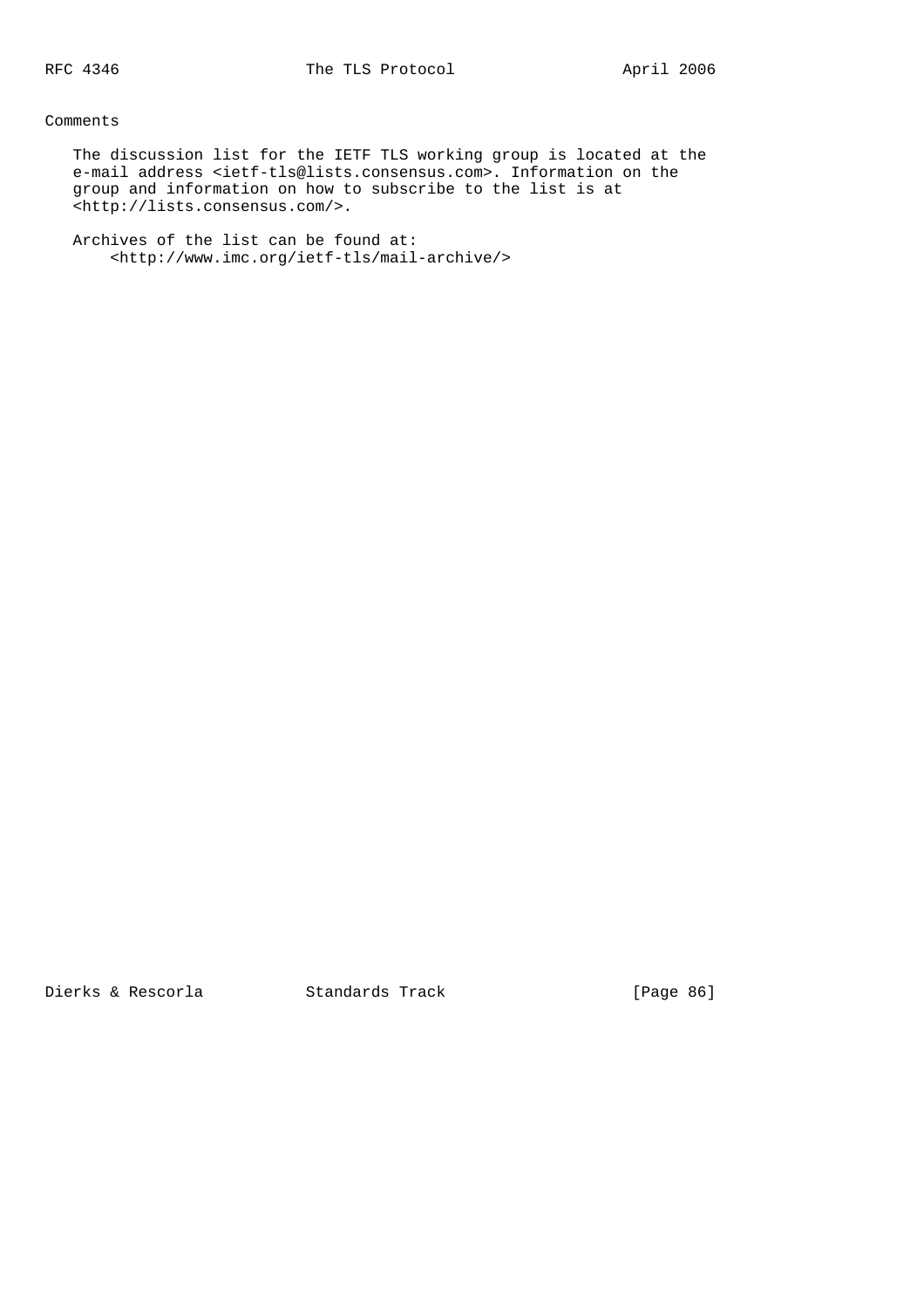## Comments

The discussion list for the IETF TLS working group is located at the e-mail address <ietf-tls@lists.consensus.com>. Information on the group and information on how to subscribe to the list is at <http://lists.consensus.com/>.

Archives of the list can be found at:
<http://www.imc.org/ietf-tls/mail-archive/>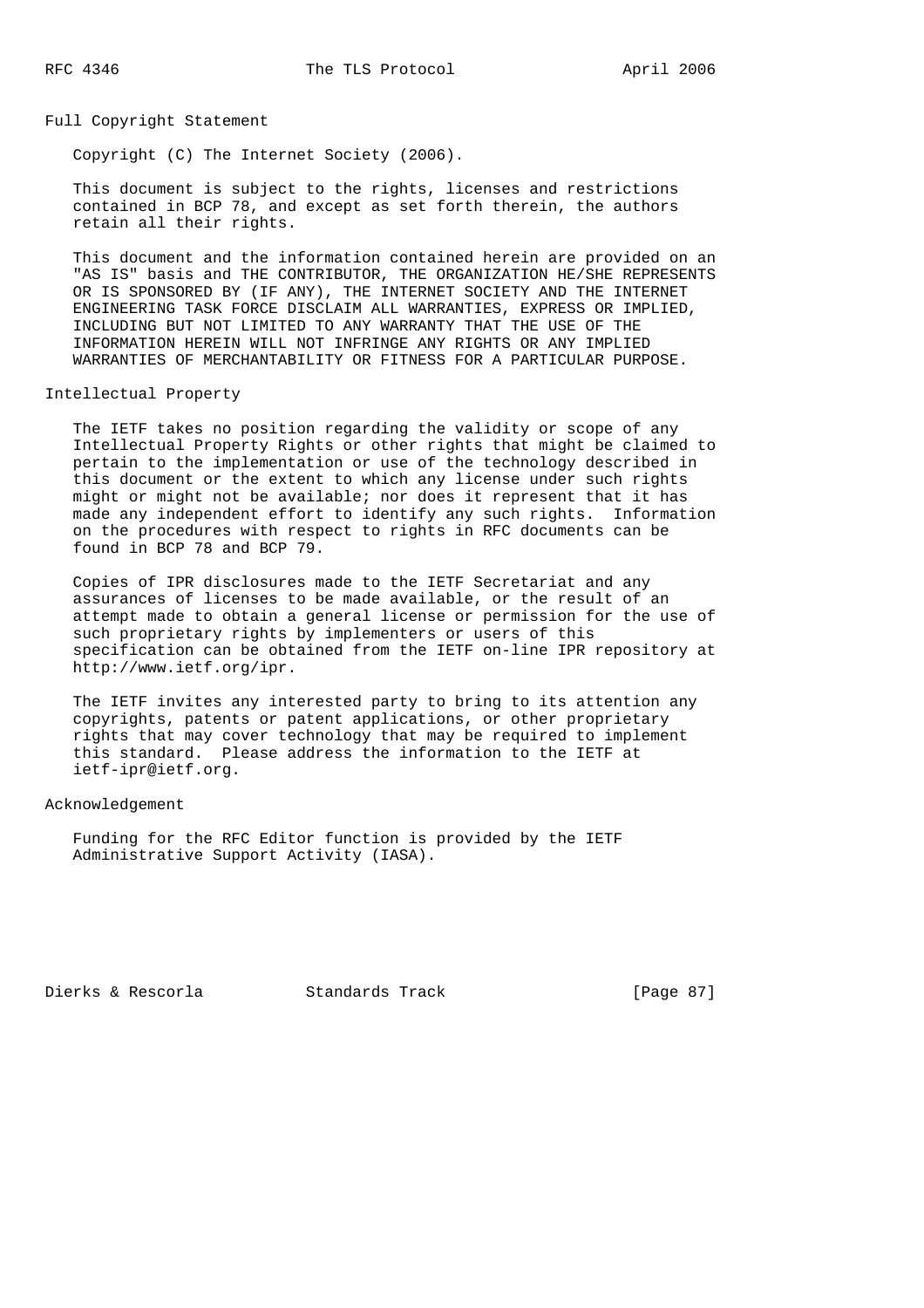## Full Copyright Statement

Copyright (C) The Internet Society (2006).

This document is subject to the rights, licenses and restrictions contained in BCP 78, and except as set forth therein, the authors retain all their rights.

This document and the information contained herein are provided on an "AS IS" basis and THE CONTRIBUTOR, THE ORGANIZATION HE/SHE REPRESENTS OR IS SPONSORED BY (IF ANY), THE INTERNET SOCIETY AND THE INTERNET ENGINEERING TASK FORCE DISCLAIM ALL WARRANTIES, EXPRESS OR IMPLIED, INCLUDING BUT NOT LIMITED TO ANY WARRANTY THAT THE USE OF THE INFORMATION HEREIN WILL NOT INFRINGE ANY RIGHTS OR ANY IMPLIED WARRANTIES OF MERCHANTABILITY OR FITNESS FOR A PARTICULAR PURPOSE.

## Intellectual Property

The IETF takes no position regarding the validity or scope of any Intellectual Property Rights or other rights that might be claimed to pertain to the implementation or use of the technology described in this document or the extent to which any license under such rights might or might not be available; nor does it represent that it has made any independent effort to identify any such rights. Information on the procedures with respect to rights in RFC documents can be found in BCP 78 and BCP 79.

Copies of IPR disclosures made to the IETF Secretariat and any assurances of licenses to be made available, or the result of an attempt made to obtain a general license or permission for the use of such proprietary rights by implementers or users of this specification can be obtained from the IETF on-line IPR repository at http://www.ietf.org/ipr.

The IETF invites any interested party to bring to its attention any copyrights, patents or patent applications, or other proprietary rights that may cover technology that may be required to implement this standard. Please address the information to the IETF at ietf-ipr@ietf.org.

## Acknowledgement

Funding for the RFC Editor function is provided by the IETF Administrative Support Activity (IASA).